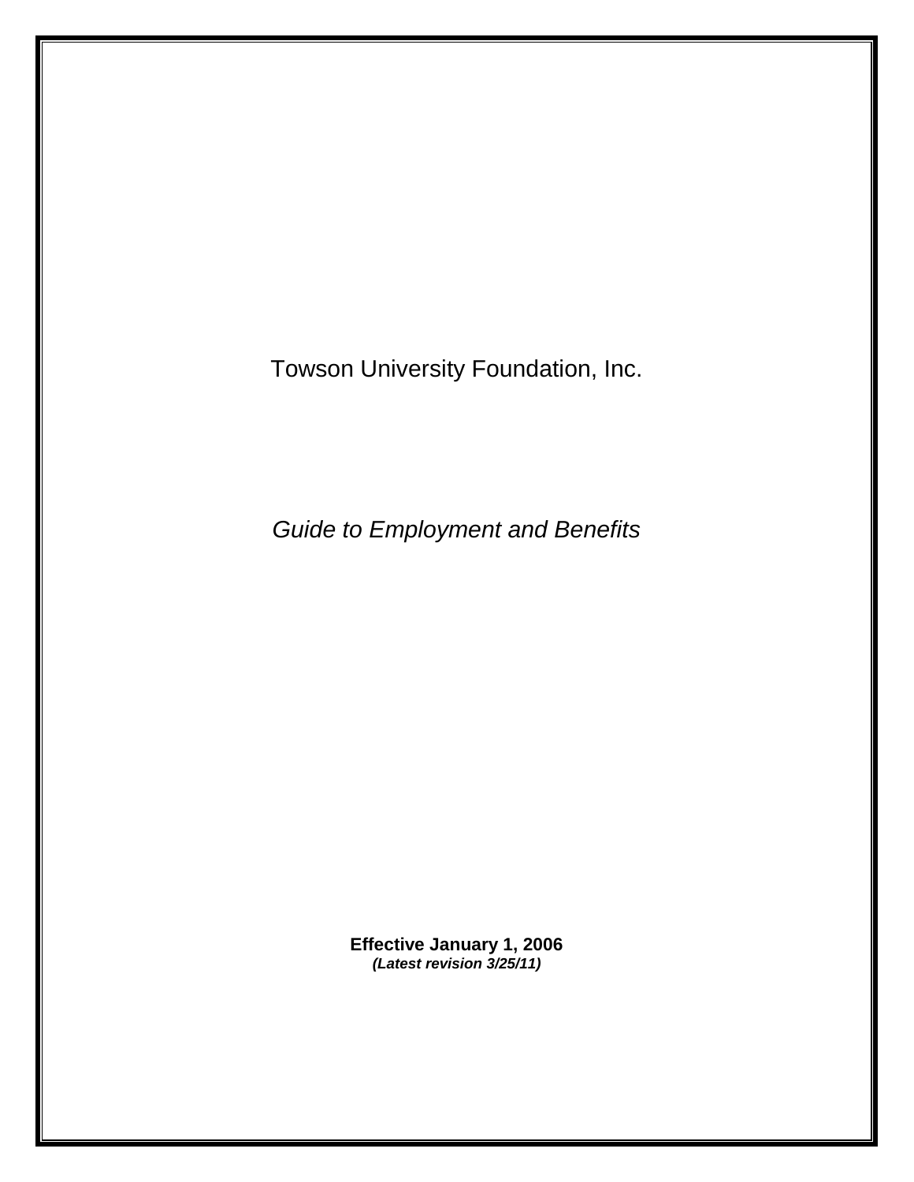# Towson University Foundation, Inc.

*Guide to Employment and Benefits*

**Effective January 1, 2006**
***(Latest revision 3/25/11)***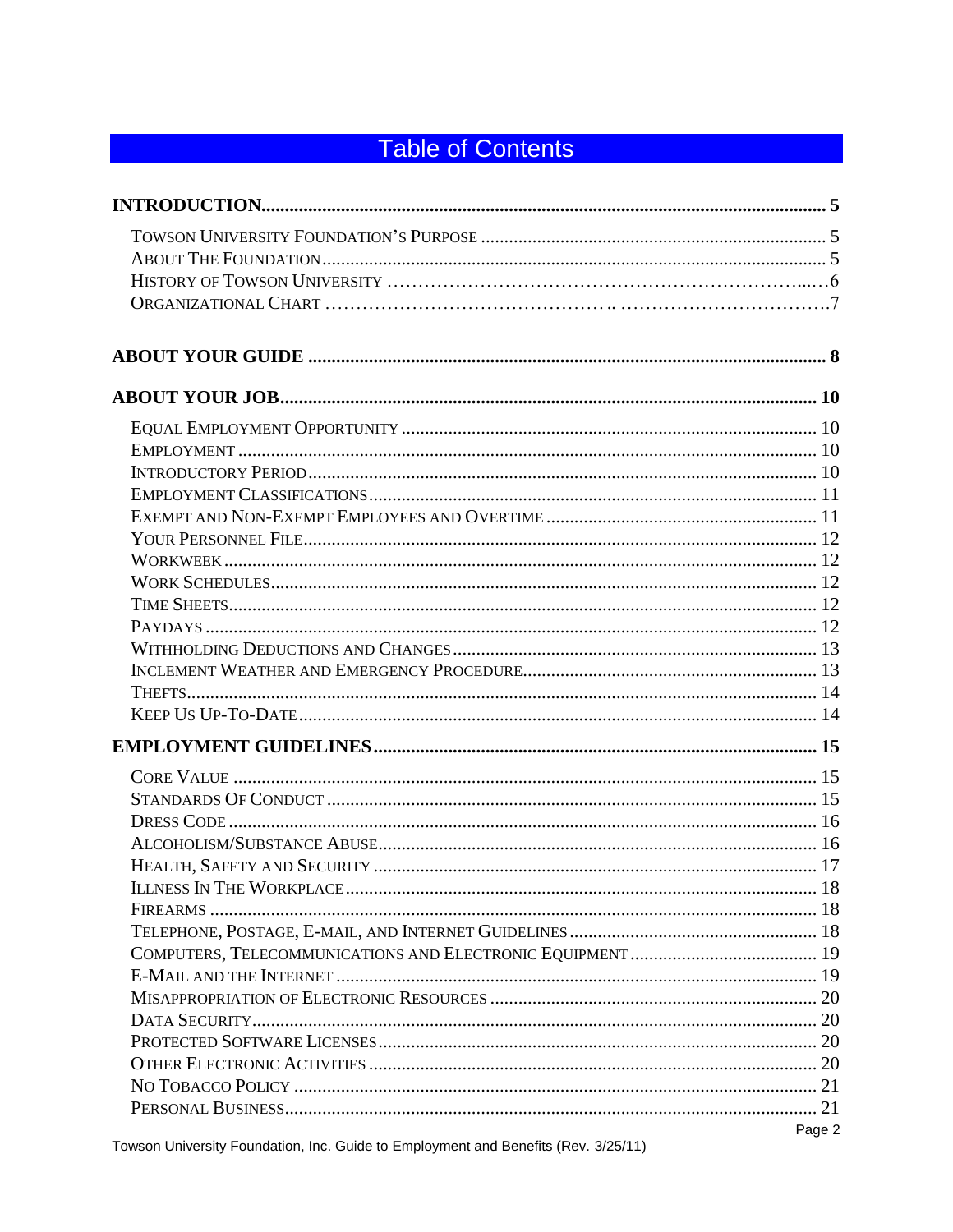# Table of Contents

**INTRODUCTION** ........ 5

- Towson University Foundation's Purpose ........ 5
- About The Foundation ........ 5
- History of Towson University ........ 6
- Organizational Chart ........ 7

**ABOUT YOUR GUIDE** ........ 8

**ABOUT YOUR JOB** ........ 10

- Equal Employment Opportunity ........ 10
- Employment ........ 10
- Introductory Period ........ 10
- Employment Classifications ........ 11
- Exempt and Non-Exempt Employees and Overtime ........ 11
- Your Personnel File ........ 12
- Workweek ........ 12
- Work Schedules ........ 12
- Time Sheets ........ 12
- Paydays ........ 12
- Withholding Deductions and Changes ........ 13
- Inclement Weather and Emergency Procedure ........ 13
- Thefts ........ 14
- Keep Us Up-To-Date ........ 14

**EMPLOYMENT GUIDELINES** ........ 15

- Core Value ........ 15
- Standards Of Conduct ........ 15
- Dress Code ........ 16
- Alcoholism/Substance Abuse ........ 16
- Health, Safety and Security ........ 17
- Illness In The Workplace ........ 18
- Firearms ........ 18
- Telephone, Postage, E-mail, and Internet Guidelines ........ 18
- Computers, Telecommunications and Electronic Equipment ........ 19
- E-Mail and the Internet ........ 19
- Misappropriation of Electronic Resources ........ 20
- Data Security ........ 20
- Protected Software Licenses ........ 20
- Other Electronic Activities ........ 20
- No Tobacco Policy ........ 21
- Personal Business ........ 21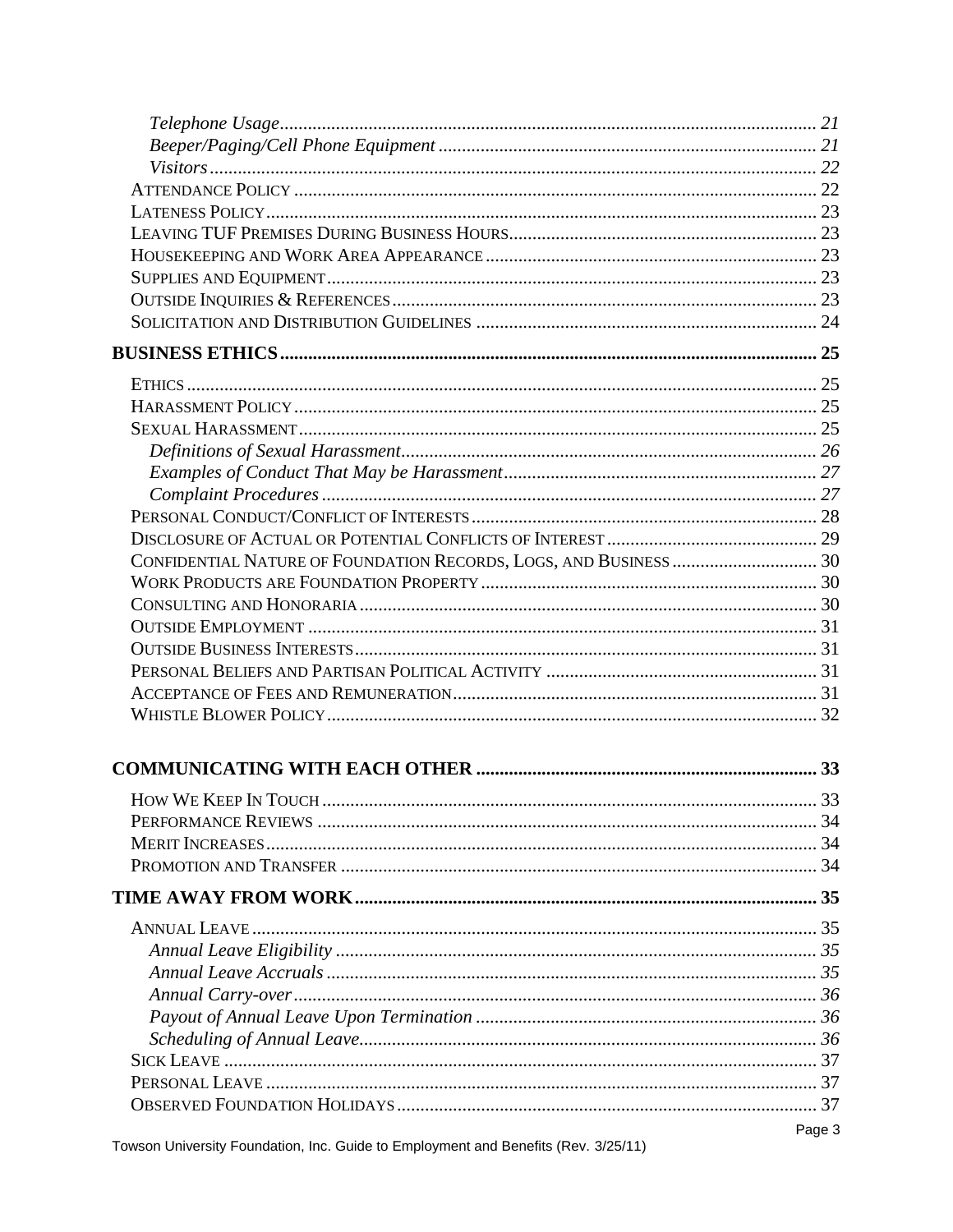*Telephone Usage* ........ *21*
*Beeper/Paging/Cell Phone Equipment* ........ *21*
*Visitors* ........ *22*
Attendance Policy ........ 22
Lateness Policy ........ 23
Leaving TUF Premises During Business Hours ........ 23
Housekeeping and Work Area Appearance ........ 23
Supplies and Equipment ........ 23
Outside Inquiries & References ........ 23
Solicitation and Distribution Guidelines ........ 24

**BUSINESS ETHICS ........ 25**

Ethics ........ 25
Harassment Policy ........ 25
Sexual Harassment ........ 25
*Definitions of Sexual Harassment* ........ *26*
*Examples of Conduct That May be Harassment* ........ *27*
*Complaint Procedures* ........ *27*
Personal Conduct/Conflict of Interests ........ 28
Disclosure of Actual or Potential Conflicts of Interest ........ 29
Confidential Nature of Foundation Records, Logs, and Business ........ 30
Work Products are Foundation Property ........ 30
Consulting and Honoraria ........ 30
Outside Employment ........ 31
Outside Business Interests ........ 31
Personal Beliefs and Partisan Political Activity ........ 31
Acceptance of Fees and Remuneration ........ 31
Whistle Blower Policy ........ 32

**COMMUNICATING WITH EACH OTHER ........ 33**

How We Keep In Touch ........ 33
Performance Reviews ........ 34
Merit Increases ........ 34
Promotion and Transfer ........ 34

**TIME AWAY FROM WORK ........ 35**

Annual Leave ........ 35
*Annual Leave Eligibility* ........ *35*
*Annual Leave Accruals* ........ *35*
*Annual Carry-over* ........ *36*
*Payout of Annual Leave Upon Termination* ........ *36*
*Scheduling of Annual Leave* ........ *36*
Sick Leave ........ 37
Personal Leave ........ 37
Observed Foundation Holidays ........ 37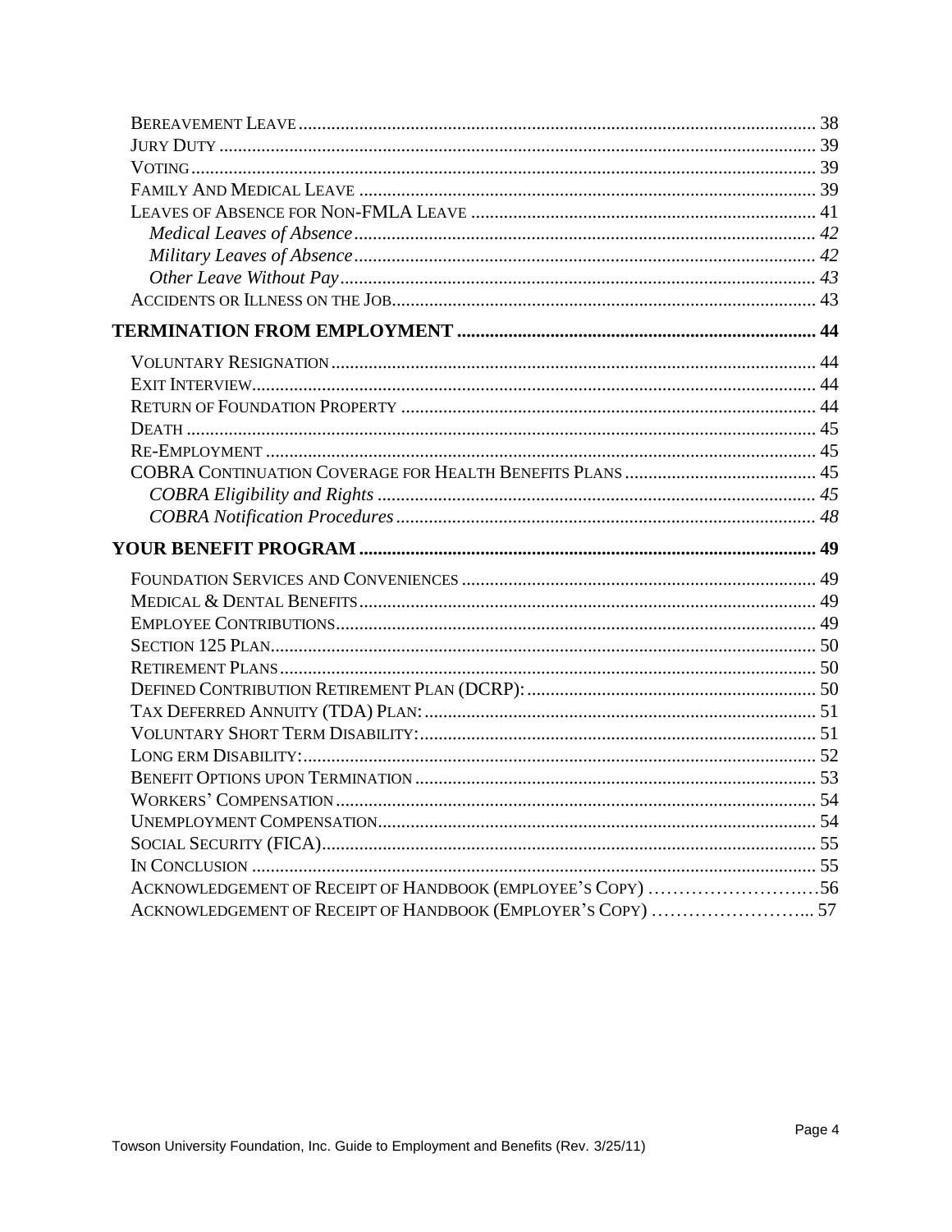- Bereavement Leave ............................................................ 38
- Jury Duty ............................................................ 39
- Voting ............................................................ 39
- Family And Medical Leave ............................................................ 39
- Leaves of Absence for Non-FMLA Leave ............................................................ 41
  - *Medical Leaves of Absence* ............................................................ *42*
  - *Military Leaves of Absence* ............................................................ *42*
  - *Other Leave Without Pay* ............................................................ *43*
- Accidents or Illness on the Job ............................................................ 43

**TERMINATION FROM EMPLOYMENT ............................................................ 44**

- Voluntary Resignation ............................................................ 44
- Exit Interview ............................................................ 44
- Return of Foundation Property ............................................................ 44
- Death ............................................................ 45
- Re-Employment ............................................................ 45
- COBRA Continuation Coverage for Health Benefits Plans ............................................................ 45
  - *COBRA Eligibility and Rights* ............................................................ *45*
  - *COBRA Notification Procedures* ............................................................ *48*

**YOUR BENEFIT PROGRAM ............................................................ 49**

- Foundation Services and Conveniences ............................................................ 49
- Medical & Dental Benefits ............................................................ 49
- Employee Contributions ............................................................ 49
- Section 125 Plan ............................................................ 50
- Retirement Plans ............................................................ 50
- Defined Contribution Retirement Plan (DCRP): ............................................................ 50
- Tax Deferred Annuity (TDA) Plan: ............................................................ 51
- Voluntary Short Term Disability: ............................................................ 51
- Long erm Disability: ............................................................ 52
- Benefit Options upon Termination ............................................................ 53
- Workers' Compensation ............................................................ 54
- Unemployment Compensation ............................................................ 54
- Social Security (FICA) ............................................................ 55
- In Conclusion ............................................................ 55
- Acknowledgement of Receipt of Handbook (employee's Copy) ............................................................ 56
- Acknowledgement of Receipt of Handbook (Employer's Copy) ............................................................ 57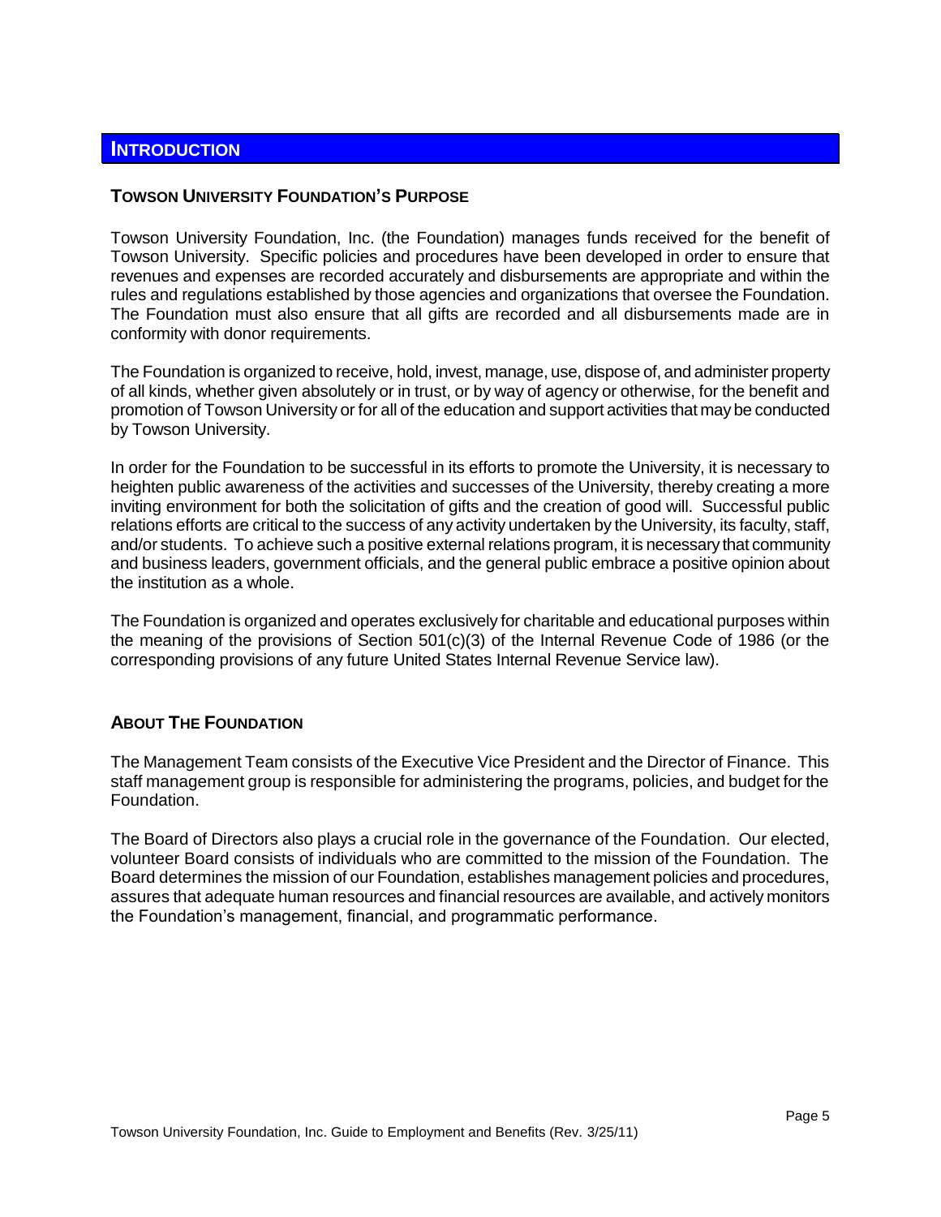# INTRODUCTION

## TOWSON UNIVERSITY FOUNDATION'S PURPOSE

Towson University Foundation, Inc. (the Foundation) manages funds received for the benefit of Towson University. Specific policies and procedures have been developed in order to ensure that revenues and expenses are recorded accurately and disbursements are appropriate and within the rules and regulations established by those agencies and organizations that oversee the Foundation. The Foundation must also ensure that all gifts are recorded and all disbursements made are in conformity with donor requirements.

The Foundation is organized to receive, hold, invest, manage, use, dispose of, and administer property of all kinds, whether given absolutely or in trust, or by way of agency or otherwise, for the benefit and promotion of Towson University or for all of the education and support activities that may be conducted by Towson University.

In order for the Foundation to be successful in its efforts to promote the University, it is necessary to heighten public awareness of the activities and successes of the University, thereby creating a more inviting environment for both the solicitation of gifts and the creation of good will. Successful public relations efforts are critical to the success of any activity undertaken by the University, its faculty, staff, and/or students. To achieve such a positive external relations program, it is necessary that community and business leaders, government officials, and the general public embrace a positive opinion about the institution as a whole.

The Foundation is organized and operates exclusively for charitable and educational purposes within the meaning of the provisions of Section 501(c)(3) of the Internal Revenue Code of 1986 (or the corresponding provisions of any future United States Internal Revenue Service law).

## ABOUT THE FOUNDATION

The Management Team consists of the Executive Vice President and the Director of Finance. This staff management group is responsible for administering the programs, policies, and budget for the Foundation.

The Board of Directors also plays a crucial role in the governance of the Foundation. Our elected, volunteer Board consists of individuals who are committed to the mission of the Foundation. The Board determines the mission of our Foundation, establishes management policies and procedures, assures that adequate human resources and financial resources are available, and actively monitors the Foundation's management, financial, and programmatic performance.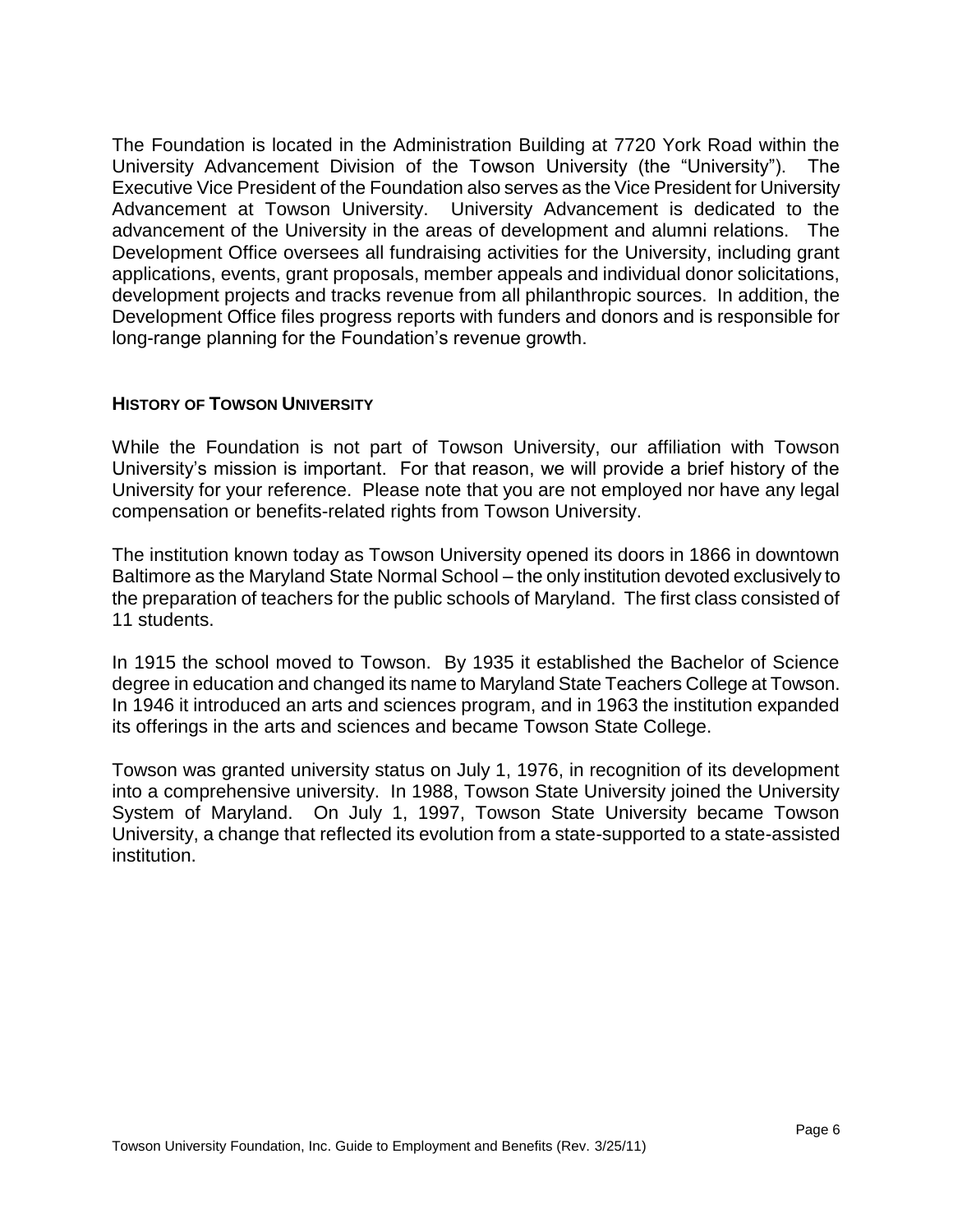The Foundation is located in the Administration Building at 7720 York Road within the University Advancement Division of the Towson University (the "University"). The Executive Vice President of the Foundation also serves as the Vice President for University Advancement at Towson University. University Advancement is dedicated to the advancement of the University in the areas of development and alumni relations. The Development Office oversees all fundraising activities for the University, including grant applications, events, grant proposals, member appeals and individual donor solicitations, development projects and tracks revenue from all philanthropic sources. In addition, the Development Office files progress reports with funders and donors and is responsible for long-range planning for the Foundation's revenue growth.

## HISTORY OF TOWSON UNIVERSITY

While the Foundation is not part of Towson University, our affiliation with Towson University's mission is important. For that reason, we will provide a brief history of the University for your reference. Please note that you are not employed nor have any legal compensation or benefits-related rights from Towson University.

The institution known today as Towson University opened its doors in 1866 in downtown Baltimore as the Maryland State Normal School – the only institution devoted exclusively to the preparation of teachers for the public schools of Maryland. The first class consisted of 11 students.

In 1915 the school moved to Towson. By 1935 it established the Bachelor of Science degree in education and changed its name to Maryland State Teachers College at Towson. In 1946 it introduced an arts and sciences program, and in 1963 the institution expanded its offerings in the arts and sciences and became Towson State College.

Towson was granted university status on July 1, 1976, in recognition of its development into a comprehensive university. In 1988, Towson State University joined the University System of Maryland. On July 1, 1997, Towson State University became Towson University, a change that reflected its evolution from a state-supported to a state-assisted institution.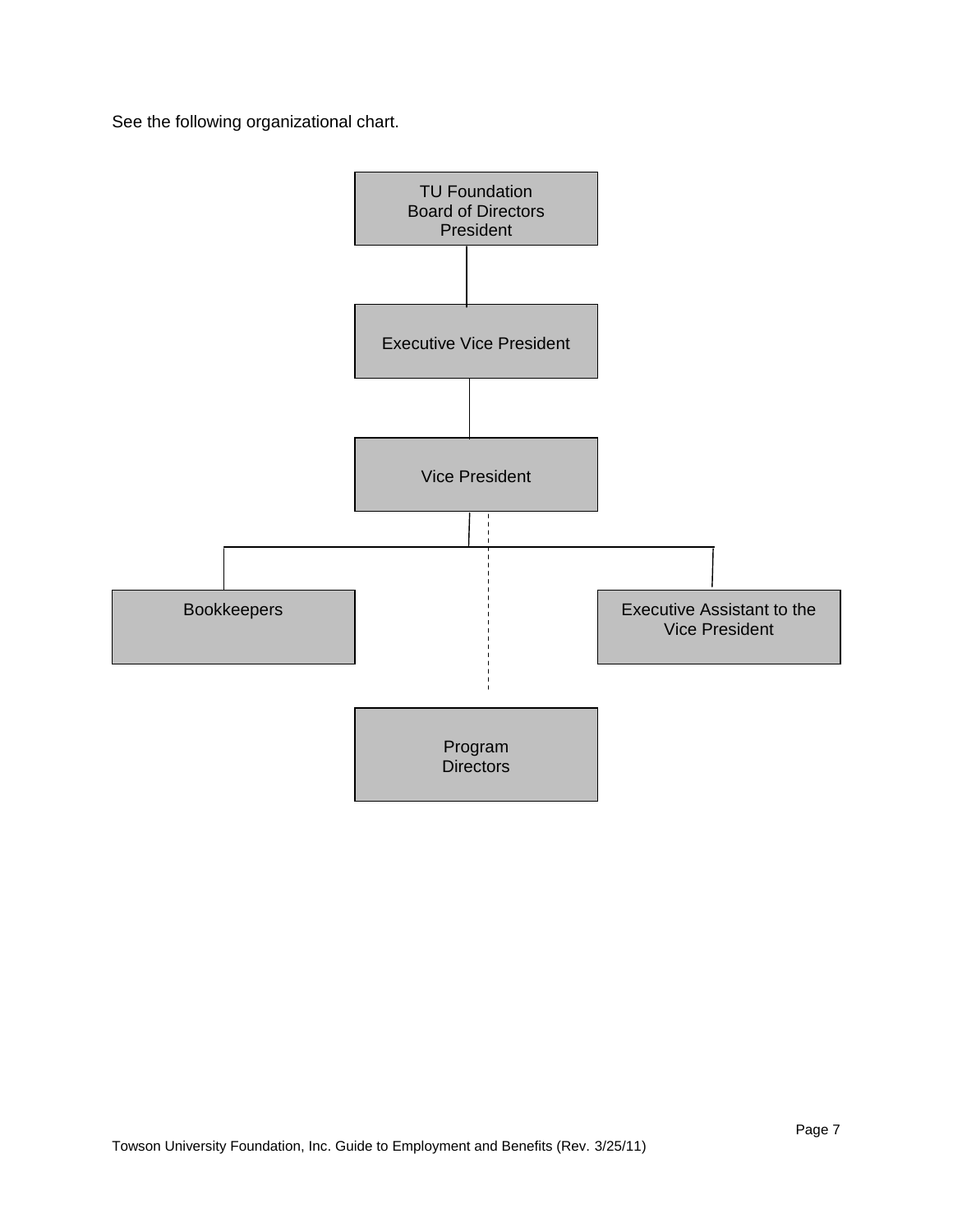See the following organizational chart.

TU Foundation
Board of Directors
President

Executive Vice President

Vice President

Bookkeepers

Executive Assistant to the Vice President

Program Directors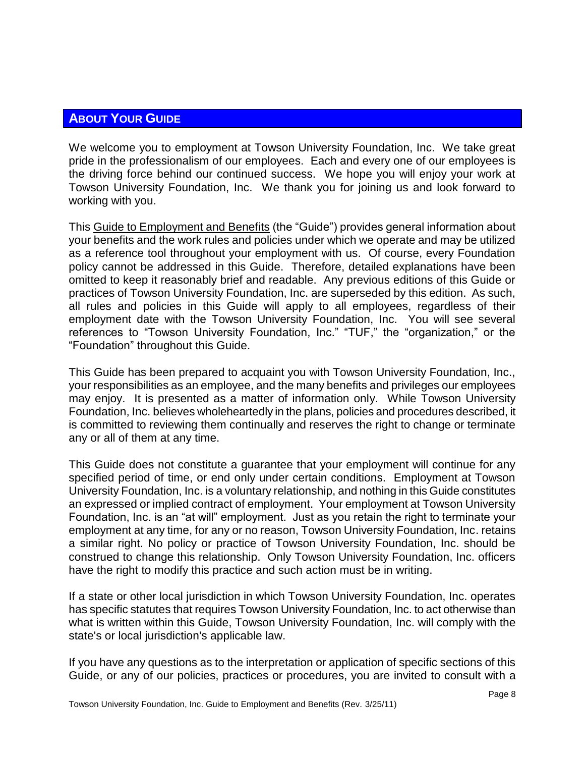## ABOUT YOUR GUIDE

We welcome you to employment at Towson University Foundation, Inc. We take great pride in the professionalism of our employees. Each and every one of our employees is the driving force behind our continued success. We hope you will enjoy your work at Towson University Foundation, Inc. We thank you for joining us and look forward to working with you.

This Guide to Employment and Benefits (the "Guide") provides general information about your benefits and the work rules and policies under which we operate and may be utilized as a reference tool throughout your employment with us. Of course, every Foundation policy cannot be addressed in this Guide. Therefore, detailed explanations have been omitted to keep it reasonably brief and readable. Any previous editions of this Guide or practices of Towson University Foundation, Inc. are superseded by this edition. As such, all rules and policies in this Guide will apply to all employees, regardless of their employment date with the Towson University Foundation, Inc. You will see several references to "Towson University Foundation, Inc." "TUF," the "organization," or the "Foundation" throughout this Guide.

This Guide has been prepared to acquaint you with Towson University Foundation, Inc., your responsibilities as an employee, and the many benefits and privileges our employees may enjoy. It is presented as a matter of information only. While Towson University Foundation, Inc. believes wholeheartedly in the plans, policies and procedures described, it is committed to reviewing them continually and reserves the right to change or terminate any or all of them at any time.

This Guide does not constitute a guarantee that your employment will continue for any specified period of time, or end only under certain conditions. Employment at Towson University Foundation, Inc. is a voluntary relationship, and nothing in this Guide constitutes an expressed or implied contract of employment. Your employment at Towson University Foundation, Inc. is an "at will" employment. Just as you retain the right to terminate your employment at any time, for any or no reason, Towson University Foundation, Inc. retains a similar right. No policy or practice of Towson University Foundation, Inc. should be construed to change this relationship. Only Towson University Foundation, Inc. officers have the right to modify this practice and such action must be in writing.

If a state or other local jurisdiction in which Towson University Foundation, Inc. operates has specific statutes that requires Towson University Foundation, Inc. to act otherwise than what is written within this Guide, Towson University Foundation, Inc. will comply with the state's or local jurisdiction's applicable law.

If you have any questions as to the interpretation or application of specific sections of this Guide, or any of our policies, practices or procedures, you are invited to consult with a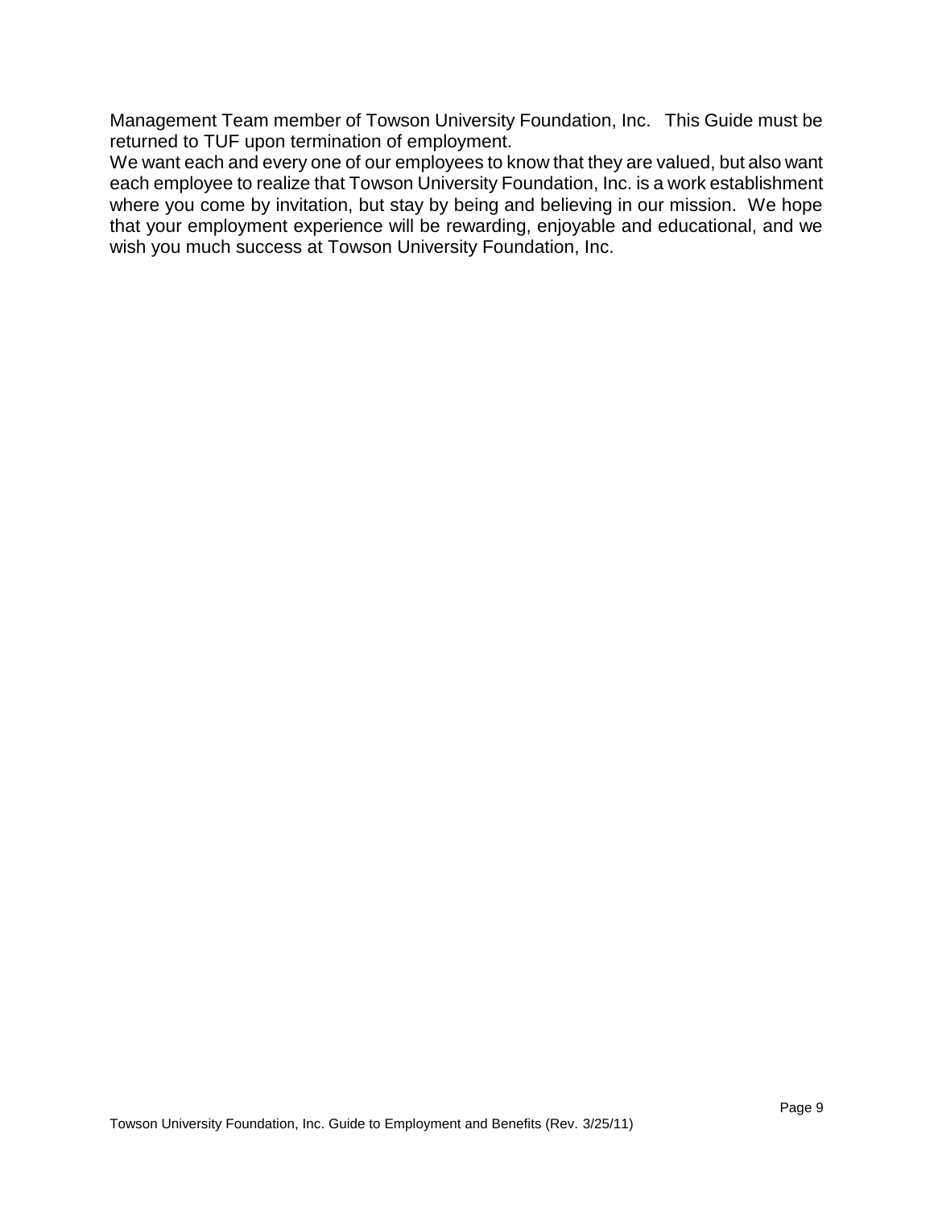Management Team member of Towson University Foundation, Inc. This Guide must be returned to TUF upon termination of employment.

We want each and every one of our employees to know that they are valued, but also want each employee to realize that Towson University Foundation, Inc. is a work establishment where you come by invitation, but stay by being and believing in our mission. We hope that your employment experience will be rewarding, enjoyable and educational, and we wish you much success at Towson University Foundation, Inc.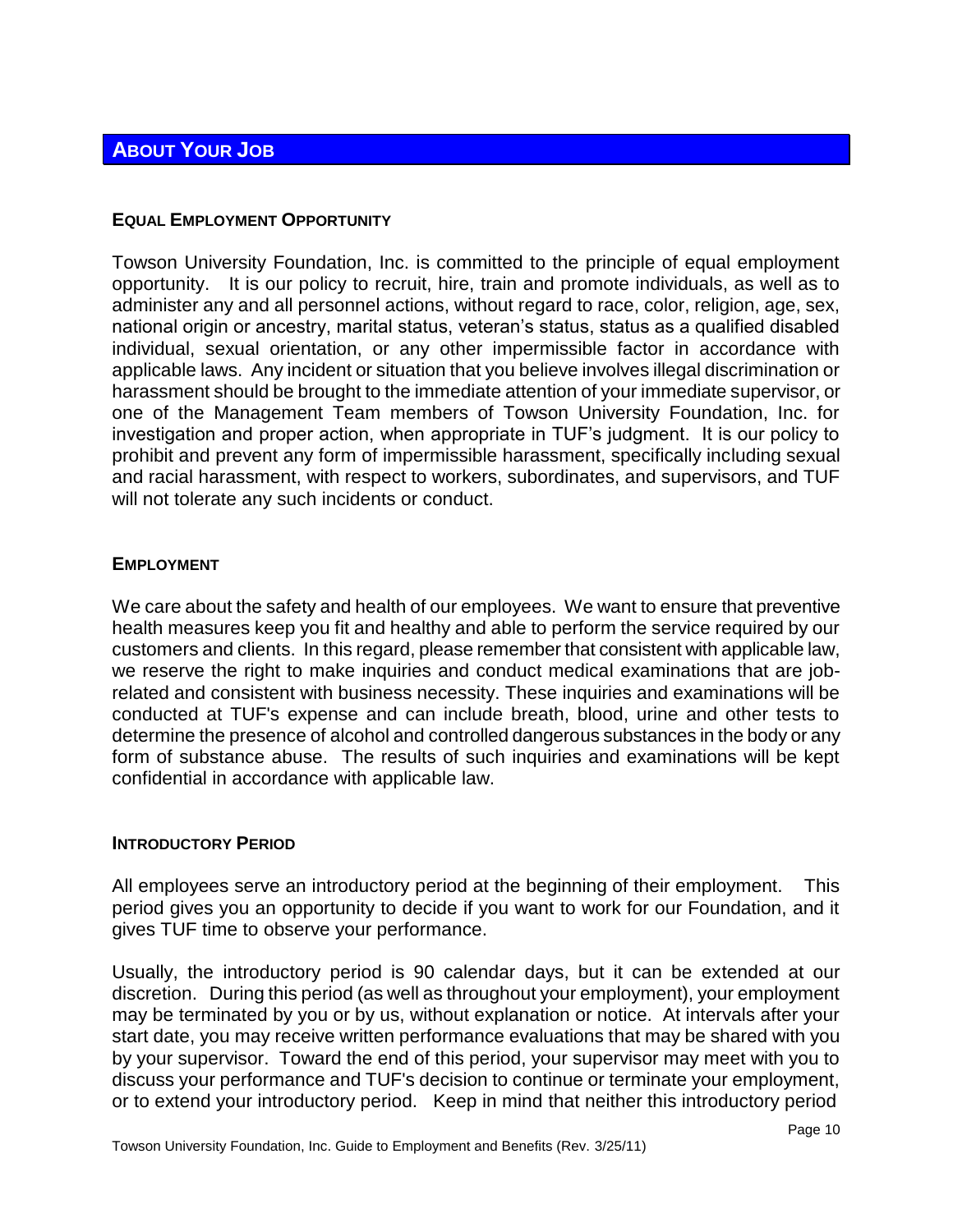## About Your Job

### Equal Employment Opportunity

Towson University Foundation, Inc. is committed to the principle of equal employment opportunity. It is our policy to recruit, hire, train and promote individuals, as well as to administer any and all personnel actions, without regard to race, color, religion, age, sex, national origin or ancestry, marital status, veteran's status, status as a qualified disabled individual, sexual orientation, or any other impermissible factor in accordance with applicable laws. Any incident or situation that you believe involves illegal discrimination or harassment should be brought to the immediate attention of your immediate supervisor, or one of the Management Team members of Towson University Foundation, Inc. for investigation and proper action, when appropriate in TUF's judgment. It is our policy to prohibit and prevent any form of impermissible harassment, specifically including sexual and racial harassment, with respect to workers, subordinates, and supervisors, and TUF will not tolerate any such incidents or conduct.

### Employment

We care about the safety and health of our employees. We want to ensure that preventive health measures keep you fit and healthy and able to perform the service required by our customers and clients. In this regard, please remember that consistent with applicable law, we reserve the right to make inquiries and conduct medical examinations that are job-related and consistent with business necessity. These inquiries and examinations will be conducted at TUF's expense and can include breath, blood, urine and other tests to determine the presence of alcohol and controlled dangerous substances in the body or any form of substance abuse. The results of such inquiries and examinations will be kept confidential in accordance with applicable law.

### Introductory Period

All employees serve an introductory period at the beginning of their employment. This period gives you an opportunity to decide if you want to work for our Foundation, and it gives TUF time to observe your performance.

Usually, the introductory period is 90 calendar days, but it can be extended at our discretion. During this period (as well as throughout your employment), your employment may be terminated by you or by us, without explanation or notice. At intervals after your start date, you may receive written performance evaluations that may be shared with you by your supervisor. Toward the end of this period, your supervisor may meet with you to discuss your performance and TUF's decision to continue or terminate your employment, or to extend your introductory period. Keep in mind that neither this introductory period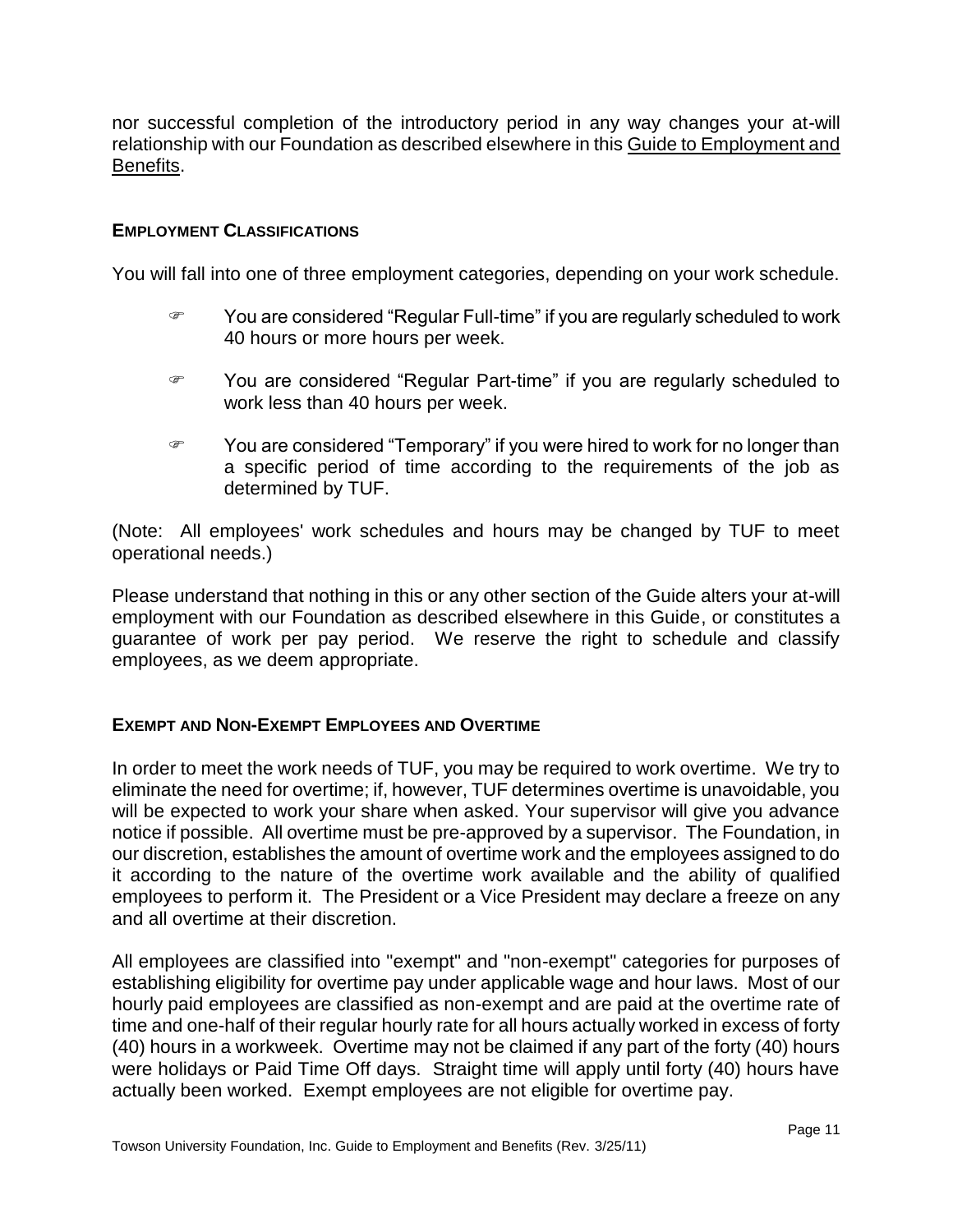nor successful completion of the introductory period in any way changes your at-will relationship with our Foundation as described elsewhere in this Guide to Employment and Benefits.

## EMPLOYMENT CLASSIFICATIONS

You will fall into one of three employment categories, depending on your work schedule.

- You are considered "Regular Full-time" if you are regularly scheduled to work 40 hours or more hours per week.
- You are considered "Regular Part-time" if you are regularly scheduled to work less than 40 hours per week.
- You are considered "Temporary" if you were hired to work for no longer than a specific period of time according to the requirements of the job as determined by TUF.

(Note: All employees' work schedules and hours may be changed by TUF to meet operational needs.)

Please understand that nothing in this or any other section of the Guide alters your at-will employment with our Foundation as described elsewhere in this Guide, or constitutes a guarantee of work per pay period. We reserve the right to schedule and classify employees, as we deem appropriate.

## EXEMPT AND NON-EXEMPT EMPLOYEES AND OVERTIME

In order to meet the work needs of TUF, you may be required to work overtime. We try to eliminate the need for overtime; if, however, TUF determines overtime is unavoidable, you will be expected to work your share when asked. Your supervisor will give you advance notice if possible. All overtime must be pre-approved by a supervisor. The Foundation, in our discretion, establishes the amount of overtime work and the employees assigned to do it according to the nature of the overtime work available and the ability of qualified employees to perform it. The President or a Vice President may declare a freeze on any and all overtime at their discretion.

All employees are classified into "exempt" and "non-exempt" categories for purposes of establishing eligibility for overtime pay under applicable wage and hour laws. Most of our hourly paid employees are classified as non-exempt and are paid at the overtime rate of time and one-half of their regular hourly rate for all hours actually worked in excess of forty (40) hours in a workweek. Overtime may not be claimed if any part of the forty (40) hours were holidays or Paid Time Off days. Straight time will apply until forty (40) hours have actually been worked. Exempt employees are not eligible for overtime pay.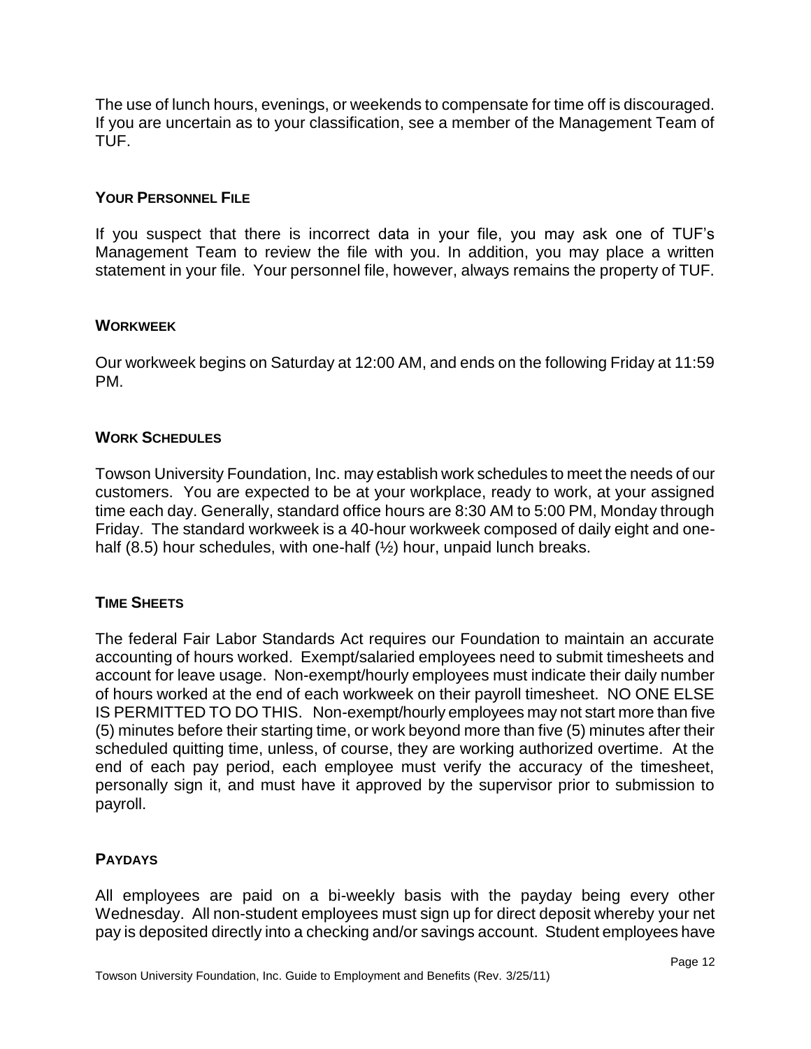The use of lunch hours, evenings, or weekends to compensate for time off is discouraged. If you are uncertain as to your classification, see a member of the Management Team of TUF.

### YOUR PERSONNEL FILE

If you suspect that there is incorrect data in your file, you may ask one of TUF's Management Team to review the file with you. In addition, you may place a written statement in your file. Your personnel file, however, always remains the property of TUF.

### WORKWEEK

Our workweek begins on Saturday at 12:00 AM, and ends on the following Friday at 11:59 PM.

### WORK SCHEDULES

Towson University Foundation, Inc. may establish work schedules to meet the needs of our customers. You are expected to be at your workplace, ready to work, at your assigned time each day. Generally, standard office hours are 8:30 AM to 5:00 PM, Monday through Friday. The standard workweek is a 40-hour workweek composed of daily eight and one-half (8.5) hour schedules, with one-half (½) hour, unpaid lunch breaks.

### TIME SHEETS

The federal Fair Labor Standards Act requires our Foundation to maintain an accurate accounting of hours worked. Exempt/salaried employees need to submit timesheets and account for leave usage. Non-exempt/hourly employees must indicate their daily number of hours worked at the end of each workweek on their payroll timesheet. NO ONE ELSE IS PERMITTED TO DO THIS. Non-exempt/hourly employees may not start more than five (5) minutes before their starting time, or work beyond more than five (5) minutes after their scheduled quitting time, unless, of course, they are working authorized overtime. At the end of each pay period, each employee must verify the accuracy of the timesheet, personally sign it, and must have it approved by the supervisor prior to submission to payroll.

### PAYDAYS

All employees are paid on a bi-weekly basis with the payday being every other Wednesday. All non-student employees must sign up for direct deposit whereby your net pay is deposited directly into a checking and/or savings account. Student employees have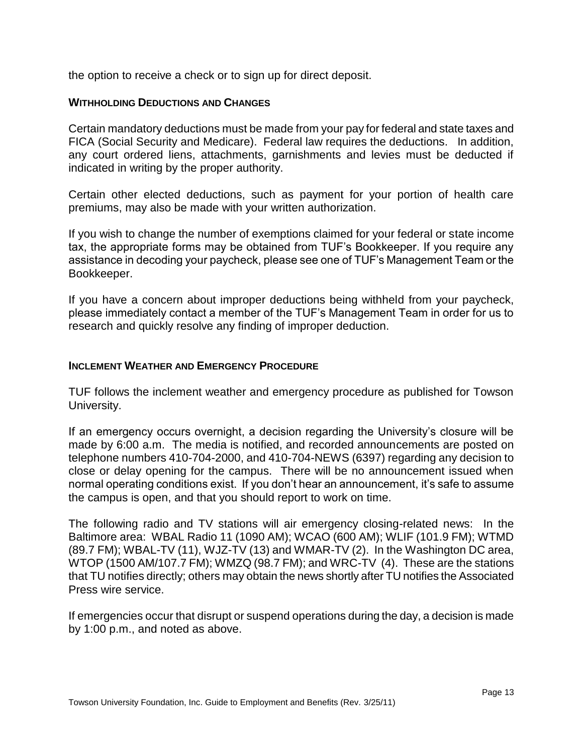the option to receive a check or to sign up for direct deposit.

### WITHHOLDING DEDUCTIONS AND CHANGES

Certain mandatory deductions must be made from your pay for federal and state taxes and FICA (Social Security and Medicare). Federal law requires the deductions. In addition, any court ordered liens, attachments, garnishments and levies must be deducted if indicated in writing by the proper authority.

Certain other elected deductions, such as payment for your portion of health care premiums, may also be made with your written authorization.

If you wish to change the number of exemptions claimed for your federal or state income tax, the appropriate forms may be obtained from TUF's Bookkeeper. If you require any assistance in decoding your paycheck, please see one of TUF's Management Team or the Bookkeeper.

If you have a concern about improper deductions being withheld from your paycheck, please immediately contact a member of the TUF's Management Team in order for us to research and quickly resolve any finding of improper deduction.

### INCLEMENT WEATHER AND EMERGENCY PROCEDURE

TUF follows the inclement weather and emergency procedure as published for Towson University.

If an emergency occurs overnight, a decision regarding the University's closure will be made by 6:00 a.m. The media is notified, and recorded announcements are posted on telephone numbers 410-704-2000, and 410-704-NEWS (6397) regarding any decision to close or delay opening for the campus. There will be no announcement issued when normal operating conditions exist. If you don't hear an announcement, it's safe to assume the campus is open, and that you should report to work on time.

The following radio and TV stations will air emergency closing-related news: In the Baltimore area: WBAL Radio 11 (1090 AM); WCAO (600 AM); WLIF (101.9 FM); WTMD (89.7 FM); WBAL-TV (11), WJZ-TV (13) and WMAR-TV (2). In the Washington DC area, WTOP (1500 AM/107.7 FM); WMZQ (98.7 FM); and WRC-TV (4). These are the stations that TU notifies directly; others may obtain the news shortly after TU notifies the Associated Press wire service.

If emergencies occur that disrupt or suspend operations during the day, a decision is made by 1:00 p.m., and noted as above.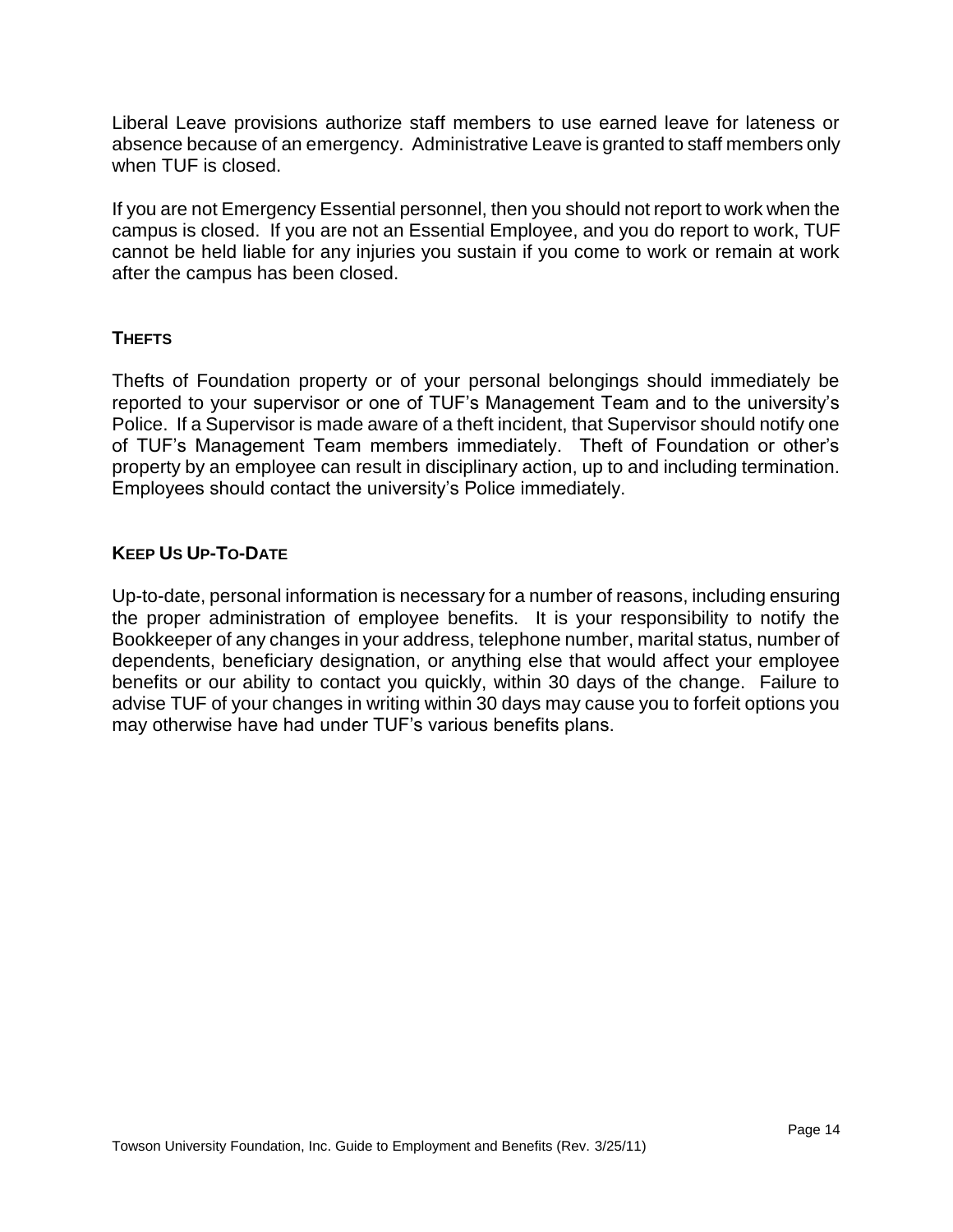Liberal Leave provisions authorize staff members to use earned leave for lateness or absence because of an emergency. Administrative Leave is granted to staff members only when TUF is closed.

If you are not Emergency Essential personnel, then you should not report to work when the campus is closed. If you are not an Essential Employee, and you do report to work, TUF cannot be held liable for any injuries you sustain if you come to work or remain at work after the campus has been closed.

### THEFTS

Thefts of Foundation property or of your personal belongings should immediately be reported to your supervisor or one of TUF's Management Team and to the university's Police. If a Supervisor is made aware of a theft incident, that Supervisor should notify one of TUF's Management Team members immediately. Theft of Foundation or other's property by an employee can result in disciplinary action, up to and including termination. Employees should contact the university's Police immediately.

### KEEP US UP-TO-DATE

Up-to-date, personal information is necessary for a number of reasons, including ensuring the proper administration of employee benefits. It is your responsibility to notify the Bookkeeper of any changes in your address, telephone number, marital status, number of dependents, beneficiary designation, or anything else that would affect your employee benefits or our ability to contact you quickly, within 30 days of the change. Failure to advise TUF of your changes in writing within 30 days may cause you to forfeit options you may otherwise have had under TUF's various benefits plans.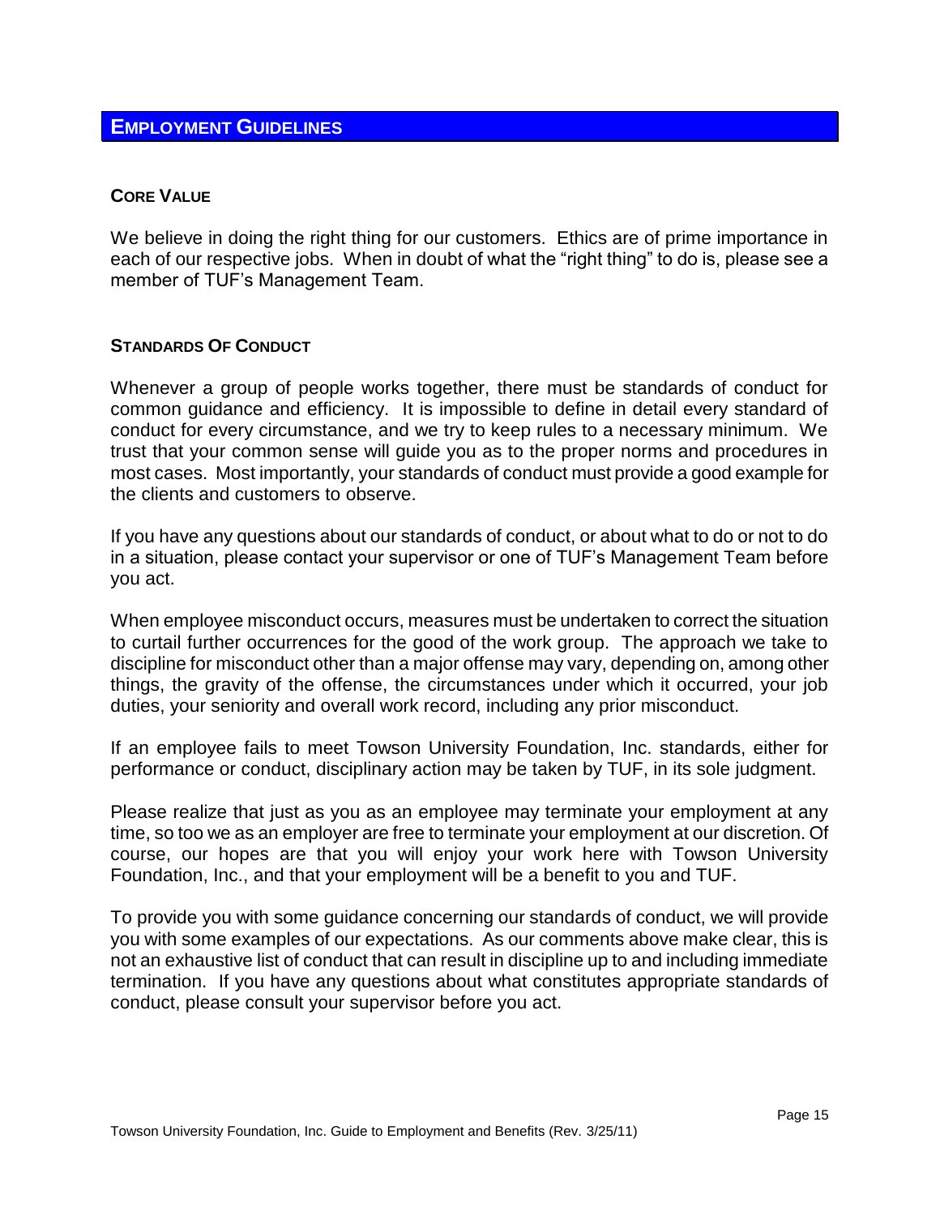# Employment Guidelines

## Core Value

We believe in doing the right thing for our customers. Ethics are of prime importance in each of our respective jobs. When in doubt of what the "right thing" to do is, please see a member of TUF's Management Team.

## Standards Of Conduct

Whenever a group of people works together, there must be standards of conduct for common guidance and efficiency. It is impossible to define in detail every standard of conduct for every circumstance, and we try to keep rules to a necessary minimum. We trust that your common sense will guide you as to the proper norms and procedures in most cases. Most importantly, your standards of conduct must provide a good example for the clients and customers to observe.

If you have any questions about our standards of conduct, or about what to do or not to do in a situation, please contact your supervisor or one of TUF's Management Team before you act.

When employee misconduct occurs, measures must be undertaken to correct the situation to curtail further occurrences for the good of the work group. The approach we take to discipline for misconduct other than a major offense may vary, depending on, among other things, the gravity of the offense, the circumstances under which it occurred, your job duties, your seniority and overall work record, including any prior misconduct.

If an employee fails to meet Towson University Foundation, Inc. standards, either for performance or conduct, disciplinary action may be taken by TUF, in its sole judgment.

Please realize that just as you as an employee may terminate your employment at any time, so too we as an employer are free to terminate your employment at our discretion. Of course, our hopes are that you will enjoy your work here with Towson University Foundation, Inc., and that your employment will be a benefit to you and TUF.

To provide you with some guidance concerning our standards of conduct, we will provide you with some examples of our expectations. As our comments above make clear, this is not an exhaustive list of conduct that can result in discipline up to and including immediate termination. If you have any questions about what constitutes appropriate standards of conduct, please consult your supervisor before you act.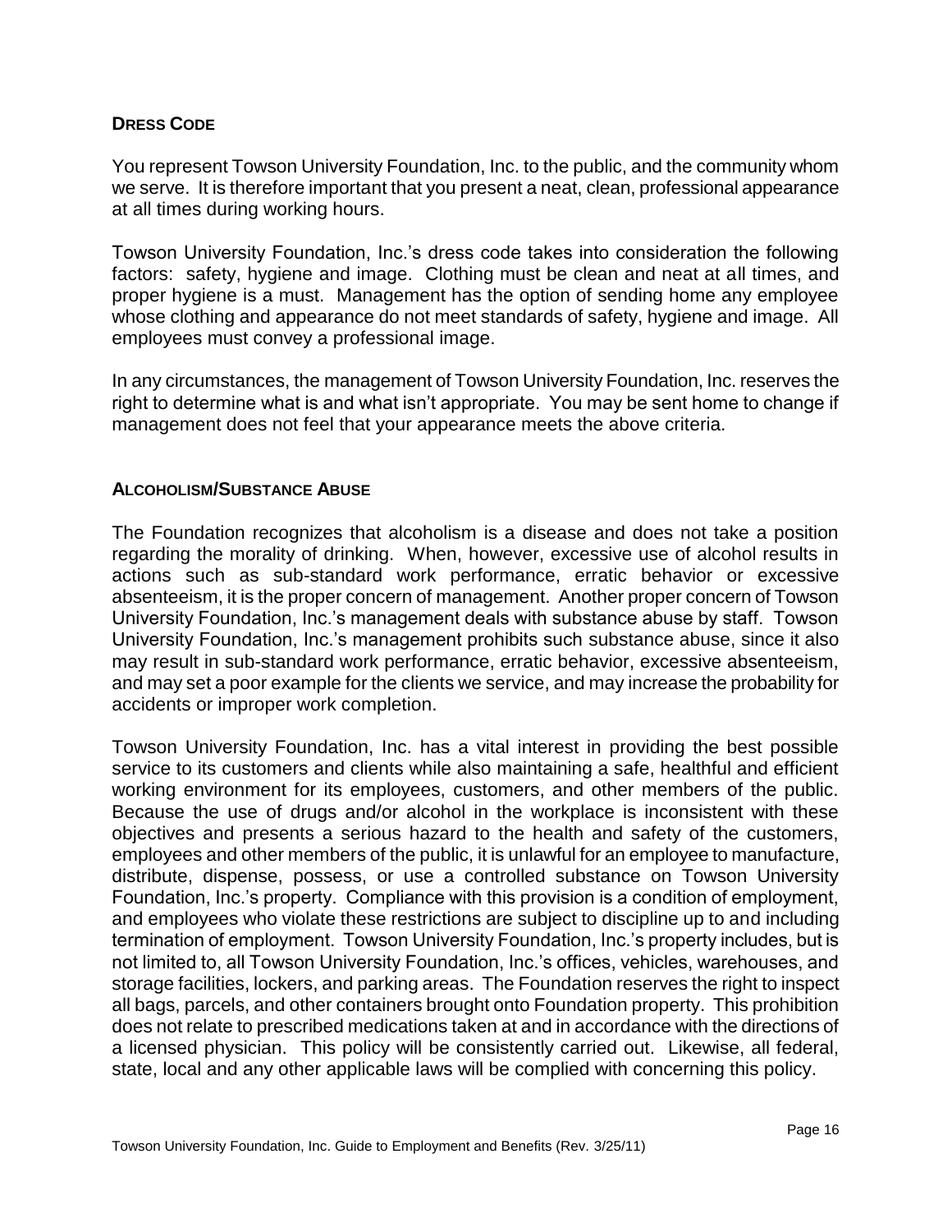## DRESS CODE

You represent Towson University Foundation, Inc. to the public, and the community whom we serve. It is therefore important that you present a neat, clean, professional appearance at all times during working hours.

Towson University Foundation, Inc.'s dress code takes into consideration the following factors: safety, hygiene and image. Clothing must be clean and neat at all times, and proper hygiene is a must. Management has the option of sending home any employee whose clothing and appearance do not meet standards of safety, hygiene and image. All employees must convey a professional image.

In any circumstances, the management of Towson University Foundation, Inc. reserves the right to determine what is and what isn't appropriate. You may be sent home to change if management does not feel that your appearance meets the above criteria.

## ALCOHOLISM/SUBSTANCE ABUSE

The Foundation recognizes that alcoholism is a disease and does not take a position regarding the morality of drinking. When, however, excessive use of alcohol results in actions such as sub-standard work performance, erratic behavior or excessive absenteeism, it is the proper concern of management. Another proper concern of Towson University Foundation, Inc.'s management deals with substance abuse by staff. Towson University Foundation, Inc.'s management prohibits such substance abuse, since it also may result in sub-standard work performance, erratic behavior, excessive absenteeism, and may set a poor example for the clients we service, and may increase the probability for accidents or improper work completion.

Towson University Foundation, Inc. has a vital interest in providing the best possible service to its customers and clients while also maintaining a safe, healthful and efficient working environment for its employees, customers, and other members of the public. Because the use of drugs and/or alcohol in the workplace is inconsistent with these objectives and presents a serious hazard to the health and safety of the customers, employees and other members of the public, it is unlawful for an employee to manufacture, distribute, dispense, possess, or use a controlled substance on Towson University Foundation, Inc.'s property. Compliance with this provision is a condition of employment, and employees who violate these restrictions are subject to discipline up to and including termination of employment. Towson University Foundation, Inc.'s property includes, but is not limited to, all Towson University Foundation, Inc.'s offices, vehicles, warehouses, and storage facilities, lockers, and parking areas. The Foundation reserves the right to inspect all bags, parcels, and other containers brought onto Foundation property. This prohibition does not relate to prescribed medications taken at and in accordance with the directions of a licensed physician. This policy will be consistently carried out. Likewise, all federal, state, local and any other applicable laws will be complied with concerning this policy.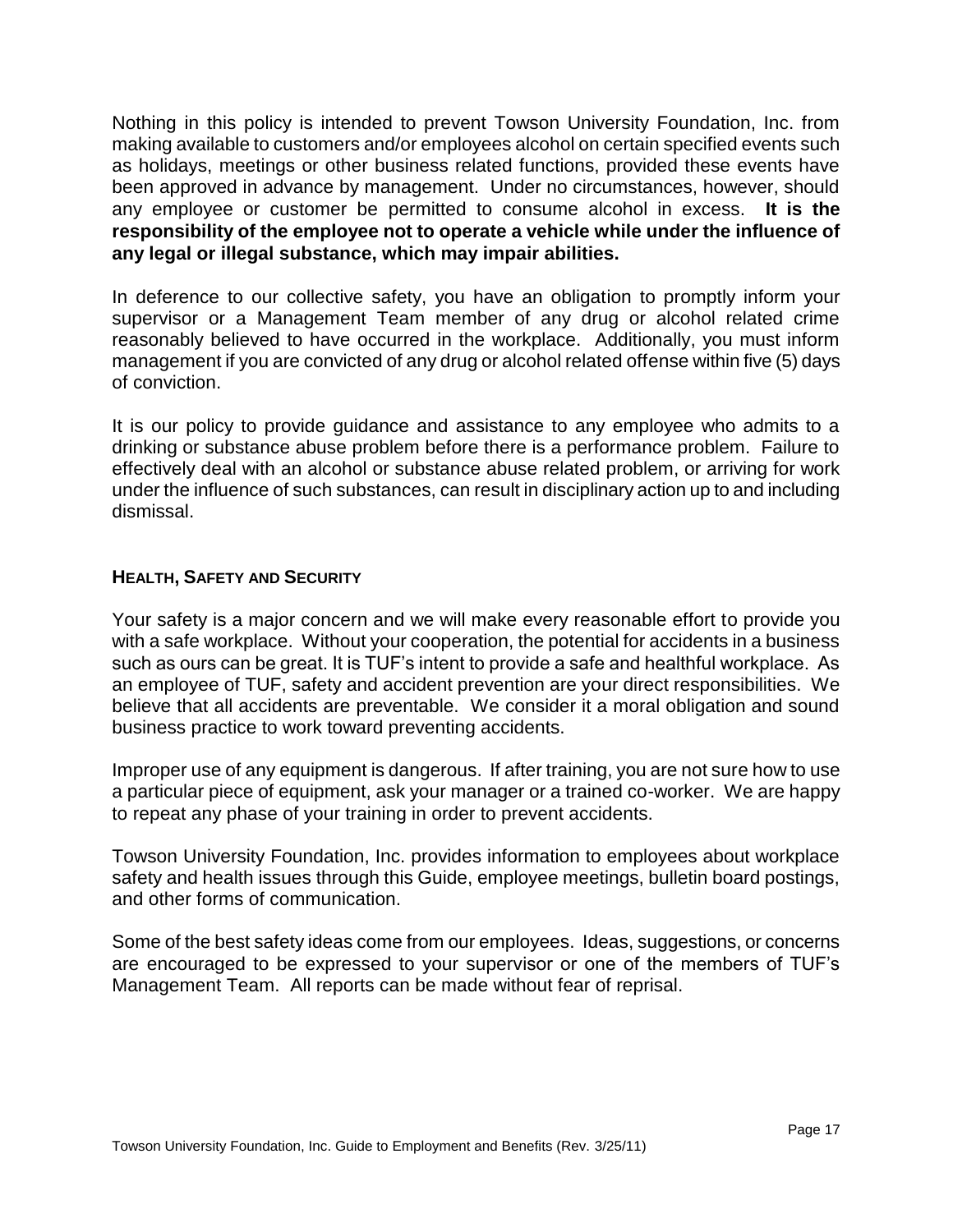Nothing in this policy is intended to prevent Towson University Foundation, Inc. from making available to customers and/or employees alcohol on certain specified events such as holidays, meetings or other business related functions, provided these events have been approved in advance by management. Under no circumstances, however, should any employee or customer be permitted to consume alcohol in excess. **It is the responsibility of the employee not to operate a vehicle while under the influence of any legal or illegal substance, which may impair abilities.**

In deference to our collective safety, you have an obligation to promptly inform your supervisor or a Management Team member of any drug or alcohol related crime reasonably believed to have occurred in the workplace. Additionally, you must inform management if you are convicted of any drug or alcohol related offense within five (5) days of conviction.

It is our policy to provide guidance and assistance to any employee who admits to a drinking or substance abuse problem before there is a performance problem. Failure to effectively deal with an alcohol or substance abuse related problem, or arriving for work under the influence of such substances, can result in disciplinary action up to and including dismissal.

## HEALTH, SAFETY AND SECURITY

Your safety is a major concern and we will make every reasonable effort to provide you with a safe workplace. Without your cooperation, the potential for accidents in a business such as ours can be great. It is TUF's intent to provide a safe and healthful workplace. As an employee of TUF, safety and accident prevention are your direct responsibilities. We believe that all accidents are preventable. We consider it a moral obligation and sound business practice to work toward preventing accidents.

Improper use of any equipment is dangerous. If after training, you are not sure how to use a particular piece of equipment, ask your manager or a trained co-worker. We are happy to repeat any phase of your training in order to prevent accidents.

Towson University Foundation, Inc. provides information to employees about workplace safety and health issues through this Guide, employee meetings, bulletin board postings, and other forms of communication.

Some of the best safety ideas come from our employees. Ideas, suggestions, or concerns are encouraged to be expressed to your supervisor or one of the members of TUF's Management Team. All reports can be made without fear of reprisal.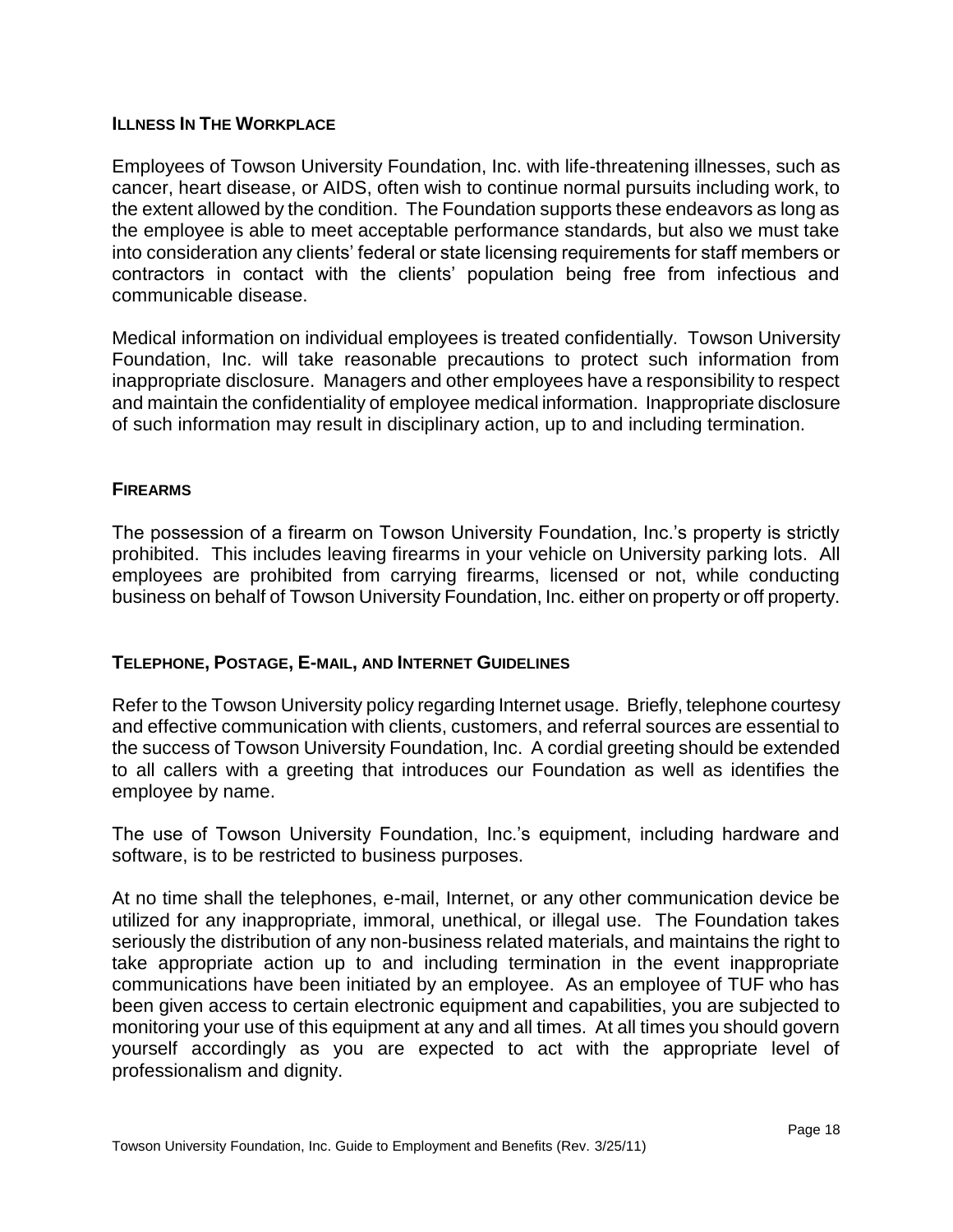## Illness In The Workplace

Employees of Towson University Foundation, Inc. with life-threatening illnesses, such as cancer, heart disease, or AIDS, often wish to continue normal pursuits including work, to the extent allowed by the condition. The Foundation supports these endeavors as long as the employee is able to meet acceptable performance standards, but also we must take into consideration any clients' federal or state licensing requirements for staff members or contractors in contact with the clients' population being free from infectious and communicable disease.

Medical information on individual employees is treated confidentially. Towson University Foundation, Inc. will take reasonable precautions to protect such information from inappropriate disclosure. Managers and other employees have a responsibility to respect and maintain the confidentiality of employee medical information. Inappropriate disclosure of such information may result in disciplinary action, up to and including termination.

## Firearms

The possession of a firearm on Towson University Foundation, Inc.'s property is strictly prohibited. This includes leaving firearms in your vehicle on University parking lots. All employees are prohibited from carrying firearms, licensed or not, while conducting business on behalf of Towson University Foundation, Inc. either on property or off property.

## Telephone, Postage, E-mail, and Internet Guidelines

Refer to the Towson University policy regarding Internet usage. Briefly, telephone courtesy and effective communication with clients, customers, and referral sources are essential to the success of Towson University Foundation, Inc. A cordial greeting should be extended to all callers with a greeting that introduces our Foundation as well as identifies the employee by name.

The use of Towson University Foundation, Inc.'s equipment, including hardware and software, is to be restricted to business purposes.

At no time shall the telephones, e-mail, Internet, or any other communication device be utilized for any inappropriate, immoral, unethical, or illegal use. The Foundation takes seriously the distribution of any non-business related materials, and maintains the right to take appropriate action up to and including termination in the event inappropriate communications have been initiated by an employee. As an employee of TUF who has been given access to certain electronic equipment and capabilities, you are subjected to monitoring your use of this equipment at any and all times. At all times you should govern yourself accordingly as you are expected to act with the appropriate level of professionalism and dignity.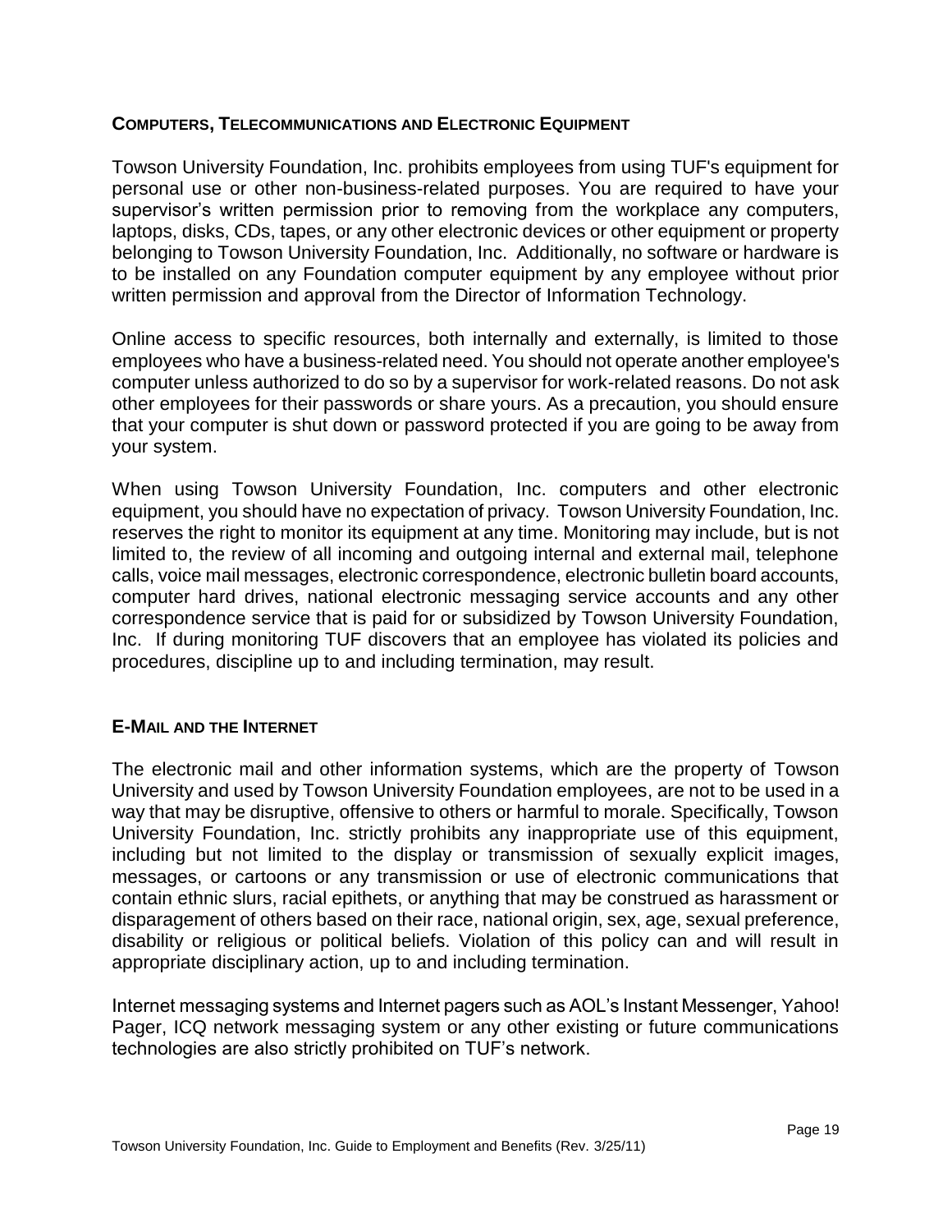## COMPUTERS, TELECOMMUNICATIONS AND ELECTRONIC EQUIPMENT

Towson University Foundation, Inc. prohibits employees from using TUF's equipment for personal use or other non-business-related purposes. You are required to have your supervisor's written permission prior to removing from the workplace any computers, laptops, disks, CDs, tapes, or any other electronic devices or other equipment or property belonging to Towson University Foundation, Inc. Additionally, no software or hardware is to be installed on any Foundation computer equipment by any employee without prior written permission and approval from the Director of Information Technology.

Online access to specific resources, both internally and externally, is limited to those employees who have a business-related need. You should not operate another employee's computer unless authorized to do so by a supervisor for work-related reasons. Do not ask other employees for their passwords or share yours. As a precaution, you should ensure that your computer is shut down or password protected if you are going to be away from your system.

When using Towson University Foundation, Inc. computers and other electronic equipment, you should have no expectation of privacy. Towson University Foundation, Inc. reserves the right to monitor its equipment at any time. Monitoring may include, but is not limited to, the review of all incoming and outgoing internal and external mail, telephone calls, voice mail messages, electronic correspondence, electronic bulletin board accounts, computer hard drives, national electronic messaging service accounts and any other correspondence service that is paid for or subsidized by Towson University Foundation, Inc. If during monitoring TUF discovers that an employee has violated its policies and procedures, discipline up to and including termination, may result.

## E-MAIL AND THE INTERNET

The electronic mail and other information systems, which are the property of Towson University and used by Towson University Foundation employees, are not to be used in a way that may be disruptive, offensive to others or harmful to morale. Specifically, Towson University Foundation, Inc. strictly prohibits any inappropriate use of this equipment, including but not limited to the display or transmission of sexually explicit images, messages, or cartoons or any transmission or use of electronic communications that contain ethnic slurs, racial epithets, or anything that may be construed as harassment or disparagement of others based on their race, national origin, sex, age, sexual preference, disability or religious or political beliefs. Violation of this policy can and will result in appropriate disciplinary action, up to and including termination.

Internet messaging systems and Internet pagers such as AOL's Instant Messenger, Yahoo! Pager, ICQ network messaging system or any other existing or future communications technologies are also strictly prohibited on TUF's network.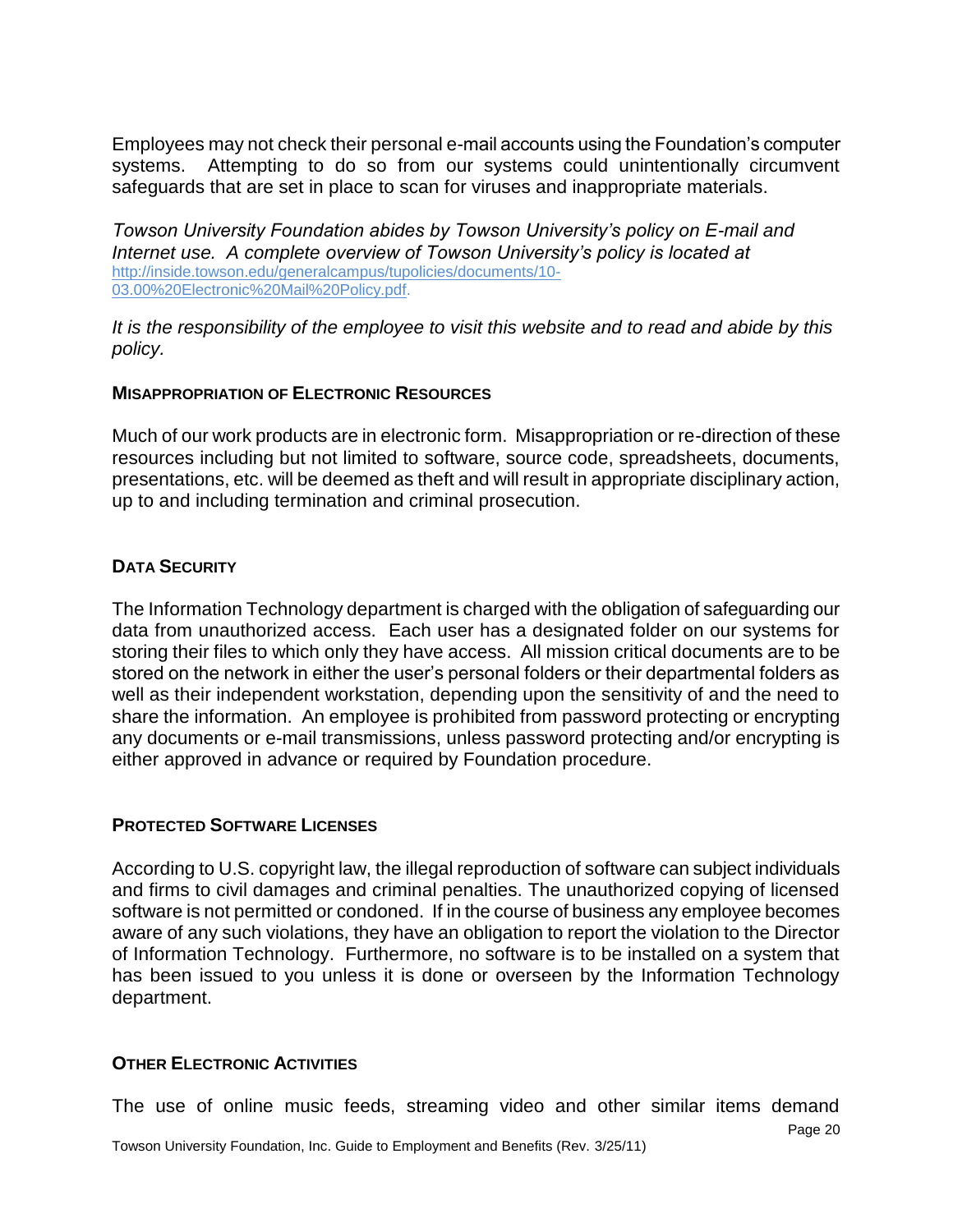Employees may not check their personal e-mail accounts using the Foundation's computer systems. Attempting to do so from our systems could unintentionally circumvent safeguards that are set in place to scan for viruses and inappropriate materials.

*Towson University Foundation abides by Towson University's policy on E-mail and Internet use. A complete overview of Towson University's policy is located at* [http://inside.towson.edu/generalcampus/tupolicies/documents/10-03.00%20Electronic%20Mail%20Policy.pdf](http://inside.towson.edu/generalcampus/tupolicies/documents/10-03.00%20Electronic%20Mail%20Policy.pdf).

*It is the responsibility of the employee to visit this website and to read and abide by this policy.*

### Misappropriation of Electronic Resources

Much of our work products are in electronic form. Misappropriation or re-direction of these resources including but not limited to software, source code, spreadsheets, documents, presentations, etc. will be deemed as theft and will result in appropriate disciplinary action, up to and including termination and criminal prosecution.

### Data Security

The Information Technology department is charged with the obligation of safeguarding our data from unauthorized access. Each user has a designated folder on our systems for storing their files to which only they have access. All mission critical documents are to be stored on the network in either the user's personal folders or their departmental folders as well as their independent workstation, depending upon the sensitivity of and the need to share the information. An employee is prohibited from password protecting or encrypting any documents or e-mail transmissions, unless password protecting and/or encrypting is either approved in advance or required by Foundation procedure.

### Protected Software Licenses

According to U.S. copyright law, the illegal reproduction of software can subject individuals and firms to civil damages and criminal penalties. The unauthorized copying of licensed software is not permitted or condoned. If in the course of business any employee becomes aware of any such violations, they have an obligation to report the violation to the Director of Information Technology. Furthermore, no software is to be installed on a system that has been issued to you unless it is done or overseen by the Information Technology department.

### Other Electronic Activities

The use of online music feeds, streaming video and other similar items demand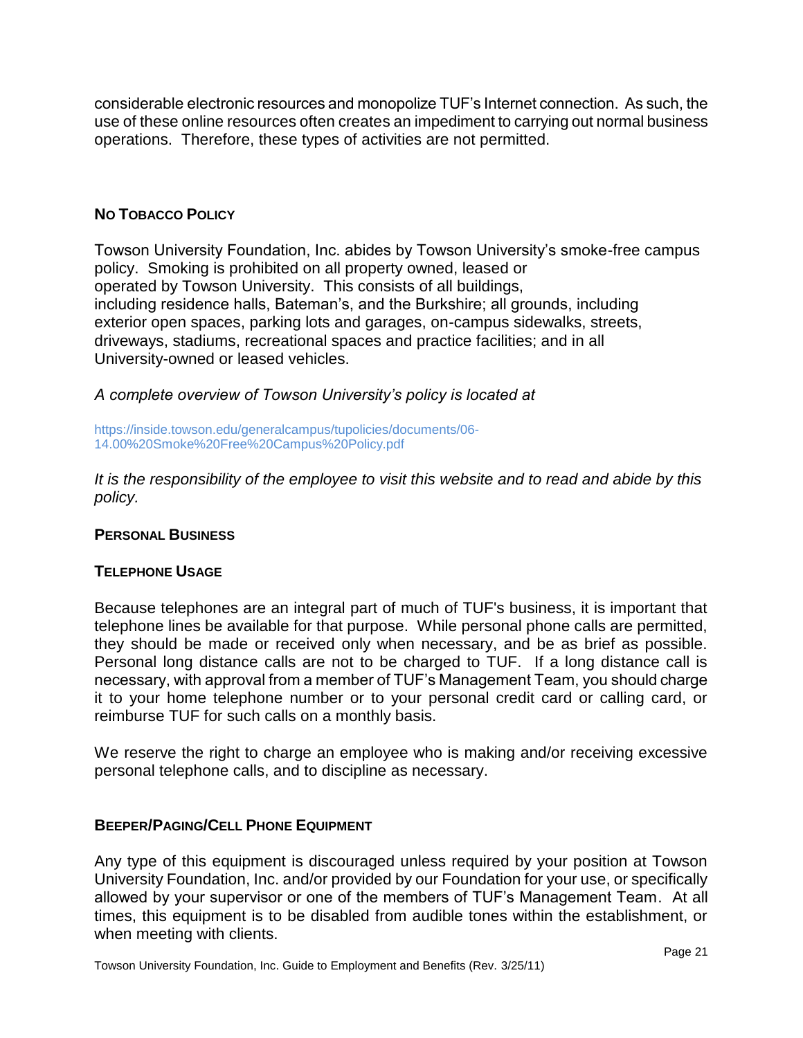considerable electronic resources and monopolize TUF's Internet connection. As such, the use of these online resources often creates an impediment to carrying out normal business operations. Therefore, these types of activities are not permitted.

## No Tobacco Policy

Towson University Foundation, Inc. abides by Towson University's smoke-free campus policy. Smoking is prohibited on all property owned, leased or operated by Towson University. This consists of all buildings, including residence halls, Bateman's, and the Burkshire; all grounds, including exterior open spaces, parking lots and garages, on-campus sidewalks, streets, driveways, stadiums, recreational spaces and practice facilities; and in all University-owned or leased vehicles.

*A complete overview of Towson University's policy is located at*

https://inside.towson.edu/generalcampus/tupolicies/documents/06-14.00%20Smoke%20Free%20Campus%20Policy.pdf

*It is the responsibility of the employee to visit this website and to read and abide by this policy.*

## Personal Business

## Telephone Usage

Because telephones are an integral part of much of TUF's business, it is important that telephone lines be available for that purpose. While personal phone calls are permitted, they should be made or received only when necessary, and be as brief as possible. Personal long distance calls are not to be charged to TUF. If a long distance call is necessary, with approval from a member of TUF's Management Team, you should charge it to your home telephone number or to your personal credit card or calling card, or reimburse TUF for such calls on a monthly basis.

We reserve the right to charge an employee who is making and/or receiving excessive personal telephone calls, and to discipline as necessary.

## Beeper/Paging/Cell Phone Equipment

Any type of this equipment is discouraged unless required by your position at Towson University Foundation, Inc. and/or provided by our Foundation for your use, or specifically allowed by your supervisor or one of the members of TUF's Management Team. At all times, this equipment is to be disabled from audible tones within the establishment, or when meeting with clients.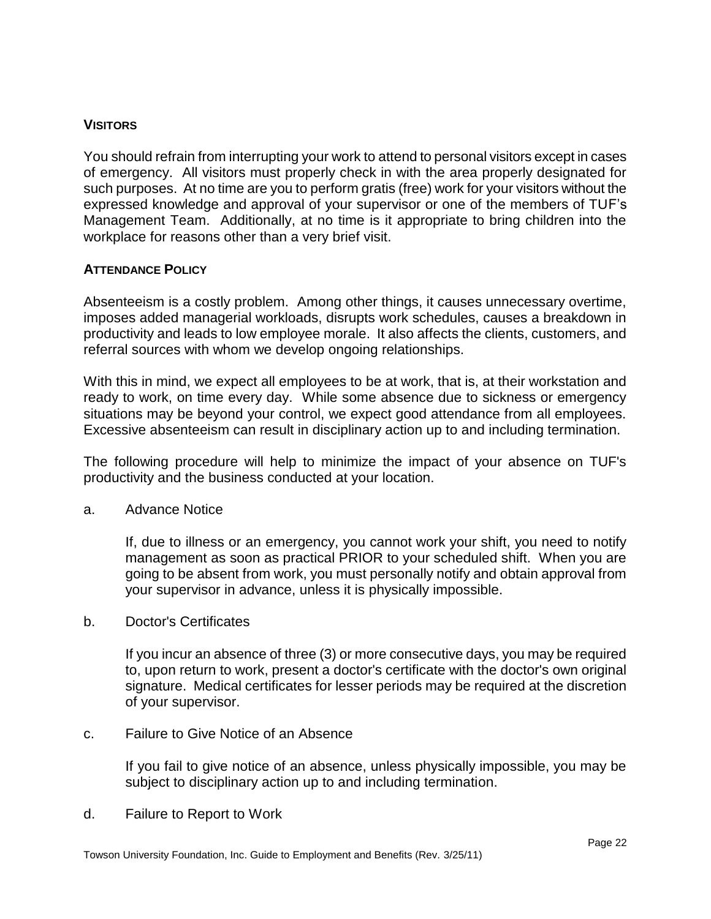## VISITORS

You should refrain from interrupting your work to attend to personal visitors except in cases of emergency. All visitors must properly check in with the area properly designated for such purposes. At no time are you to perform gratis (free) work for your visitors without the expressed knowledge and approval of your supervisor or one of the members of TUF's Management Team. Additionally, at no time is it appropriate to bring children into the workplace for reasons other than a very brief visit.

## ATTENDANCE POLICY

Absenteeism is a costly problem. Among other things, it causes unnecessary overtime, imposes added managerial workloads, disrupts work schedules, causes a breakdown in productivity and leads to low employee morale. It also affects the clients, customers, and referral sources with whom we develop ongoing relationships.

With this in mind, we expect all employees to be at work, that is, at their workstation and ready to work, on time every day. While some absence due to sickness or emergency situations may be beyond your control, we expect good attendance from all employees. Excessive absenteeism can result in disciplinary action up to and including termination.

The following procedure will help to minimize the impact of your absence on TUF's productivity and the business conducted at your location.

a. Advance Notice

If, due to illness or an emergency, you cannot work your shift, you need to notify management as soon as practical PRIOR to your scheduled shift. When you are going to be absent from work, you must personally notify and obtain approval from your supervisor in advance, unless it is physically impossible.

b. Doctor's Certificates

If you incur an absence of three (3) or more consecutive days, you may be required to, upon return to work, present a doctor's certificate with the doctor's own original signature. Medical certificates for lesser periods may be required at the discretion of your supervisor.

c. Failure to Give Notice of an Absence

If you fail to give notice of an absence, unless physically impossible, you may be subject to disciplinary action up to and including termination.

d. Failure to Report to Work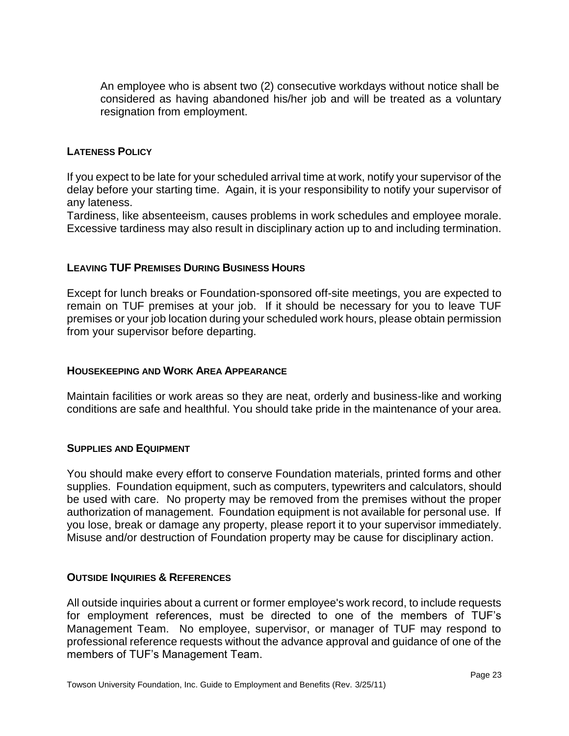An employee who is absent two (2) consecutive workdays without notice shall be considered as having abandoned his/her job and will be treated as a voluntary resignation from employment.

### LATENESS POLICY

If you expect to be late for your scheduled arrival time at work, notify your supervisor of the delay before your starting time. Again, it is your responsibility to notify your supervisor of any lateness.

Tardiness, like absenteeism, causes problems in work schedules and employee morale. Excessive tardiness may also result in disciplinary action up to and including termination.

### LEAVING TUF PREMISES DURING BUSINESS HOURS

Except for lunch breaks or Foundation-sponsored off-site meetings, you are expected to remain on TUF premises at your job. If it should be necessary for you to leave TUF premises or your job location during your scheduled work hours, please obtain permission from your supervisor before departing.

### HOUSEKEEPING AND WORK AREA APPEARANCE

Maintain facilities or work areas so they are neat, orderly and business-like and working conditions are safe and healthful. You should take pride in the maintenance of your area.

### SUPPLIES AND EQUIPMENT

You should make every effort to conserve Foundation materials, printed forms and other supplies. Foundation equipment, such as computers, typewriters and calculators, should be used with care. No property may be removed from the premises without the proper authorization of management. Foundation equipment is not available for personal use. If you lose, break or damage any property, please report it to your supervisor immediately. Misuse and/or destruction of Foundation property may be cause for disciplinary action.

### OUTSIDE INQUIRIES & REFERENCES

All outside inquiries about a current or former employee's work record, to include requests for employment references, must be directed to one of the members of TUF's Management Team. No employee, supervisor, or manager of TUF may respond to professional reference requests without the advance approval and guidance of one of the members of TUF's Management Team.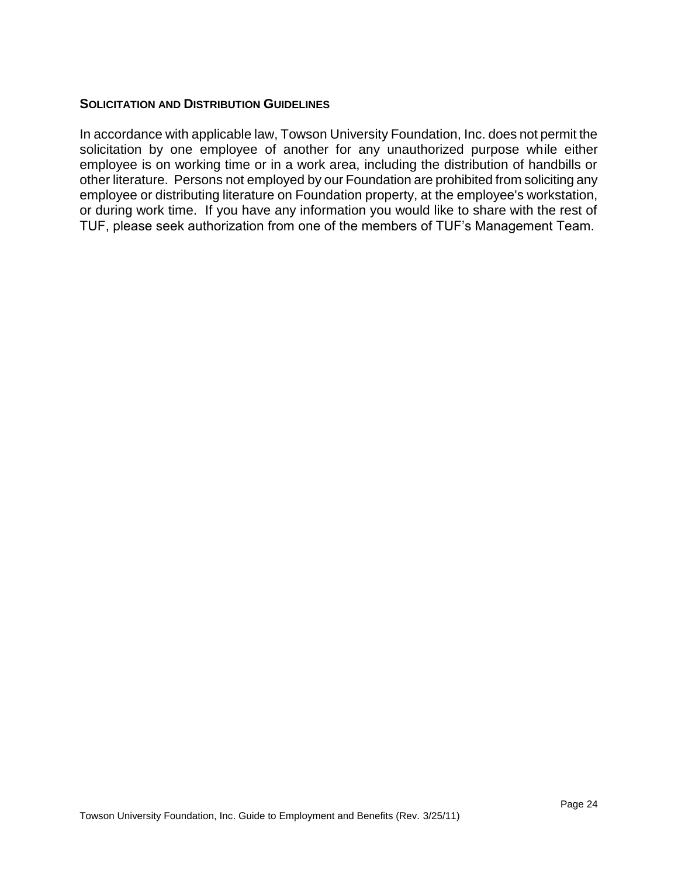### SOLICITATION AND DISTRIBUTION GUIDELINES

In accordance with applicable law, Towson University Foundation, Inc. does not permit the solicitation by one employee of another for any unauthorized purpose while either employee is on working time or in a work area, including the distribution of handbills or other literature. Persons not employed by our Foundation are prohibited from soliciting any employee or distributing literature on Foundation property, at the employee's workstation, or during work time. If you have any information you would like to share with the rest of TUF, please seek authorization from one of the members of TUF's Management Team.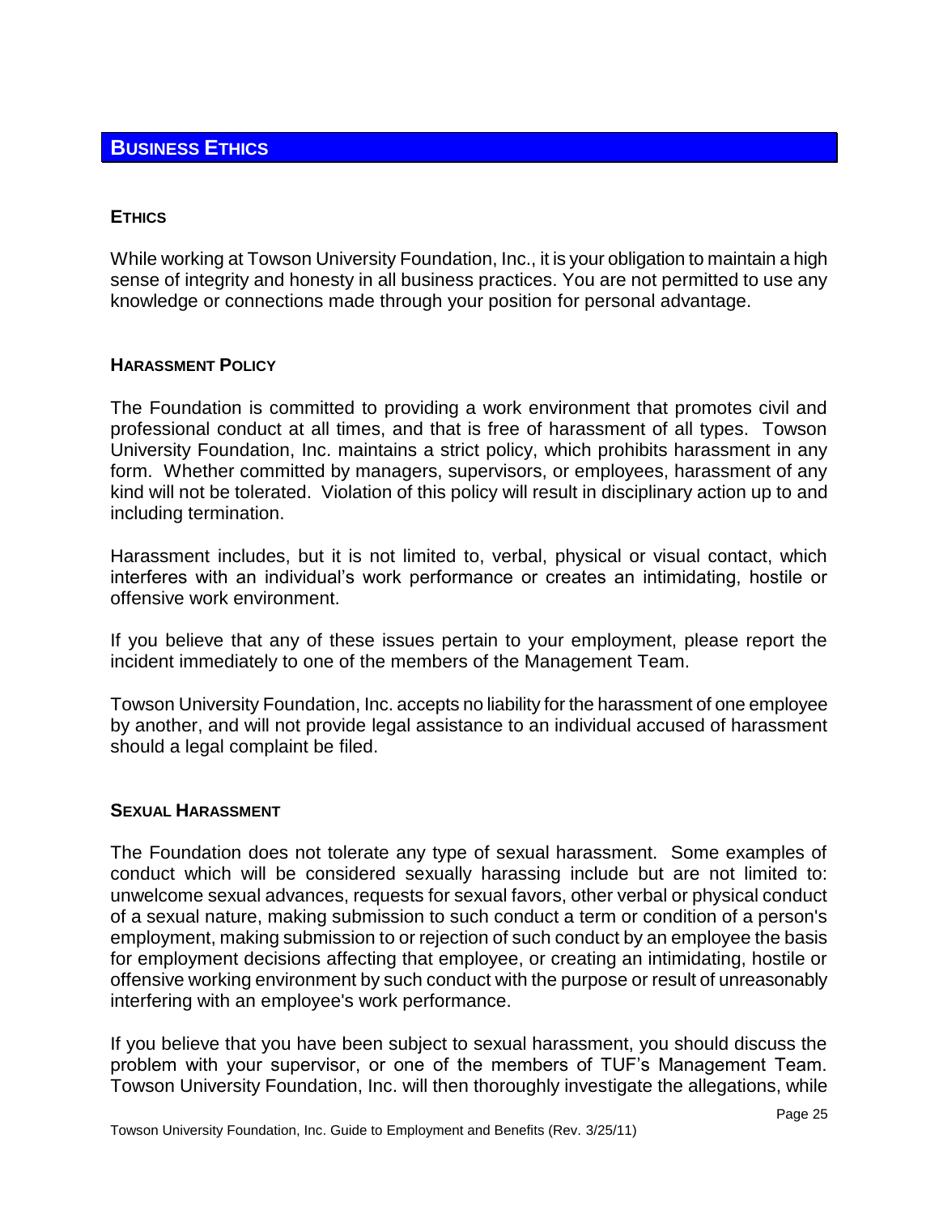# Business Ethics

## Ethics

While working at Towson University Foundation, Inc., it is your obligation to maintain a high sense of integrity and honesty in all business practices. You are not permitted to use any knowledge or connections made through your position for personal advantage.

## Harassment Policy

The Foundation is committed to providing a work environment that promotes civil and professional conduct at all times, and that is free of harassment of all types. Towson University Foundation, Inc. maintains a strict policy, which prohibits harassment in any form. Whether committed by managers, supervisors, or employees, harassment of any kind will not be tolerated. Violation of this policy will result in disciplinary action up to and including termination.

Harassment includes, but it is not limited to, verbal, physical or visual contact, which interferes with an individual's work performance or creates an intimidating, hostile or offensive work environment.

If you believe that any of these issues pertain to your employment, please report the incident immediately to one of the members of the Management Team.

Towson University Foundation, Inc. accepts no liability for the harassment of one employee by another, and will not provide legal assistance to an individual accused of harassment should a legal complaint be filed.

## Sexual Harassment

The Foundation does not tolerate any type of sexual harassment. Some examples of conduct which will be considered sexually harassing include but are not limited to: unwelcome sexual advances, requests for sexual favors, other verbal or physical conduct of a sexual nature, making submission to such conduct a term or condition of a person's employment, making submission to or rejection of such conduct by an employee the basis for employment decisions affecting that employee, or creating an intimidating, hostile or offensive working environment by such conduct with the purpose or result of unreasonably interfering with an employee's work performance.

If you believe that you have been subject to sexual harassment, you should discuss the problem with your supervisor, or one of the members of TUF's Management Team. Towson University Foundation, Inc. will then thoroughly investigate the allegations, while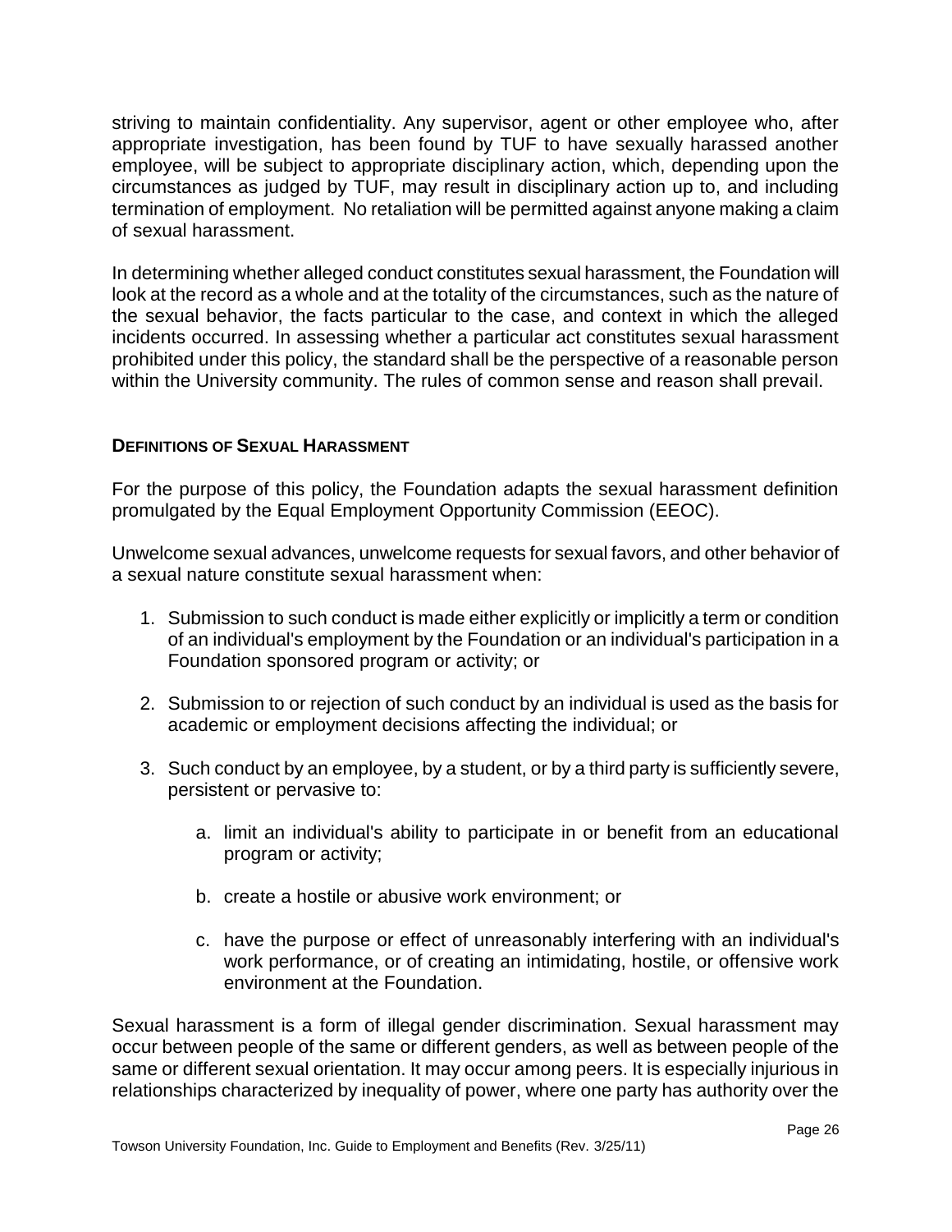striving to maintain confidentiality. Any supervisor, agent or other employee who, after appropriate investigation, has been found by TUF to have sexually harassed another employee, will be subject to appropriate disciplinary action, which, depending upon the circumstances as judged by TUF, may result in disciplinary action up to, and including termination of employment. No retaliation will be permitted against anyone making a claim of sexual harassment.

In determining whether alleged conduct constitutes sexual harassment, the Foundation will look at the record as a whole and at the totality of the circumstances, such as the nature of the sexual behavior, the facts particular to the case, and context in which the alleged incidents occurred. In assessing whether a particular act constitutes sexual harassment prohibited under this policy, the standard shall be the perspective of a reasonable person within the University community. The rules of common sense and reason shall prevail.

### DEFINITIONS OF SEXUAL HARASSMENT

For the purpose of this policy, the Foundation adapts the sexual harassment definition promulgated by the Equal Employment Opportunity Commission (EEOC).

Unwelcome sexual advances, unwelcome requests for sexual favors, and other behavior of a sexual nature constitute sexual harassment when:

1. Submission to such conduct is made either explicitly or implicitly a term or condition of an individual's employment by the Foundation or an individual's participation in a Foundation sponsored program or activity; or

2. Submission to or rejection of such conduct by an individual is used as the basis for academic or employment decisions affecting the individual; or

3. Such conduct by an employee, by a student, or by a third party is sufficiently severe, persistent or pervasive to:

   a. limit an individual's ability to participate in or benefit from an educational program or activity;

   b. create a hostile or abusive work environment; or

   c. have the purpose or effect of unreasonably interfering with an individual's work performance, or of creating an intimidating, hostile, or offensive work environment at the Foundation.

Sexual harassment is a form of illegal gender discrimination. Sexual harassment may occur between people of the same or different genders, as well as between people of the same or different sexual orientation. It may occur among peers. It is especially injurious in relationships characterized by inequality of power, where one party has authority over the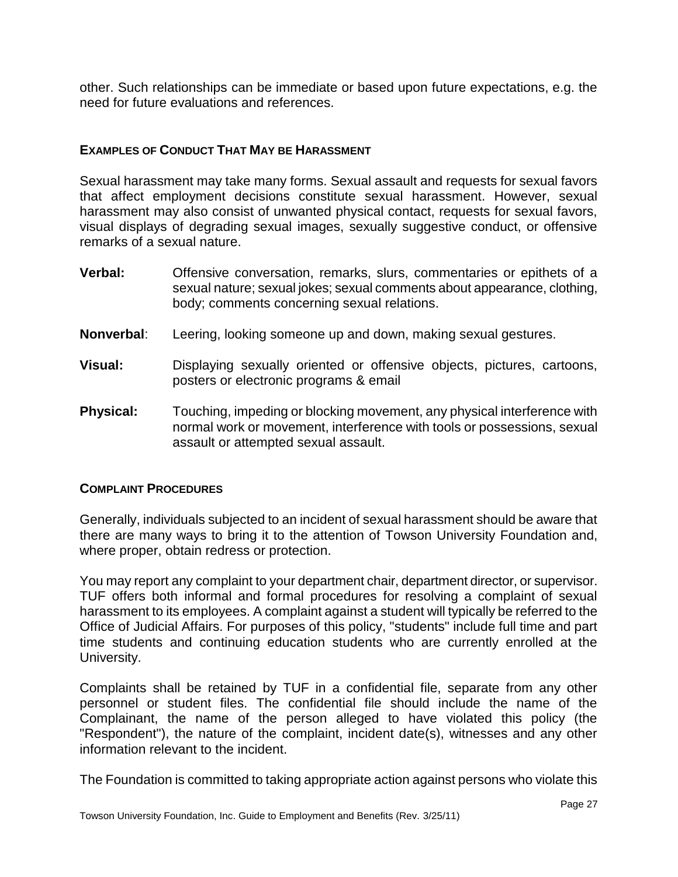other. Such relationships can be immediate or based upon future expectations, e.g. the need for future evaluations and references.

### EXAMPLES OF CONDUCT THAT MAY BE HARASSMENT

Sexual harassment may take many forms. Sexual assault and requests for sexual favors that affect employment decisions constitute sexual harassment. However, sexual harassment may also consist of unwanted physical contact, requests for sexual favors, visual displays of degrading sexual images, sexually suggestive conduct, or offensive remarks of a sexual nature.

**Verbal:** Offensive conversation, remarks, slurs, commentaries or epithets of a sexual nature; sexual jokes; sexual comments about appearance, clothing, body; comments concerning sexual relations.

**Nonverbal**: Leering, looking someone up and down, making sexual gestures.

**Visual:** Displaying sexually oriented or offensive objects, pictures, cartoons, posters or electronic programs & email

**Physical:** Touching, impeding or blocking movement, any physical interference with normal work or movement, interference with tools or possessions, sexual assault or attempted sexual assault.

### COMPLAINT PROCEDURES

Generally, individuals subjected to an incident of sexual harassment should be aware that there are many ways to bring it to the attention of Towson University Foundation and, where proper, obtain redress or protection.

You may report any complaint to your department chair, department director, or supervisor. TUF offers both informal and formal procedures for resolving a complaint of sexual harassment to its employees. A complaint against a student will typically be referred to the Office of Judicial Affairs. For purposes of this policy, "students" include full time and part time students and continuing education students who are currently enrolled at the University.

Complaints shall be retained by TUF in a confidential file, separate from any other personnel or student files. The confidential file should include the name of the Complainant, the name of the person alleged to have violated this policy (the "Respondent"), the nature of the complaint, incident date(s), witnesses and any other information relevant to the incident.

The Foundation is committed to taking appropriate action against persons who violate this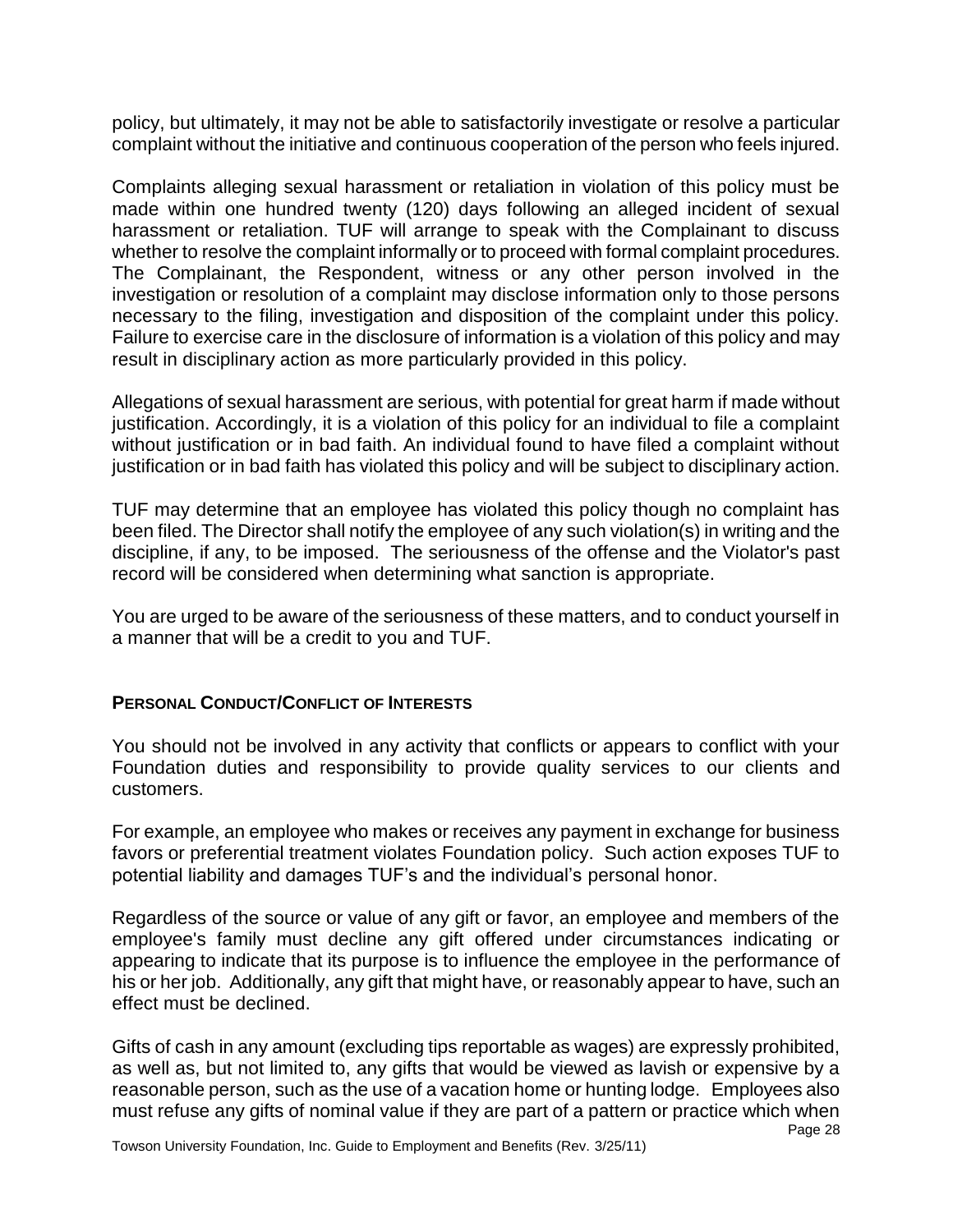policy, but ultimately, it may not be able to satisfactorily investigate or resolve a particular complaint without the initiative and continuous cooperation of the person who feels injured.

Complaints alleging sexual harassment or retaliation in violation of this policy must be made within one hundred twenty (120) days following an alleged incident of sexual harassment or retaliation. TUF will arrange to speak with the Complainant to discuss whether to resolve the complaint informally or to proceed with formal complaint procedures. The Complainant, the Respondent, witness or any other person involved in the investigation or resolution of a complaint may disclose information only to those persons necessary to the filing, investigation and disposition of the complaint under this policy. Failure to exercise care in the disclosure of information is a violation of this policy and may result in disciplinary action as more particularly provided in this policy.

Allegations of sexual harassment are serious, with potential for great harm if made without justification. Accordingly, it is a violation of this policy for an individual to file a complaint without justification or in bad faith. An individual found to have filed a complaint without justification or in bad faith has violated this policy and will be subject to disciplinary action.

TUF may determine that an employee has violated this policy though no complaint has been filed. The Director shall notify the employee of any such violation(s) in writing and the discipline, if any, to be imposed. The seriousness of the offense and the Violator's past record will be considered when determining what sanction is appropriate.

You are urged to be aware of the seriousness of these matters, and to conduct yourself in a manner that will be a credit to you and TUF.

**PERSONAL CONDUCT/CONFLICT OF INTERESTS**

You should not be involved in any activity that conflicts or appears to conflict with your Foundation duties and responsibility to provide quality services to our clients and customers.

For example, an employee who makes or receives any payment in exchange for business favors or preferential treatment violates Foundation policy. Such action exposes TUF to potential liability and damages TUF's and the individual's personal honor.

Regardless of the source or value of any gift or favor, an employee and members of the employee's family must decline any gift offered under circumstances indicating or appearing to indicate that its purpose is to influence the employee in the performance of his or her job. Additionally, any gift that might have, or reasonably appear to have, such an effect must be declined.

Gifts of cash in any amount (excluding tips reportable as wages) are expressly prohibited, as well as, but not limited to, any gifts that would be viewed as lavish or expensive by a reasonable person, such as the use of a vacation home or hunting lodge. Employees also must refuse any gifts of nominal value if they are part of a pattern or practice which when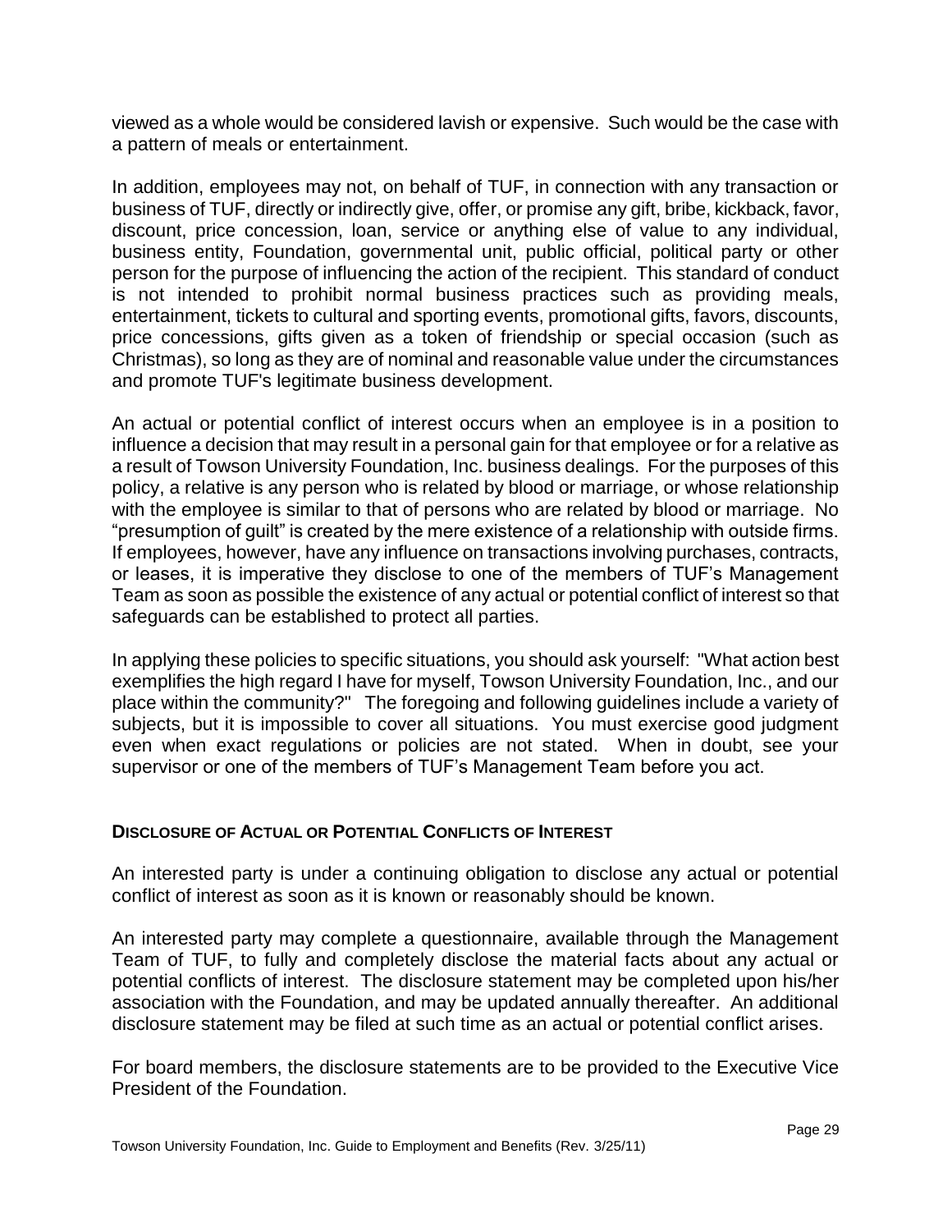viewed as a whole would be considered lavish or expensive. Such would be the case with a pattern of meals or entertainment.

In addition, employees may not, on behalf of TUF, in connection with any transaction or business of TUF, directly or indirectly give, offer, or promise any gift, bribe, kickback, favor, discount, price concession, loan, service or anything else of value to any individual, business entity, Foundation, governmental unit, public official, political party or other person for the purpose of influencing the action of the recipient. This standard of conduct is not intended to prohibit normal business practices such as providing meals, entertainment, tickets to cultural and sporting events, promotional gifts, favors, discounts, price concessions, gifts given as a token of friendship or special occasion (such as Christmas), so long as they are of nominal and reasonable value under the circumstances and promote TUF's legitimate business development.

An actual or potential conflict of interest occurs when an employee is in a position to influence a decision that may result in a personal gain for that employee or for a relative as a result of Towson University Foundation, Inc. business dealings. For the purposes of this policy, a relative is any person who is related by blood or marriage, or whose relationship with the employee is similar to that of persons who are related by blood or marriage. No "presumption of guilt" is created by the mere existence of a relationship with outside firms. If employees, however, have any influence on transactions involving purchases, contracts, or leases, it is imperative they disclose to one of the members of TUF's Management Team as soon as possible the existence of any actual or potential conflict of interest so that safeguards can be established to protect all parties.

In applying these policies to specific situations, you should ask yourself: "What action best exemplifies the high regard I have for myself, Towson University Foundation, Inc., and our place within the community?" The foregoing and following guidelines include a variety of subjects, but it is impossible to cover all situations. You must exercise good judgment even when exact regulations or policies are not stated. When in doubt, see your supervisor or one of the members of TUF's Management Team before you act.

### Disclosure of Actual or Potential Conflicts of Interest

An interested party is under a continuing obligation to disclose any actual or potential conflict of interest as soon as it is known or reasonably should be known.

An interested party may complete a questionnaire, available through the Management Team of TUF, to fully and completely disclose the material facts about any actual or potential conflicts of interest. The disclosure statement may be completed upon his/her association with the Foundation, and may be updated annually thereafter. An additional disclosure statement may be filed at such time as an actual or potential conflict arises.

For board members, the disclosure statements are to be provided to the Executive Vice President of the Foundation.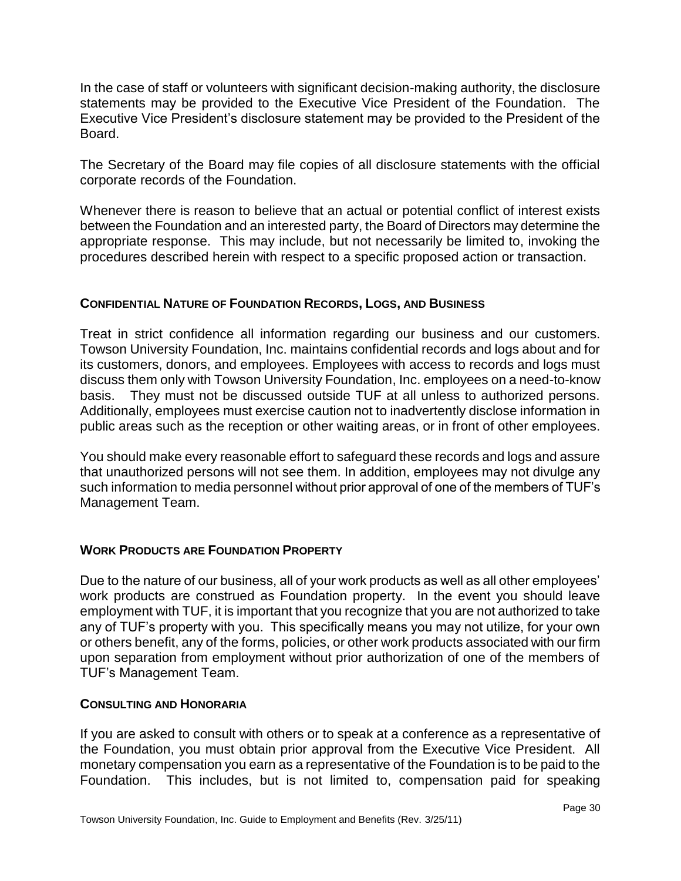In the case of staff or volunteers with significant decision-making authority, the disclosure statements may be provided to the Executive Vice President of the Foundation. The Executive Vice President's disclosure statement may be provided to the President of the Board.

The Secretary of the Board may file copies of all disclosure statements with the official corporate records of the Foundation.

Whenever there is reason to believe that an actual or potential conflict of interest exists between the Foundation and an interested party, the Board of Directors may determine the appropriate response. This may include, but not necessarily be limited to, invoking the procedures described herein with respect to a specific proposed action or transaction.

### Confidential Nature of Foundation Records, Logs, and Business

Treat in strict confidence all information regarding our business and our customers. Towson University Foundation, Inc. maintains confidential records and logs about and for its customers, donors, and employees. Employees with access to records and logs must discuss them only with Towson University Foundation, Inc. employees on a need-to-know basis. They must not be discussed outside TUF at all unless to authorized persons. Additionally, employees must exercise caution not to inadvertently disclose information in public areas such as the reception or other waiting areas, or in front of other employees.

You should make every reasonable effort to safeguard these records and logs and assure that unauthorized persons will not see them. In addition, employees may not divulge any such information to media personnel without prior approval of one of the members of TUF's Management Team.

### Work Products are Foundation Property

Due to the nature of our business, all of your work products as well as all other employees' work products are construed as Foundation property. In the event you should leave employment with TUF, it is important that you recognize that you are not authorized to take any of TUF's property with you. This specifically means you may not utilize, for your own or others benefit, any of the forms, policies, or other work products associated with our firm upon separation from employment without prior authorization of one of the members of TUF's Management Team.

### Consulting and Honoraria

If you are asked to consult with others or to speak at a conference as a representative of the Foundation, you must obtain prior approval from the Executive Vice President. All monetary compensation you earn as a representative of the Foundation is to be paid to the Foundation. This includes, but is not limited to, compensation paid for speaking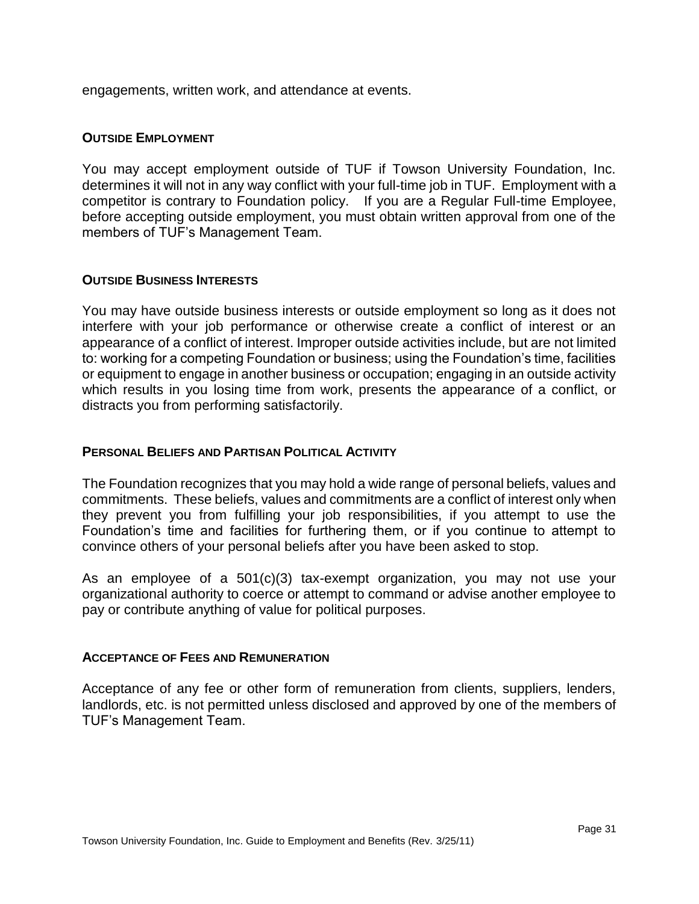engagements, written work, and attendance at events.

### OUTSIDE EMPLOYMENT

You may accept employment outside of TUF if Towson University Foundation, Inc. determines it will not in any way conflict with your full-time job in TUF. Employment with a competitor is contrary to Foundation policy. If you are a Regular Full-time Employee, before accepting outside employment, you must obtain written approval from one of the members of TUF's Management Team.

### OUTSIDE BUSINESS INTERESTS

You may have outside business interests or outside employment so long as it does not interfere with your job performance or otherwise create a conflict of interest or an appearance of a conflict of interest. Improper outside activities include, but are not limited to: working for a competing Foundation or business; using the Foundation's time, facilities or equipment to engage in another business or occupation; engaging in an outside activity which results in you losing time from work, presents the appearance of a conflict, or distracts you from performing satisfactorily.

### PERSONAL BELIEFS AND PARTISAN POLITICAL ACTIVITY

The Foundation recognizes that you may hold a wide range of personal beliefs, values and commitments. These beliefs, values and commitments are a conflict of interest only when they prevent you from fulfilling your job responsibilities, if you attempt to use the Foundation's time and facilities for furthering them, or if you continue to attempt to convince others of your personal beliefs after you have been asked to stop.

As an employee of a 501(c)(3) tax-exempt organization, you may not use your organizational authority to coerce or attempt to command or advise another employee to pay or contribute anything of value for political purposes.

### ACCEPTANCE OF FEES AND REMUNERATION

Acceptance of any fee or other form of remuneration from clients, suppliers, lenders, landlords, etc. is not permitted unless disclosed and approved by one of the members of TUF's Management Team.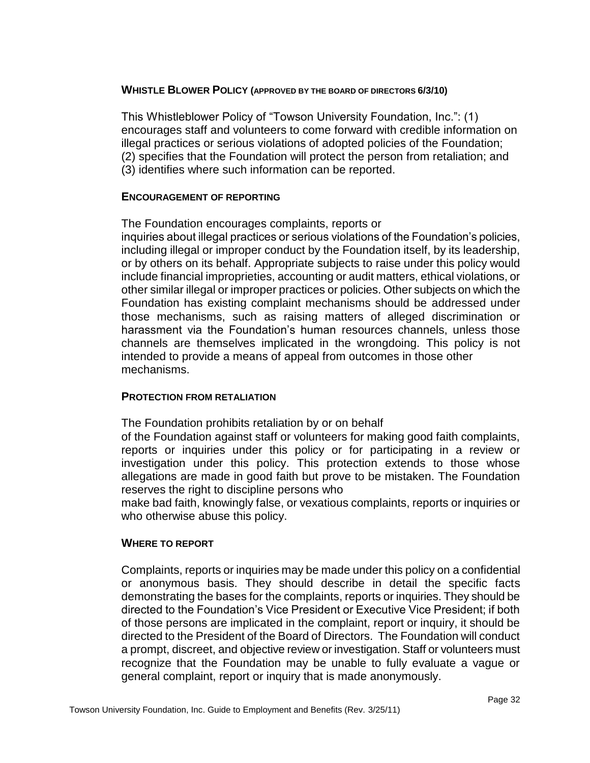## WHISTLE BLOWER POLICY (APPROVED BY THE BOARD OF DIRECTORS 6/3/10)

This Whistleblower Policy of "Towson University Foundation, Inc.": (1) encourages staff and volunteers to come forward with credible information on illegal practices or serious violations of adopted policies of the Foundation; (2) specifies that the Foundation will protect the person from retaliation; and (3) identifies where such information can be reported.

### ENCOURAGEMENT OF REPORTING

The Foundation encourages complaints, reports or inquiries about illegal practices or serious violations of the Foundation's policies, including illegal or improper conduct by the Foundation itself, by its leadership, or by others on its behalf. Appropriate subjects to raise under this policy would include financial improprieties, accounting or audit matters, ethical violations, or other similar illegal or improper practices or policies. Other subjects on which the Foundation has existing complaint mechanisms should be addressed under those mechanisms, such as raising matters of alleged discrimination or harassment via the Foundation's human resources channels, unless those channels are themselves implicated in the wrongdoing. This policy is not intended to provide a means of appeal from outcomes in those other mechanisms.

### PROTECTION FROM RETALIATION

The Foundation prohibits retaliation by or on behalf of the Foundation against staff or volunteers for making good faith complaints, reports or inquiries under this policy or for participating in a review or investigation under this policy. This protection extends to those whose allegations are made in good faith but prove to be mistaken. The Foundation reserves the right to discipline persons who make bad faith, knowingly false, or vexatious complaints, reports or inquiries or who otherwise abuse this policy.

### WHERE TO REPORT

Complaints, reports or inquiries may be made under this policy on a confidential or anonymous basis. They should describe in detail the specific facts demonstrating the bases for the complaints, reports or inquiries. They should be directed to the Foundation's Vice President or Executive Vice President; if both of those persons are implicated in the complaint, report or inquiry, it should be directed to the President of the Board of Directors. The Foundation will conduct a prompt, discreet, and objective review or investigation. Staff or volunteers must recognize that the Foundation may be unable to fully evaluate a vague or general complaint, report or inquiry that is made anonymously.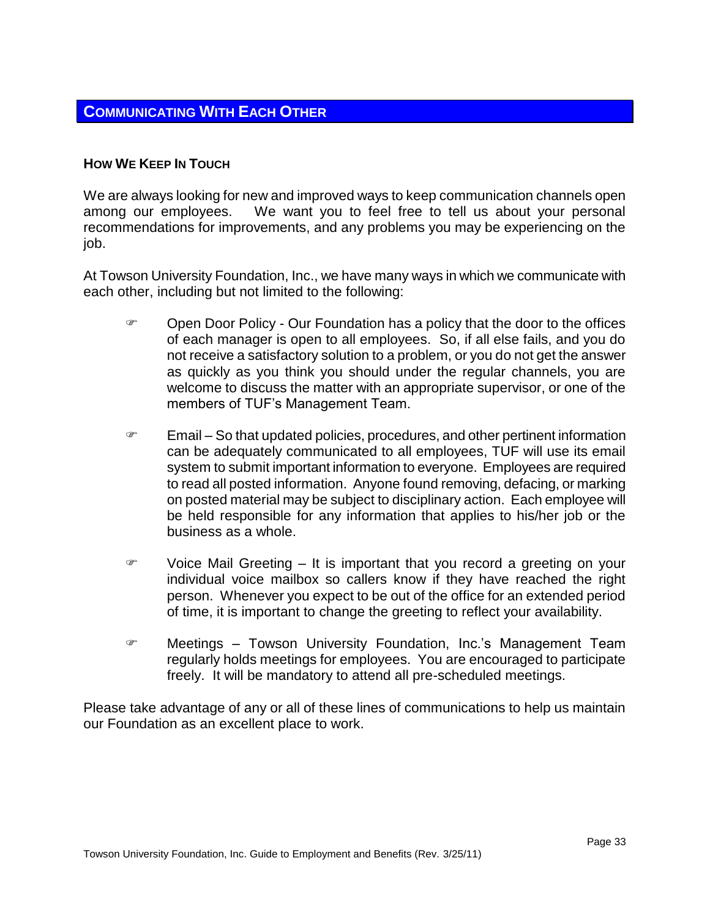## COMMUNICATING WITH EACH OTHER

### HOW WE KEEP IN TOUCH

We are always looking for new and improved ways to keep communication channels open among our employees. We want you to feel free to tell us about your personal recommendations for improvements, and any problems you may be experiencing on the job.

At Towson University Foundation, Inc., we have many ways in which we communicate with each other, including but not limited to the following:

- Open Door Policy - Our Foundation has a policy that the door to the offices of each manager is open to all employees. So, if all else fails, and you do not receive a satisfactory solution to a problem, or you do not get the answer as quickly as you think you should under the regular channels, you are welcome to discuss the matter with an appropriate supervisor, or one of the members of TUF's Management Team.

- Email – So that updated policies, procedures, and other pertinent information can be adequately communicated to all employees, TUF will use its email system to submit important information to everyone. Employees are required to read all posted information. Anyone found removing, defacing, or marking on posted material may be subject to disciplinary action. Each employee will be held responsible for any information that applies to his/her job or the business as a whole.

- Voice Mail Greeting – It is important that you record a greeting on your individual voice mailbox so callers know if they have reached the right person. Whenever you expect to be out of the office for an extended period of time, it is important to change the greeting to reflect your availability.

- Meetings – Towson University Foundation, Inc.'s Management Team regularly holds meetings for employees. You are encouraged to participate freely. It will be mandatory to attend all pre-scheduled meetings.

Please take advantage of any or all of these lines of communications to help us maintain our Foundation as an excellent place to work.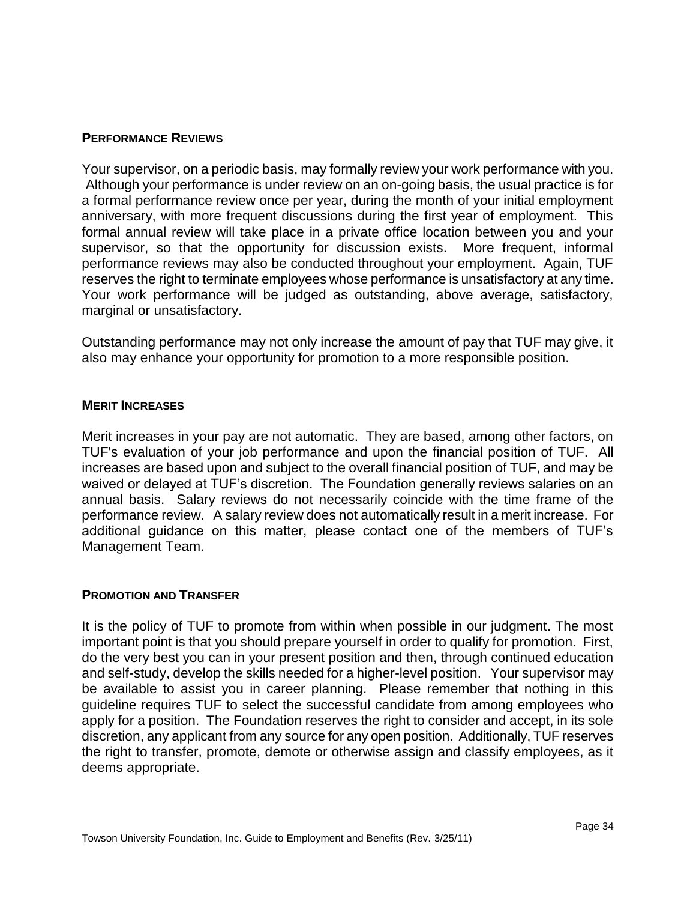## PERFORMANCE REVIEWS

Your supervisor, on a periodic basis, may formally review your work performance with you. Although your performance is under review on an on-going basis, the usual practice is for a formal performance review once per year, during the month of your initial employment anniversary, with more frequent discussions during the first year of employment. This formal annual review will take place in a private office location between you and your supervisor, so that the opportunity for discussion exists. More frequent, informal performance reviews may also be conducted throughout your employment. Again, TUF reserves the right to terminate employees whose performance is unsatisfactory at any time. Your work performance will be judged as outstanding, above average, satisfactory, marginal or unsatisfactory.

Outstanding performance may not only increase the amount of pay that TUF may give, it also may enhance your opportunity for promotion to a more responsible position.

## MERIT INCREASES

Merit increases in your pay are not automatic. They are based, among other factors, on TUF's evaluation of your job performance and upon the financial position of TUF. All increases are based upon and subject to the overall financial position of TUF, and may be waived or delayed at TUF's discretion. The Foundation generally reviews salaries on an annual basis. Salary reviews do not necessarily coincide with the time frame of the performance review. A salary review does not automatically result in a merit increase. For additional guidance on this matter, please contact one of the members of TUF's Management Team.

## PROMOTION AND TRANSFER

It is the policy of TUF to promote from within when possible in our judgment. The most important point is that you should prepare yourself in order to qualify for promotion. First, do the very best you can in your present position and then, through continued education and self-study, develop the skills needed for a higher-level position. Your supervisor may be available to assist you in career planning. Please remember that nothing in this guideline requires TUF to select the successful candidate from among employees who apply for a position. The Foundation reserves the right to consider and accept, in its sole discretion, any applicant from any source for any open position. Additionally, TUF reserves the right to transfer, promote, demote or otherwise assign and classify employees, as it deems appropriate.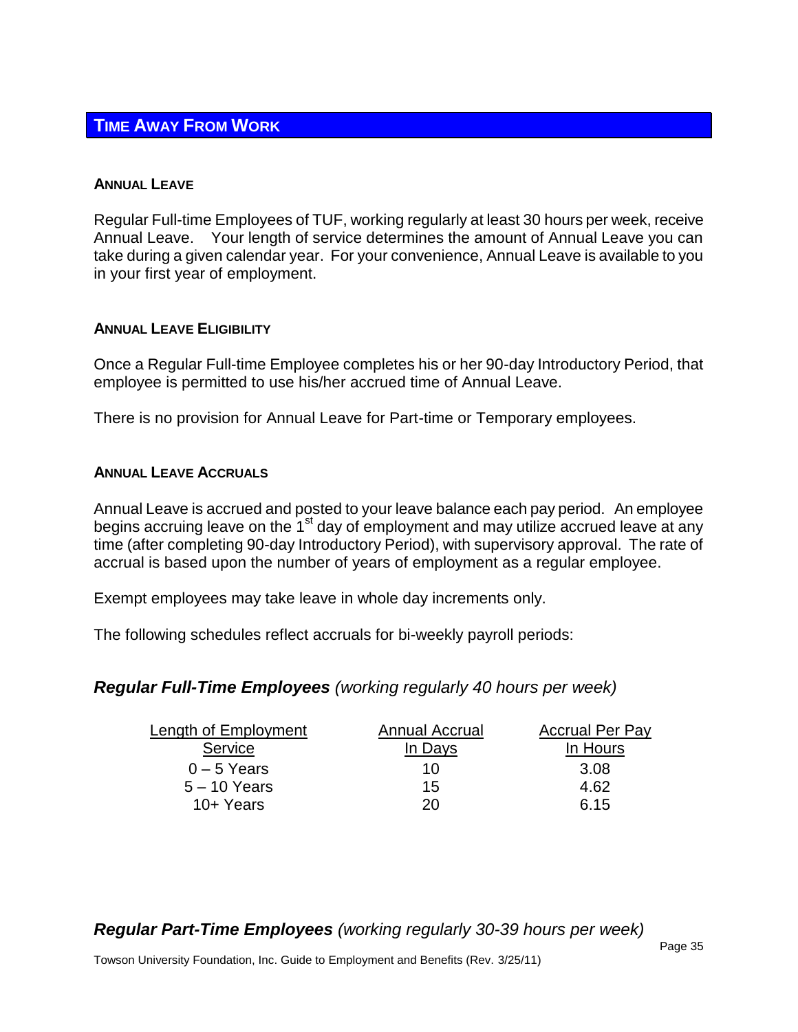## TIME AWAY FROM WORK

### ANNUAL LEAVE

Regular Full-time Employees of TUF, working regularly at least 30 hours per week, receive Annual Leave. Your length of service determines the amount of Annual Leave you can take during a given calendar year. For your convenience, Annual Leave is available to you in your first year of employment.

### ANNUAL LEAVE ELIGIBILITY

Once a Regular Full-time Employee completes his or her 90-day Introductory Period, that employee is permitted to use his/her accrued time of Annual Leave.

There is no provision for Annual Leave for Part-time or Temporary employees.

### ANNUAL LEAVE ACCRUALS

Annual Leave is accrued and posted to your leave balance each pay period. An employee begins accruing leave on the 1st day of employment and may utilize accrued leave at any time (after completing 90-day Introductory Period), with supervisory approval. The rate of accrual is based upon the number of years of employment as a regular employee.

Exempt employees may take leave in whole day increments only.

The following schedules reflect accruals for bi-weekly payroll periods:

***Regular Full-Time Employees*** *(working regularly 40 hours per week)*

| Length of Employment Service | Annual Accrual In Days | Accrual Per Pay In Hours |
|---|---|---|
| 0 – 5 Years | 10 | 3.08 |
| 5 – 10 Years | 15 | 4.62 |
| 10+ Years | 20 | 6.15 |

***Regular Part-Time Employees*** *(working regularly 30-39 hours per week)*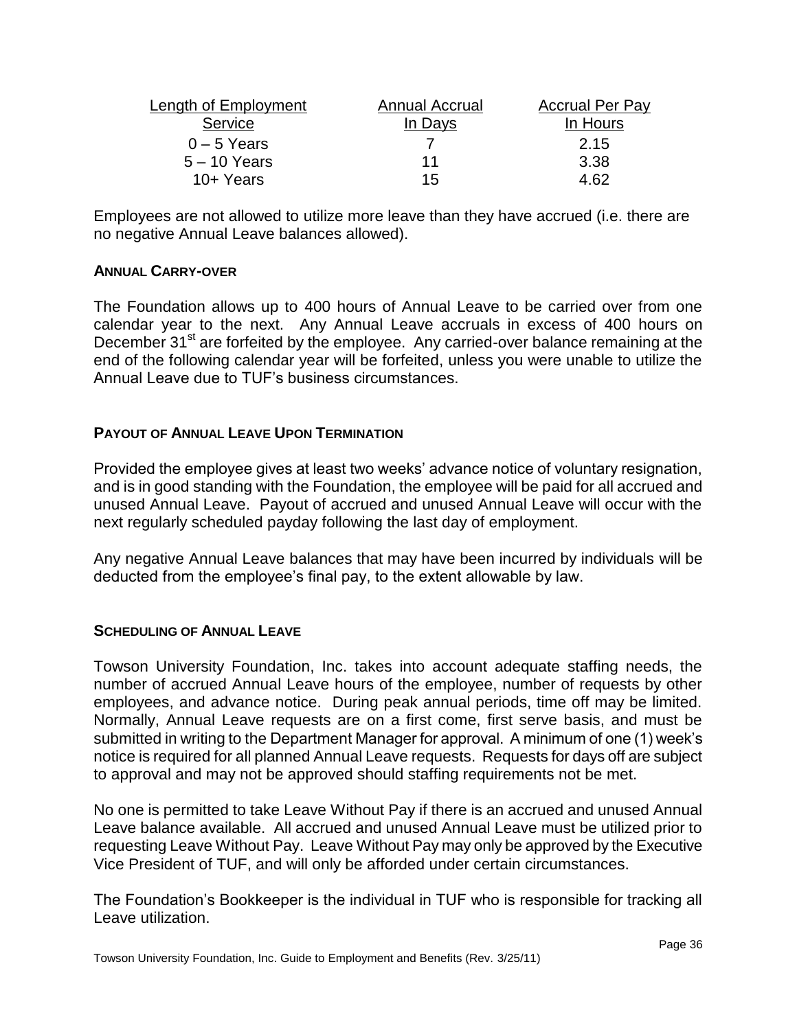| Length of Employment Service | Annual Accrual In Days | Accrual Per Pay In Hours |
|---|---|---|
| 0 – 5 Years | 7 | 2.15 |
| 5 – 10 Years | 11 | 3.38 |
| 10+ Years | 15 | 4.62 |

Employees are not allowed to utilize more leave than they have accrued (i.e. there are no negative Annual Leave balances allowed).

### ANNUAL CARRY-OVER

The Foundation allows up to 400 hours of Annual Leave to be carried over from one calendar year to the next. Any Annual Leave accruals in excess of 400 hours on December 31st are forfeited by the employee. Any carried-over balance remaining at the end of the following calendar year will be forfeited, unless you were unable to utilize the Annual Leave due to TUF's business circumstances.

### PAYOUT OF ANNUAL LEAVE UPON TERMINATION

Provided the employee gives at least two weeks' advance notice of voluntary resignation, and is in good standing with the Foundation, the employee will be paid for all accrued and unused Annual Leave. Payout of accrued and unused Annual Leave will occur with the next regularly scheduled payday following the last day of employment.

Any negative Annual Leave balances that may have been incurred by individuals will be deducted from the employee's final pay, to the extent allowable by law.

### SCHEDULING OF ANNUAL LEAVE

Towson University Foundation, Inc. takes into account adequate staffing needs, the number of accrued Annual Leave hours of the employee, number of requests by other employees, and advance notice. During peak annual periods, time off may be limited. Normally, Annual Leave requests are on a first come, first serve basis, and must be submitted in writing to the Department Manager for approval. A minimum of one (1) week's notice is required for all planned Annual Leave requests. Requests for days off are subject to approval and may not be approved should staffing requirements not be met.

No one is permitted to take Leave Without Pay if there is an accrued and unused Annual Leave balance available. All accrued and unused Annual Leave must be utilized prior to requesting Leave Without Pay. Leave Without Pay may only be approved by the Executive Vice President of TUF, and will only be afforded under certain circumstances.

The Foundation's Bookkeeper is the individual in TUF who is responsible for tracking all Leave utilization.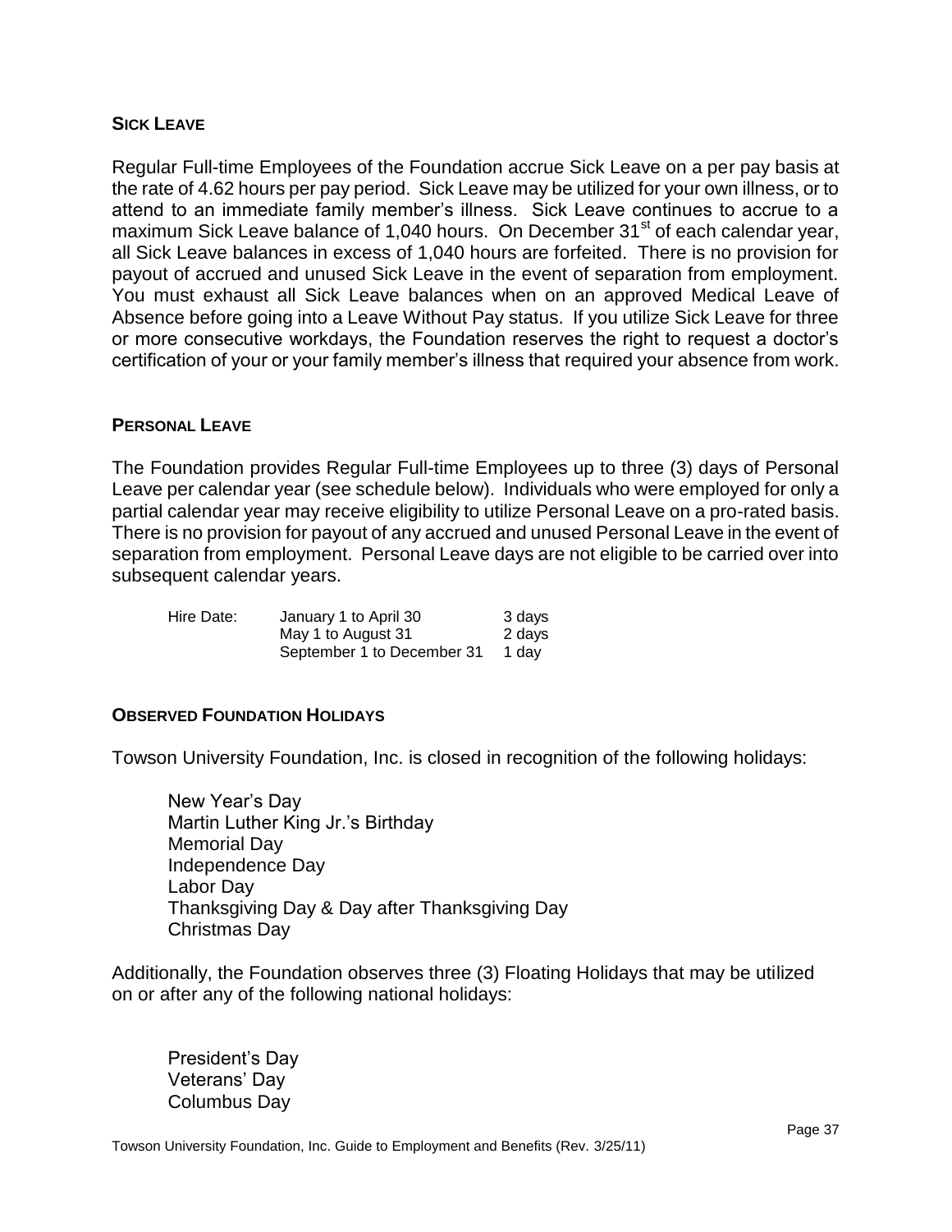## SICK LEAVE

Regular Full-time Employees of the Foundation accrue Sick Leave on a per pay basis at the rate of 4.62 hours per pay period. Sick Leave may be utilized for your own illness, or to attend to an immediate family member's illness. Sick Leave continues to accrue to a maximum Sick Leave balance of 1,040 hours. On December 31st of each calendar year, all Sick Leave balances in excess of 1,040 hours are forfeited. There is no provision for payout of accrued and unused Sick Leave in the event of separation from employment. You must exhaust all Sick Leave balances when on an approved Medical Leave of Absence before going into a Leave Without Pay status. If you utilize Sick Leave for three or more consecutive workdays, the Foundation reserves the right to request a doctor's certification of your or your family member's illness that required your absence from work.

## PERSONAL LEAVE

The Foundation provides Regular Full-time Employees up to three (3) days of Personal Leave per calendar year (see schedule below). Individuals who were employed for only a partial calendar year may receive eligibility to utilize Personal Leave on a pro-rated basis. There is no provision for payout of any accrued and unused Personal Leave in the event of separation from employment. Personal Leave days are not eligible to be carried over into subsequent calendar years.

| Hire Date: | January 1 to April 30 | 3 days |
|---|---|---|
| | May 1 to August 31 | 2 days |
| | September 1 to December 31 | 1 day |

## OBSERVED FOUNDATION HOLIDAYS

Towson University Foundation, Inc. is closed in recognition of the following holidays:

- New Year's Day
- Martin Luther King Jr.'s Birthday
- Memorial Day
- Independence Day
- Labor Day
- Thanksgiving Day & Day after Thanksgiving Day
- Christmas Day

Additionally, the Foundation observes three (3) Floating Holidays that may be utilized on or after any of the following national holidays:

- President's Day
- Veterans' Day
- Columbus Day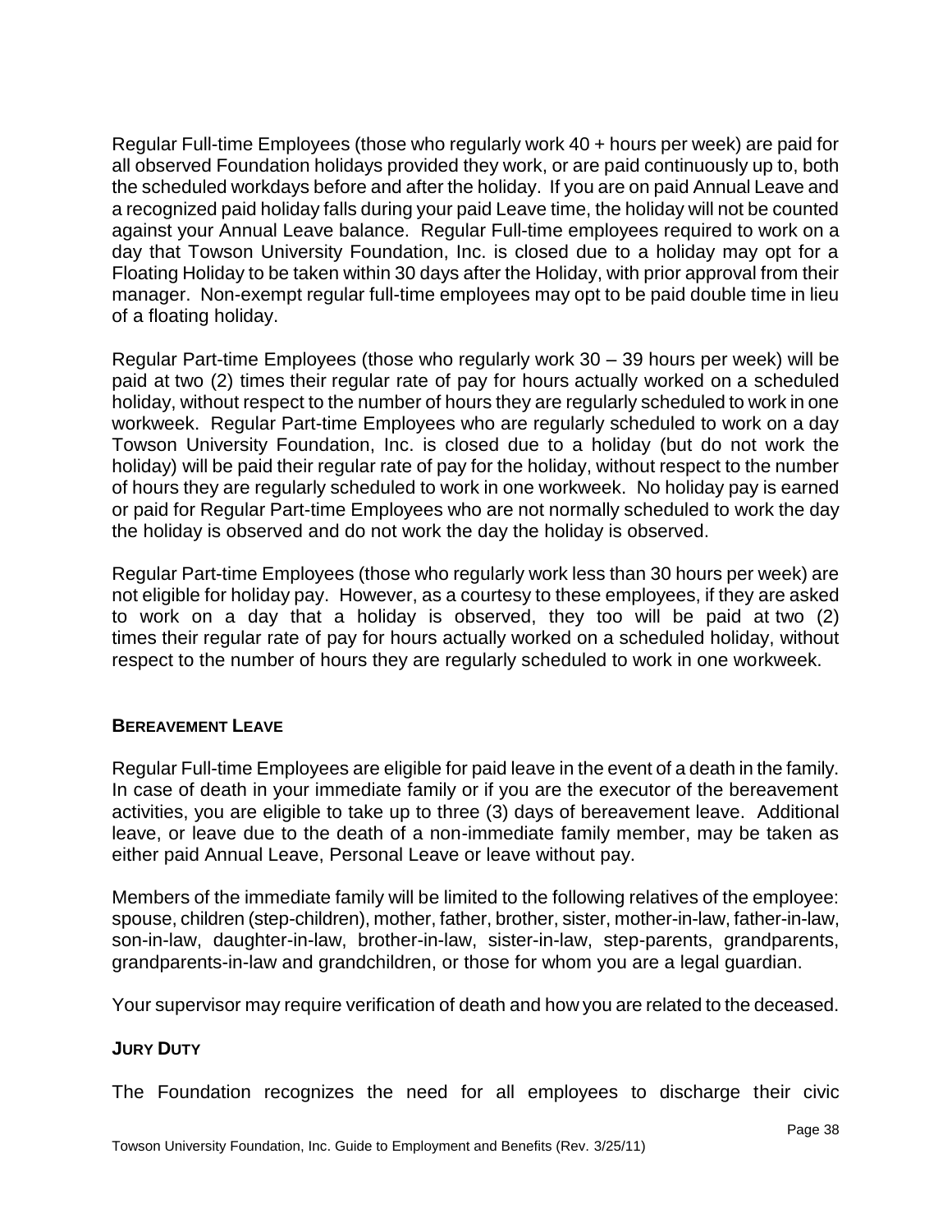Regular Full-time Employees (those who regularly work 40 + hours per week) are paid for all observed Foundation holidays provided they work, or are paid continuously up to, both the scheduled workdays before and after the holiday. If you are on paid Annual Leave and a recognized paid holiday falls during your paid Leave time, the holiday will not be counted against your Annual Leave balance. Regular Full-time employees required to work on a day that Towson University Foundation, Inc. is closed due to a holiday may opt for a Floating Holiday to be taken within 30 days after the Holiday, with prior approval from their manager. Non-exempt regular full-time employees may opt to be paid double time in lieu of a floating holiday.

Regular Part-time Employees (those who regularly work 30 – 39 hours per week) will be paid at two (2) times their regular rate of pay for hours actually worked on a scheduled holiday, without respect to the number of hours they are regularly scheduled to work in one workweek. Regular Part-time Employees who are regularly scheduled to work on a day Towson University Foundation, Inc. is closed due to a holiday (but do not work the holiday) will be paid their regular rate of pay for the holiday, without respect to the number of hours they are regularly scheduled to work in one workweek. No holiday pay is earned or paid for Regular Part-time Employees who are not normally scheduled to work the day the holiday is observed and do not work the day the holiday is observed.

Regular Part-time Employees (those who regularly work less than 30 hours per week) are not eligible for holiday pay. However, as a courtesy to these employees, if they are asked to work on a day that a holiday is observed, they too will be paid at two (2) times their regular rate of pay for hours actually worked on a scheduled holiday, without respect to the number of hours they are regularly scheduled to work in one workweek.

### BEREAVEMENT LEAVE

Regular Full-time Employees are eligible for paid leave in the event of a death in the family. In case of death in your immediate family or if you are the executor of the bereavement activities, you are eligible to take up to three (3) days of bereavement leave. Additional leave, or leave due to the death of a non-immediate family member, may be taken as either paid Annual Leave, Personal Leave or leave without pay.

Members of the immediate family will be limited to the following relatives of the employee: spouse, children (step-children), mother, father, brother, sister, mother-in-law, father-in-law, son-in-law, daughter-in-law, brother-in-law, sister-in-law, step-parents, grandparents, grandparents-in-law and grandchildren, or those for whom you are a legal guardian.

Your supervisor may require verification of death and how you are related to the deceased.

### JURY DUTY

The Foundation recognizes the need for all employees to discharge their civic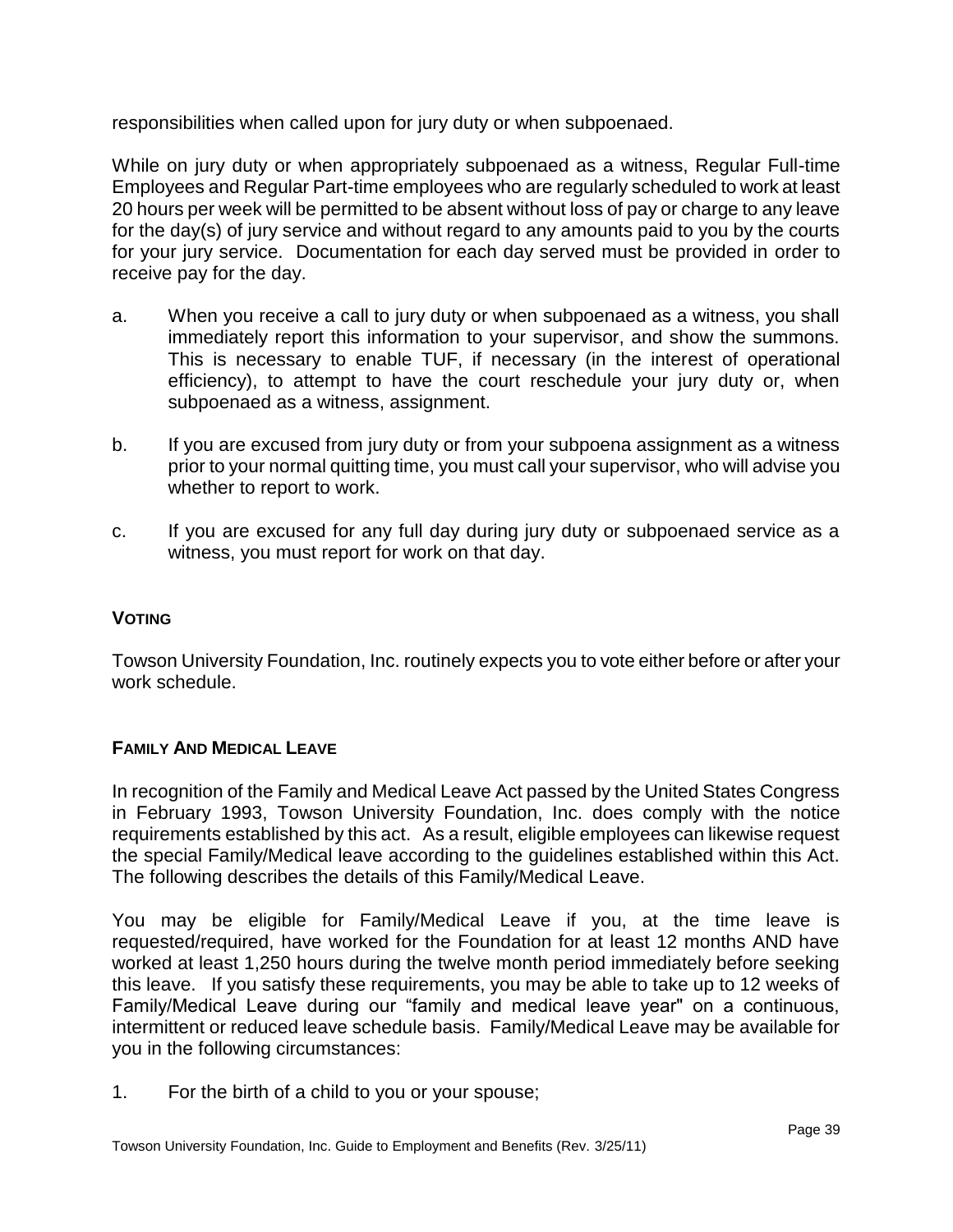responsibilities when called upon for jury duty or when subpoenaed.

While on jury duty or when appropriately subpoenaed as a witness, Regular Full-time Employees and Regular Part-time employees who are regularly scheduled to work at least 20 hours per week will be permitted to be absent without loss of pay or charge to any leave for the day(s) of jury service and without regard to any amounts paid to you by the courts for your jury service. Documentation for each day served must be provided in order to receive pay for the day.

a. When you receive a call to jury duty or when subpoenaed as a witness, you shall immediately report this information to your supervisor, and show the summons. This is necessary to enable TUF, if necessary (in the interest of operational efficiency), to attempt to have the court reschedule your jury duty or, when subpoenaed as a witness, assignment.

b. If you are excused from jury duty or from your subpoena assignment as a witness prior to your normal quitting time, you must call your supervisor, who will advise you whether to report to work.

c. If you are excused for any full day during jury duty or subpoenaed service as a witness, you must report for work on that day.

## VOTING

Towson University Foundation, Inc. routinely expects you to vote either before or after your work schedule.

## FAMILY AND MEDICAL LEAVE

In recognition of the Family and Medical Leave Act passed by the United States Congress in February 1993, Towson University Foundation, Inc. does comply with the notice requirements established by this act. As a result, eligible employees can likewise request the special Family/Medical leave according to the guidelines established within this Act. The following describes the details of this Family/Medical Leave.

You may be eligible for Family/Medical Leave if you, at the time leave is requested/required, have worked for the Foundation for at least 12 months AND have worked at least 1,250 hours during the twelve month period immediately before seeking this leave. If you satisfy these requirements, you may be able to take up to 12 weeks of Family/Medical Leave during our "family and medical leave year" on a continuous, intermittent or reduced leave schedule basis. Family/Medical Leave may be available for you in the following circumstances:

1. For the birth of a child to you or your spouse;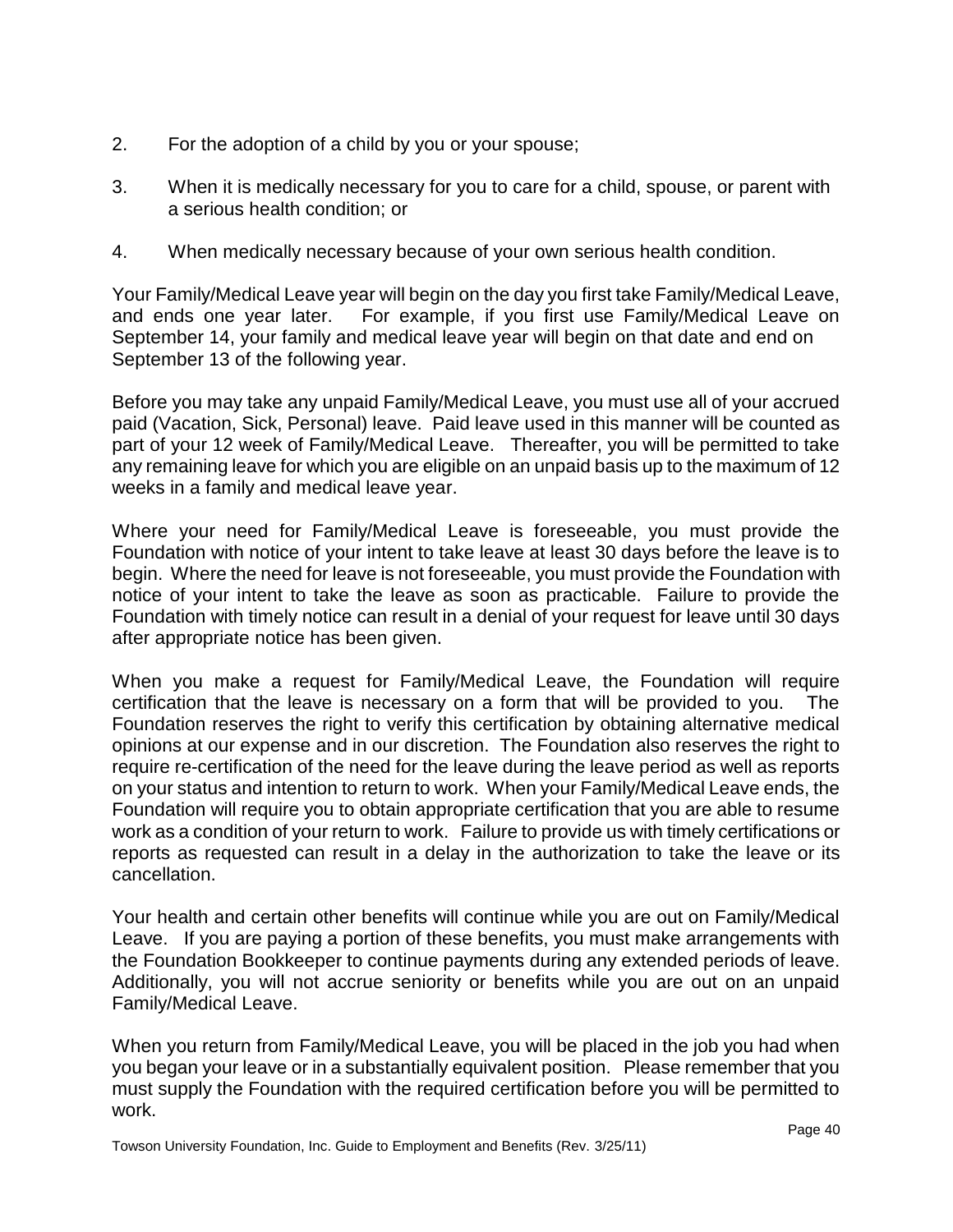2. For the adoption of a child by you or your spouse;

3. When it is medically necessary for you to care for a child, spouse, or parent with a serious health condition; or

4. When medically necessary because of your own serious health condition.

Your Family/Medical Leave year will begin on the day you first take Family/Medical Leave, and ends one year later. For example, if you first use Family/Medical Leave on September 14, your family and medical leave year will begin on that date and end on September 13 of the following year.

Before you may take any unpaid Family/Medical Leave, you must use all of your accrued paid (Vacation, Sick, Personal) leave. Paid leave used in this manner will be counted as part of your 12 week of Family/Medical Leave. Thereafter, you will be permitted to take any remaining leave for which you are eligible on an unpaid basis up to the maximum of 12 weeks in a family and medical leave year.

Where your need for Family/Medical Leave is foreseeable, you must provide the Foundation with notice of your intent to take leave at least 30 days before the leave is to begin. Where the need for leave is not foreseeable, you must provide the Foundation with notice of your intent to take the leave as soon as practicable. Failure to provide the Foundation with timely notice can result in a denial of your request for leave until 30 days after appropriate notice has been given.

When you make a request for Family/Medical Leave, the Foundation will require certification that the leave is necessary on a form that will be provided to you. The Foundation reserves the right to verify this certification by obtaining alternative medical opinions at our expense and in our discretion. The Foundation also reserves the right to require re-certification of the need for the leave during the leave period as well as reports on your status and intention to return to work. When your Family/Medical Leave ends, the Foundation will require you to obtain appropriate certification that you are able to resume work as a condition of your return to work. Failure to provide us with timely certifications or reports as requested can result in a delay in the authorization to take the leave or its cancellation.

Your health and certain other benefits will continue while you are out on Family/Medical Leave. If you are paying a portion of these benefits, you must make arrangements with the Foundation Bookkeeper to continue payments during any extended periods of leave. Additionally, you will not accrue seniority or benefits while you are out on an unpaid Family/Medical Leave.

When you return from Family/Medical Leave, you will be placed in the job you had when you began your leave or in a substantially equivalent position. Please remember that you must supply the Foundation with the required certification before you will be permitted to work.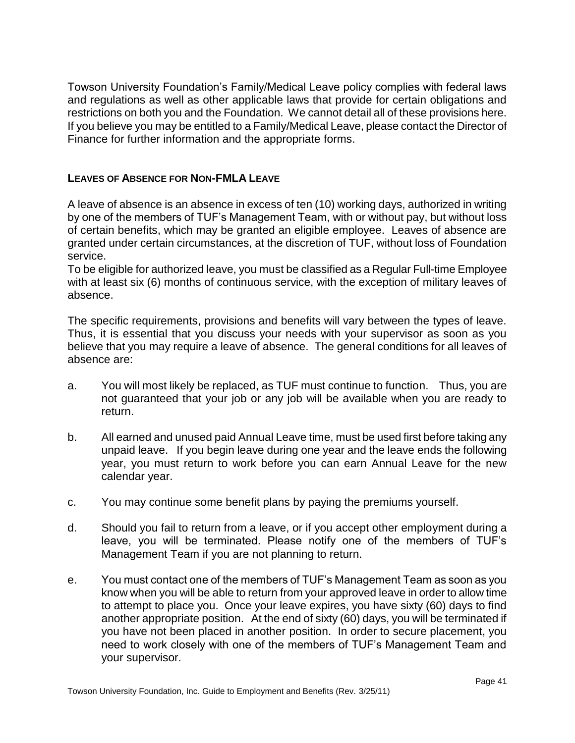Towson University Foundation's Family/Medical Leave policy complies with federal laws and regulations as well as other applicable laws that provide for certain obligations and restrictions on both you and the Foundation. We cannot detail all of these provisions here. If you believe you may be entitled to a Family/Medical Leave, please contact the Director of Finance for further information and the appropriate forms.

### LEAVES OF ABSENCE FOR NON-FMLA LEAVE

A leave of absence is an absence in excess of ten (10) working days, authorized in writing by one of the members of TUF's Management Team, with or without pay, but without loss of certain benefits, which may be granted an eligible employee. Leaves of absence are granted under certain circumstances, at the discretion of TUF, without loss of Foundation service.

To be eligible for authorized leave, you must be classified as a Regular Full-time Employee with at least six (6) months of continuous service, with the exception of military leaves of absence.

The specific requirements, provisions and benefits will vary between the types of leave. Thus, it is essential that you discuss your needs with your supervisor as soon as you believe that you may require a leave of absence. The general conditions for all leaves of absence are:

a. You will most likely be replaced, as TUF must continue to function. Thus, you are not guaranteed that your job or any job will be available when you are ready to return.

b. All earned and unused paid Annual Leave time, must be used first before taking any unpaid leave. If you begin leave during one year and the leave ends the following year, you must return to work before you can earn Annual Leave for the new calendar year.

c. You may continue some benefit plans by paying the premiums yourself.

d. Should you fail to return from a leave, or if you accept other employment during a leave, you will be terminated. Please notify one of the members of TUF's Management Team if you are not planning to return.

e. You must contact one of the members of TUF's Management Team as soon as you know when you will be able to return from your approved leave in order to allow time to attempt to place you. Once your leave expires, you have sixty (60) days to find another appropriate position. At the end of sixty (60) days, you will be terminated if you have not been placed in another position. In order to secure placement, you need to work closely with one of the members of TUF's Management Team and your supervisor.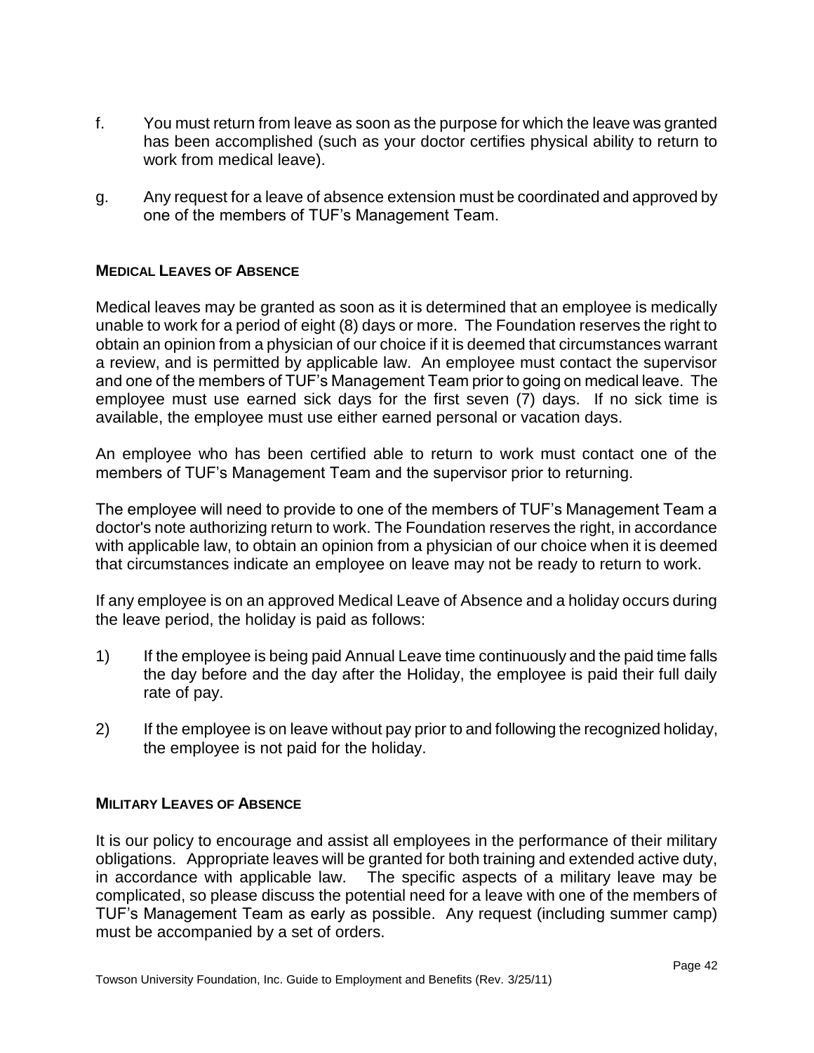f. You must return from leave as soon as the purpose for which the leave was granted has been accomplished (such as your doctor certifies physical ability to return to work from medical leave).

g. Any request for a leave of absence extension must be coordinated and approved by one of the members of TUF's Management Team.

### MEDICAL LEAVES OF ABSENCE

Medical leaves may be granted as soon as it is determined that an employee is medically unable to work for a period of eight (8) days or more. The Foundation reserves the right to obtain an opinion from a physician of our choice if it is deemed that circumstances warrant a review, and is permitted by applicable law. An employee must contact the supervisor and one of the members of TUF's Management Team prior to going on medical leave. The employee must use earned sick days for the first seven (7) days. If no sick time is available, the employee must use either earned personal or vacation days.

An employee who has been certified able to return to work must contact one of the members of TUF's Management Team and the supervisor prior to returning.

The employee will need to provide to one of the members of TUF's Management Team a doctor's note authorizing return to work. The Foundation reserves the right, in accordance with applicable law, to obtain an opinion from a physician of our choice when it is deemed that circumstances indicate an employee on leave may not be ready to return to work.

If any employee is on an approved Medical Leave of Absence and a holiday occurs during the leave period, the holiday is paid as follows:

1) If the employee is being paid Annual Leave time continuously and the paid time falls the day before and the day after the Holiday, the employee is paid their full daily rate of pay.

2) If the employee is on leave without pay prior to and following the recognized holiday, the employee is not paid for the holiday.

### MILITARY LEAVES OF ABSENCE

It is our policy to encourage and assist all employees in the performance of their military obligations. Appropriate leaves will be granted for both training and extended active duty, in accordance with applicable law. The specific aspects of a military leave may be complicated, so please discuss the potential need for a leave with one of the members of TUF's Management Team as early as possible. Any request (including summer camp) must be accompanied by a set of orders.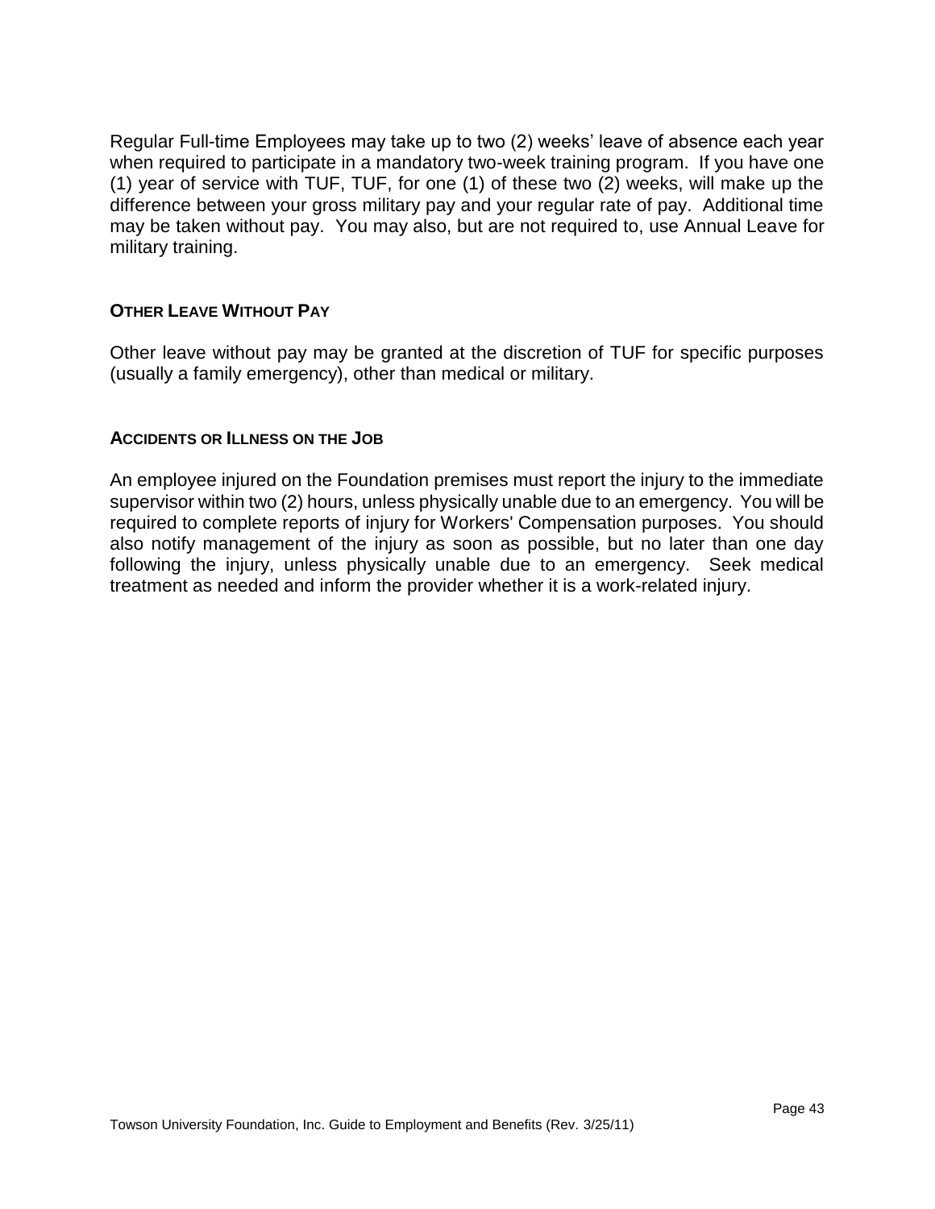Regular Full-time Employees may take up to two (2) weeks' leave of absence each year when required to participate in a mandatory two-week training program. If you have one (1) year of service with TUF, TUF, for one (1) of these two (2) weeks, will make up the difference between your gross military pay and your regular rate of pay. Additional time may be taken without pay. You may also, but are not required to, use Annual Leave for military training.

### OTHER LEAVE WITHOUT PAY

Other leave without pay may be granted at the discretion of TUF for specific purposes (usually a family emergency), other than medical or military.

### ACCIDENTS OR ILLNESS ON THE JOB

An employee injured on the Foundation premises must report the injury to the immediate supervisor within two (2) hours, unless physically unable due to an emergency. You will be required to complete reports of injury for Workers' Compensation purposes. You should also notify management of the injury as soon as possible, but no later than one day following the injury, unless physically unable due to an emergency. Seek medical treatment as needed and inform the provider whether it is a work-related injury.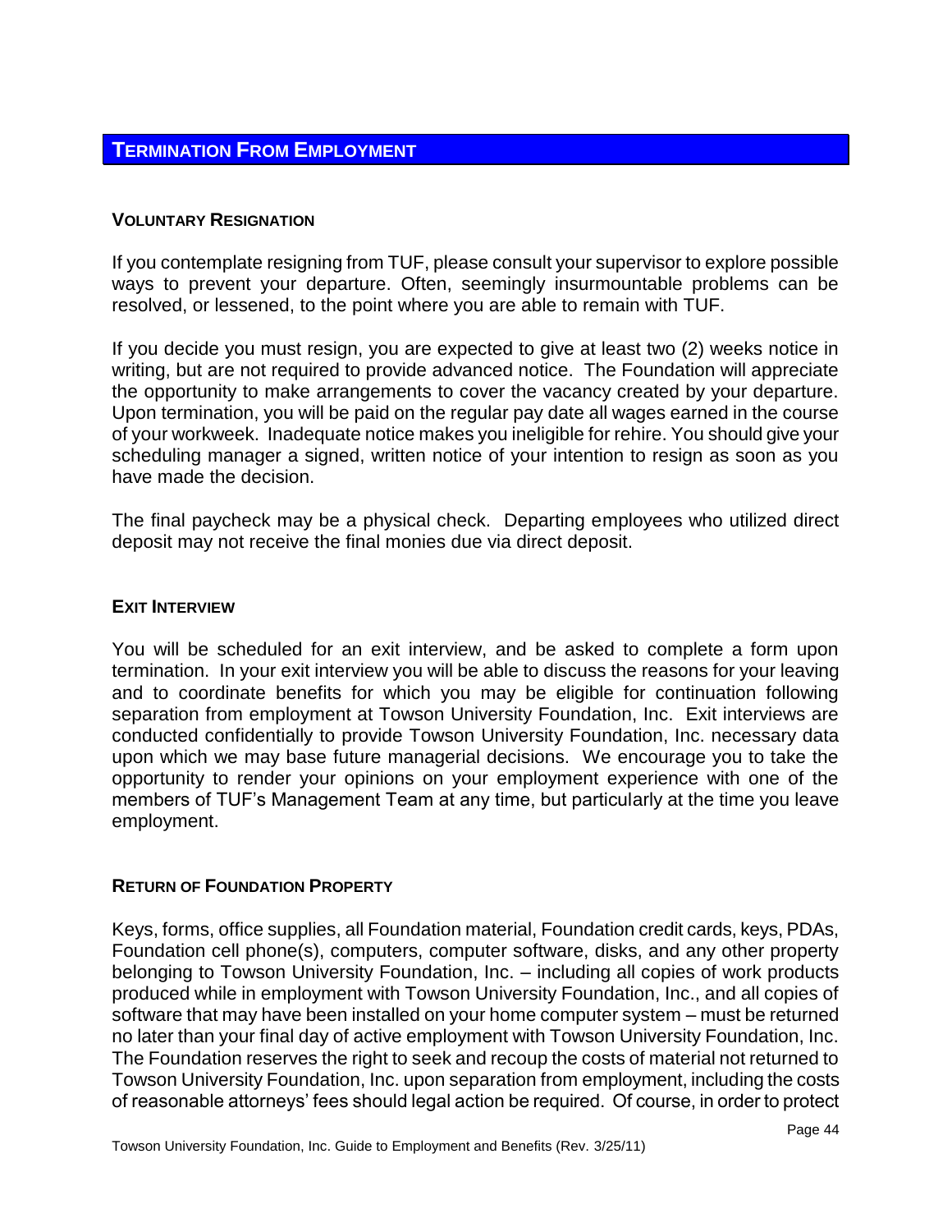## TERMINATION FROM EMPLOYMENT

### VOLUNTARY RESIGNATION

If you contemplate resigning from TUF, please consult your supervisor to explore possible ways to prevent your departure. Often, seemingly insurmountable problems can be resolved, or lessened, to the point where you are able to remain with TUF.

If you decide you must resign, you are expected to give at least two (2) weeks notice in writing, but are not required to provide advanced notice. The Foundation will appreciate the opportunity to make arrangements to cover the vacancy created by your departure. Upon termination, you will be paid on the regular pay date all wages earned in the course of your workweek. Inadequate notice makes you ineligible for rehire. You should give your scheduling manager a signed, written notice of your intention to resign as soon as you have made the decision.

The final paycheck may be a physical check. Departing employees who utilized direct deposit may not receive the final monies due via direct deposit.

### EXIT INTERVIEW

You will be scheduled for an exit interview, and be asked to complete a form upon termination. In your exit interview you will be able to discuss the reasons for your leaving and to coordinate benefits for which you may be eligible for continuation following separation from employment at Towson University Foundation, Inc. Exit interviews are conducted confidentially to provide Towson University Foundation, Inc. necessary data upon which we may base future managerial decisions. We encourage you to take the opportunity to render your opinions on your employment experience with one of the members of TUF's Management Team at any time, but particularly at the time you leave employment.

### RETURN OF FOUNDATION PROPERTY

Keys, forms, office supplies, all Foundation material, Foundation credit cards, keys, PDAs, Foundation cell phone(s), computers, computer software, disks, and any other property belonging to Towson University Foundation, Inc. – including all copies of work products produced while in employment with Towson University Foundation, Inc., and all copies of software that may have been installed on your home computer system – must be returned no later than your final day of active employment with Towson University Foundation, Inc. The Foundation reserves the right to seek and recoup the costs of material not returned to Towson University Foundation, Inc. upon separation from employment, including the costs of reasonable attorneys' fees should legal action be required. Of course, in order to protect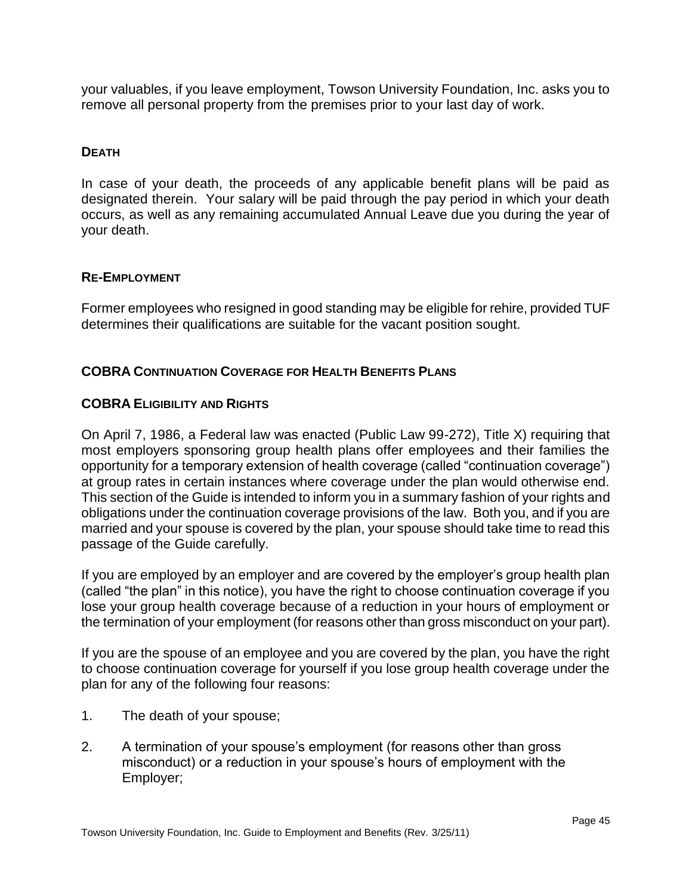your valuables, if you leave employment, Towson University Foundation, Inc. asks you to remove all personal property from the premises prior to your last day of work.

### DEATH

In case of your death, the proceeds of any applicable benefit plans will be paid as designated therein. Your salary will be paid through the pay period in which your death occurs, as well as any remaining accumulated Annual Leave due you during the year of your death.

### RE-EMPLOYMENT

Former employees who resigned in good standing may be eligible for rehire, provided TUF determines their qualifications are suitable for the vacant position sought.

### COBRA CONTINUATION COVERAGE FOR HEALTH BENEFITS PLANS

### COBRA ELIGIBILITY AND RIGHTS

On April 7, 1986, a Federal law was enacted (Public Law 99-272), Title X) requiring that most employers sponsoring group health plans offer employees and their families the opportunity for a temporary extension of health coverage (called "continuation coverage") at group rates in certain instances where coverage under the plan would otherwise end. This section of the Guide is intended to inform you in a summary fashion of your rights and obligations under the continuation coverage provisions of the law. Both you, and if you are married and your spouse is covered by the plan, your spouse should take time to read this passage of the Guide carefully.

If you are employed by an employer and are covered by the employer's group health plan (called "the plan" in this notice), you have the right to choose continuation coverage if you lose your group health coverage because of a reduction in your hours of employment or the termination of your employment (for reasons other than gross misconduct on your part).

If you are the spouse of an employee and you are covered by the plan, you have the right to choose continuation coverage for yourself if you lose group health coverage under the plan for any of the following four reasons:

1. The death of your spouse;
2. A termination of your spouse's employment (for reasons other than gross misconduct) or a reduction in your spouse's hours of employment with the Employer;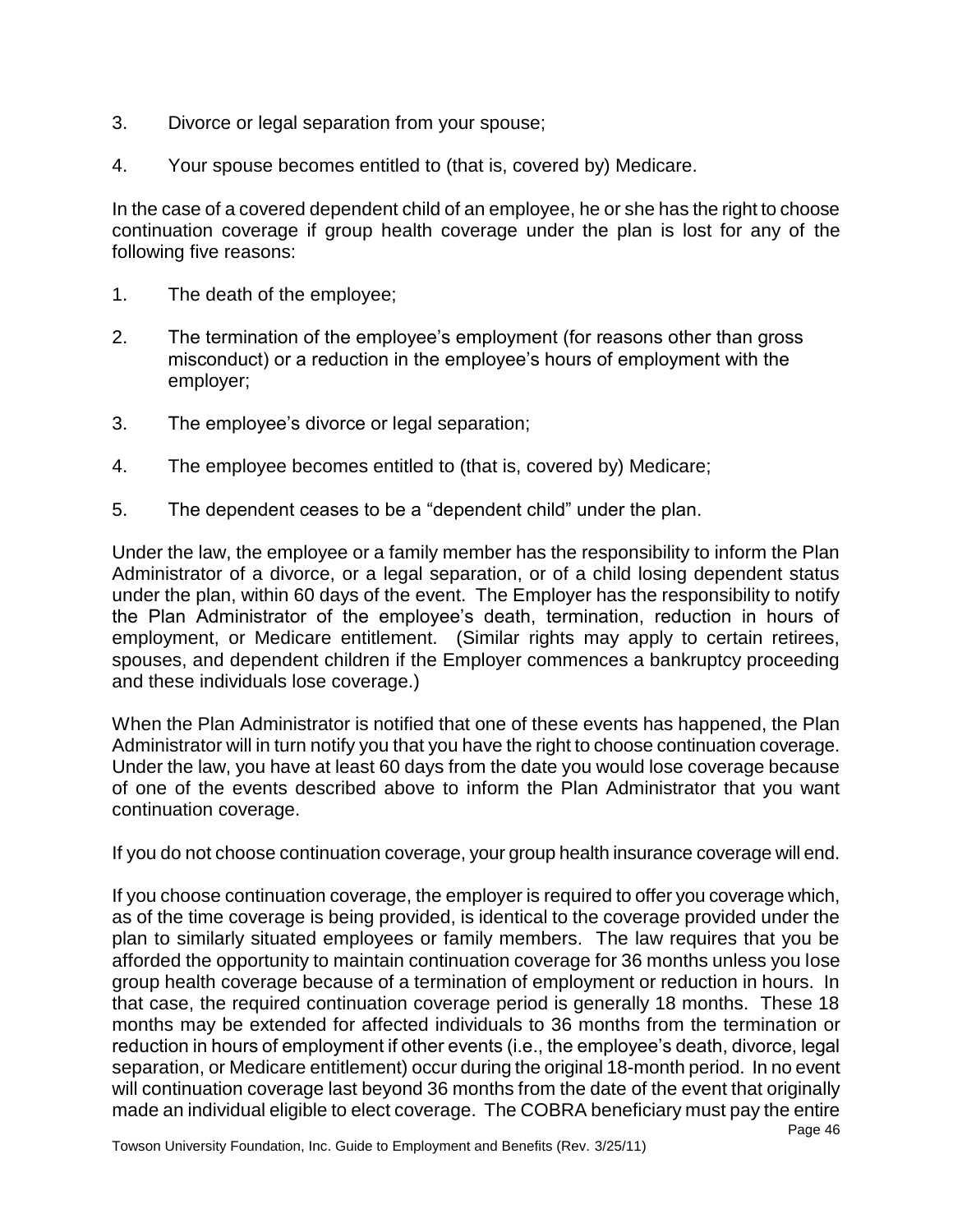3. Divorce or legal separation from your spouse;

4. Your spouse becomes entitled to (that is, covered by) Medicare.

In the case of a covered dependent child of an employee, he or she has the right to choose continuation coverage if group health coverage under the plan is lost for any of the following five reasons:

1. The death of the employee;

2. The termination of the employee's employment (for reasons other than gross misconduct) or a reduction in the employee's hours of employment with the employer;

3. The employee's divorce or legal separation;

4. The employee becomes entitled to (that is, covered by) Medicare;

5. The dependent ceases to be a "dependent child" under the plan.

Under the law, the employee or a family member has the responsibility to inform the Plan Administrator of a divorce, or a legal separation, or of a child losing dependent status under the plan, within 60 days of the event. The Employer has the responsibility to notify the Plan Administrator of the employee's death, termination, reduction in hours of employment, or Medicare entitlement. (Similar rights may apply to certain retirees, spouses, and dependent children if the Employer commences a bankruptcy proceeding and these individuals lose coverage.)

When the Plan Administrator is notified that one of these events has happened, the Plan Administrator will in turn notify you that you have the right to choose continuation coverage. Under the law, you have at least 60 days from the date you would lose coverage because of one of the events described above to inform the Plan Administrator that you want continuation coverage.

If you do not choose continuation coverage, your group health insurance coverage will end.

If you choose continuation coverage, the employer is required to offer you coverage which, as of the time coverage is being provided, is identical to the coverage provided under the plan to similarly situated employees or family members. The law requires that you be afforded the opportunity to maintain continuation coverage for 36 months unless you lose group health coverage because of a termination of employment or reduction in hours. In that case, the required continuation coverage period is generally 18 months. These 18 months may be extended for affected individuals to 36 months from the termination or reduction in hours of employment if other events (i.e., the employee's death, divorce, legal separation, or Medicare entitlement) occur during the original 18-month period. In no event will continuation coverage last beyond 36 months from the date of the event that originally made an individual eligible to elect coverage. The COBRA beneficiary must pay the entire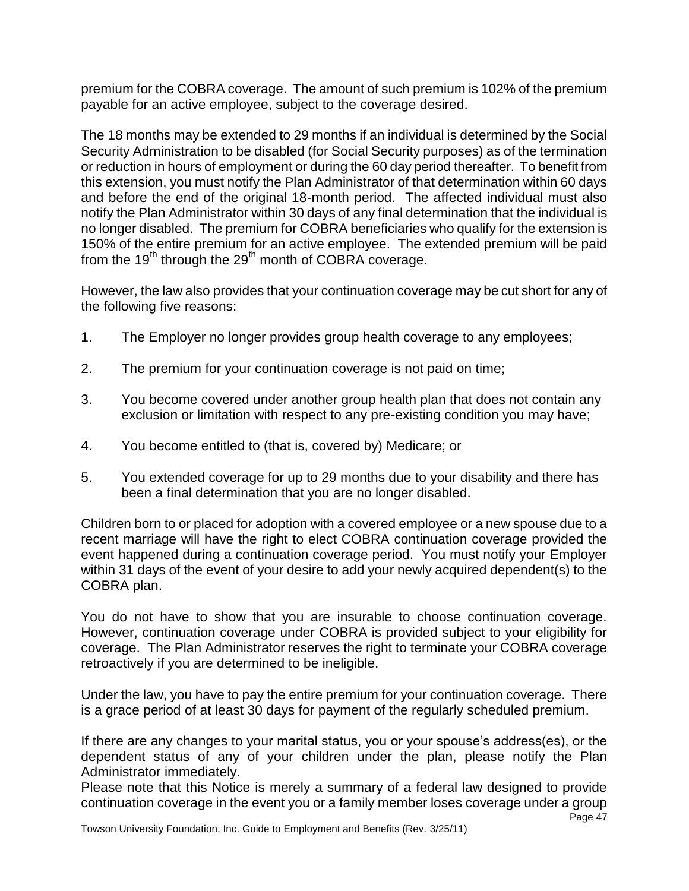premium for the COBRA coverage. The amount of such premium is 102% of the premium payable for an active employee, subject to the coverage desired.

The 18 months may be extended to 29 months if an individual is determined by the Social Security Administration to be disabled (for Social Security purposes) as of the termination or reduction in hours of employment or during the 60 day period thereafter. To benefit from this extension, you must notify the Plan Administrator of that determination within 60 days and before the end of the original 18-month period. The affected individual must also notify the Plan Administrator within 30 days of any final determination that the individual is no longer disabled. The premium for COBRA beneficiaries who qualify for the extension is 150% of the entire premium for an active employee. The extended premium will be paid from the 19th through the 29th month of COBRA coverage.

However, the law also provides that your continuation coverage may be cut short for any of the following five reasons:

1. The Employer no longer provides group health coverage to any employees;
2. The premium for your continuation coverage is not paid on time;
3. You become covered under another group health plan that does not contain any exclusion or limitation with respect to any pre-existing condition you may have;
4. You become entitled to (that is, covered by) Medicare; or
5. You extended coverage for up to 29 months due to your disability and there has been a final determination that you are no longer disabled.

Children born to or placed for adoption with a covered employee or a new spouse due to a recent marriage will have the right to elect COBRA continuation coverage provided the event happened during a continuation coverage period. You must notify your Employer within 31 days of the event of your desire to add your newly acquired dependent(s) to the COBRA plan.

You do not have to show that you are insurable to choose continuation coverage. However, continuation coverage under COBRA is provided subject to your eligibility for coverage. The Plan Administrator reserves the right to terminate your COBRA coverage retroactively if you are determined to be ineligible.

Under the law, you have to pay the entire premium for your continuation coverage. There is a grace period of at least 30 days for payment of the regularly scheduled premium.

If there are any changes to your marital status, you or your spouse's address(es), or the dependent status of any of your children under the plan, please notify the Plan Administrator immediately.

Please note that this Notice is merely a summary of a federal law designed to provide continuation coverage in the event you or a family member loses coverage under a group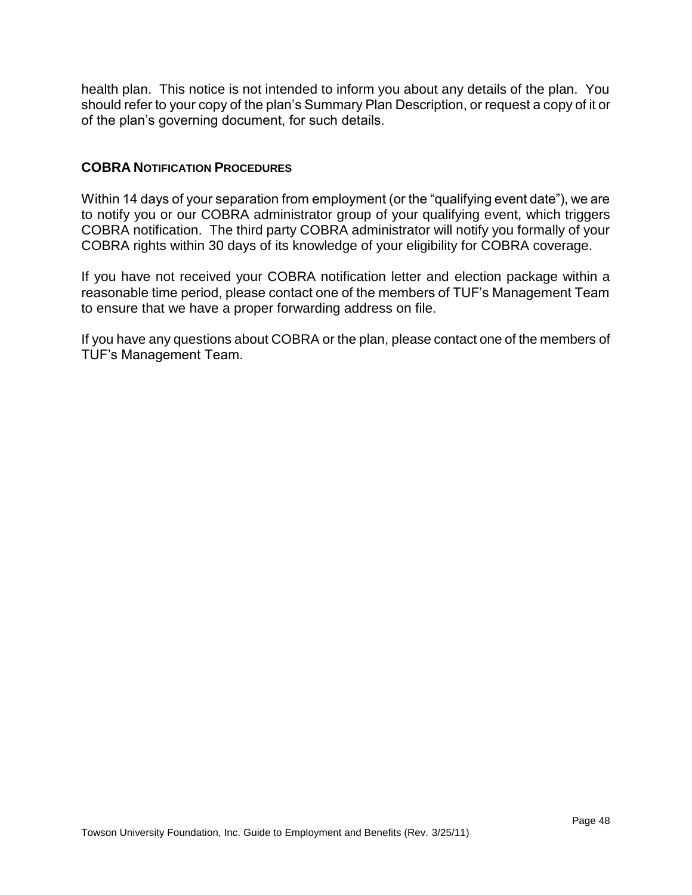health plan. This notice is not intended to inform you about any details of the plan. You should refer to your copy of the plan's Summary Plan Description, or request a copy of it or of the plan's governing document, for such details.

### COBRA NOTIFICATION PROCEDURES

Within 14 days of your separation from employment (or the "qualifying event date"), we are to notify you or our COBRA administrator group of your qualifying event, which triggers COBRA notification. The third party COBRA administrator will notify you formally of your COBRA rights within 30 days of its knowledge of your eligibility for COBRA coverage.

If you have not received your COBRA notification letter and election package within a reasonable time period, please contact one of the members of TUF's Management Team to ensure that we have a proper forwarding address on file.

If you have any questions about COBRA or the plan, please contact one of the members of TUF's Management Team.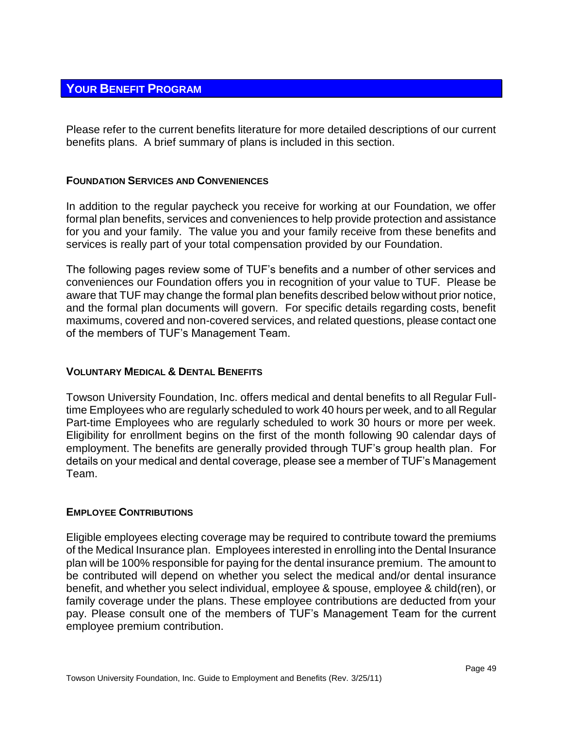## YOUR BENEFIT PROGRAM

Please refer to the current benefits literature for more detailed descriptions of our current benefits plans. A brief summary of plans is included in this section.

### FOUNDATION SERVICES AND CONVENIENCES

In addition to the regular paycheck you receive for working at our Foundation, we offer formal plan benefits, services and conveniences to help provide protection and assistance for you and your family. The value you and your family receive from these benefits and services is really part of your total compensation provided by our Foundation.

The following pages review some of TUF's benefits and a number of other services and conveniences our Foundation offers you in recognition of your value to TUF. Please be aware that TUF may change the formal plan benefits described below without prior notice, and the formal plan documents will govern. For specific details regarding costs, benefit maximums, covered and non-covered services, and related questions, please contact one of the members of TUF's Management Team.

### VOLUNTARY MEDICAL & DENTAL BENEFITS

Towson University Foundation, Inc. offers medical and dental benefits to all Regular Full-time Employees who are regularly scheduled to work 40 hours per week, and to all Regular Part-time Employees who are regularly scheduled to work 30 hours or more per week. Eligibility for enrollment begins on the first of the month following 90 calendar days of employment. The benefits are generally provided through TUF's group health plan. For details on your medical and dental coverage, please see a member of TUF's Management Team.

### EMPLOYEE CONTRIBUTIONS

Eligible employees electing coverage may be required to contribute toward the premiums of the Medical Insurance plan. Employees interested in enrolling into the Dental Insurance plan will be 100% responsible for paying for the dental insurance premium. The amount to be contributed will depend on whether you select the medical and/or dental insurance benefit, and whether you select individual, employee & spouse, employee & child(ren), or family coverage under the plans. These employee contributions are deducted from your pay. Please consult one of the members of TUF's Management Team for the current employee premium contribution.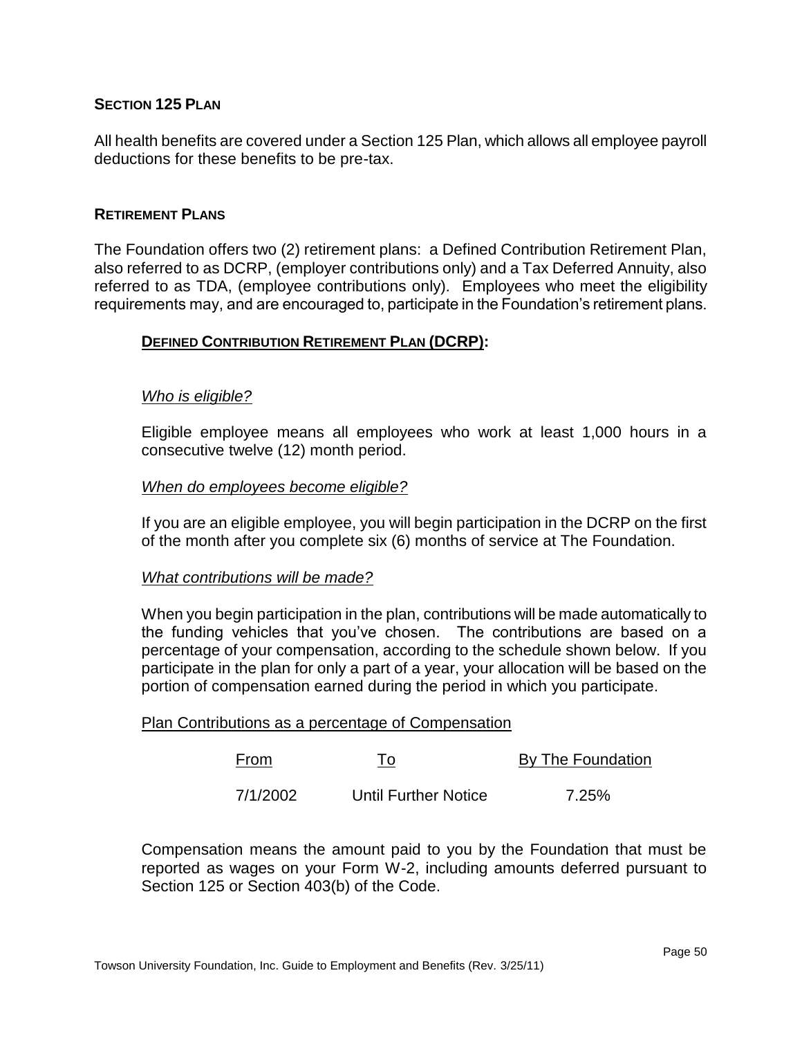## SECTION 125 PLAN

All health benefits are covered under a Section 125 Plan, which allows all employee payroll deductions for these benefits to be pre-tax.

## RETIREMENT PLANS

The Foundation offers two (2) retirement plans: a Defined Contribution Retirement Plan, also referred to as DCRP, (employer contributions only) and a Tax Deferred Annuity, also referred to as TDA, (employee contributions only). Employees who meet the eligibility requirements may, and are encouraged to, participate in the Foundation's retirement plans.

### DEFINED CONTRIBUTION RETIREMENT PLAN (DCRP):

*Who is eligible?*

Eligible employee means all employees who work at least 1,000 hours in a consecutive twelve (12) month period.

*When do employees become eligible?*

If you are an eligible employee, you will begin participation in the DCRP on the first of the month after you complete six (6) months of service at The Foundation.

*What contributions will be made?*

When you begin participation in the plan, contributions will be made automatically to the funding vehicles that you've chosen. The contributions are based on a percentage of your compensation, according to the schedule shown below. If you participate in the plan for only a part of a year, your allocation will be based on the portion of compensation earned during the period in which you participate.

Plan Contributions as a percentage of Compensation

| From | To | By The Foundation |
|---|---|---|
| 7/1/2002 | Until Further Notice | 7.25% |

Compensation means the amount paid to you by the Foundation that must be reported as wages on your Form W-2, including amounts deferred pursuant to Section 125 or Section 403(b) of the Code.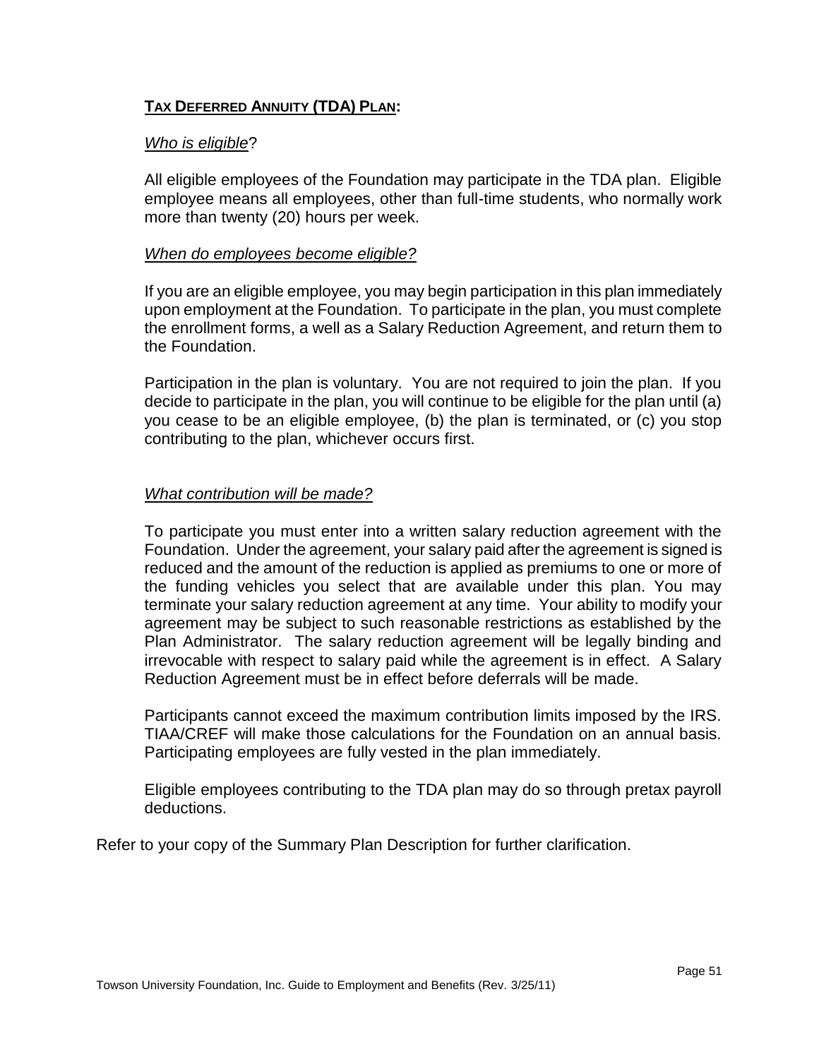## **TAX DEFERRED ANNUITY (TDA) PLAN:**

*Who is eligible*?

All eligible employees of the Foundation may participate in the TDA plan. Eligible employee means all employees, other than full-time students, who normally work more than twenty (20) hours per week.

*When do employees become eligible?*

If you are an eligible employee, you may begin participation in this plan immediately upon employment at the Foundation. To participate in the plan, you must complete the enrollment forms, a well as a Salary Reduction Agreement, and return them to the Foundation.

Participation in the plan is voluntary. You are not required to join the plan. If you decide to participate in the plan, you will continue to be eligible for the plan until (a) you cease to be an eligible employee, (b) the plan is terminated, or (c) you stop contributing to the plan, whichever occurs first.

*What contribution will be made?*

To participate you must enter into a written salary reduction agreement with the Foundation. Under the agreement, your salary paid after the agreement is signed is reduced and the amount of the reduction is applied as premiums to one or more of the funding vehicles you select that are available under this plan. You may terminate your salary reduction agreement at any time. Your ability to modify your agreement may be subject to such reasonable restrictions as established by the Plan Administrator. The salary reduction agreement will be legally binding and irrevocable with respect to salary paid while the agreement is in effect. A Salary Reduction Agreement must be in effect before deferrals will be made.

Participants cannot exceed the maximum contribution limits imposed by the IRS. TIAA/CREF will make those calculations for the Foundation on an annual basis. Participating employees are fully vested in the plan immediately.

Eligible employees contributing to the TDA plan may do so through pretax payroll deductions.

Refer to your copy of the Summary Plan Description for further clarification.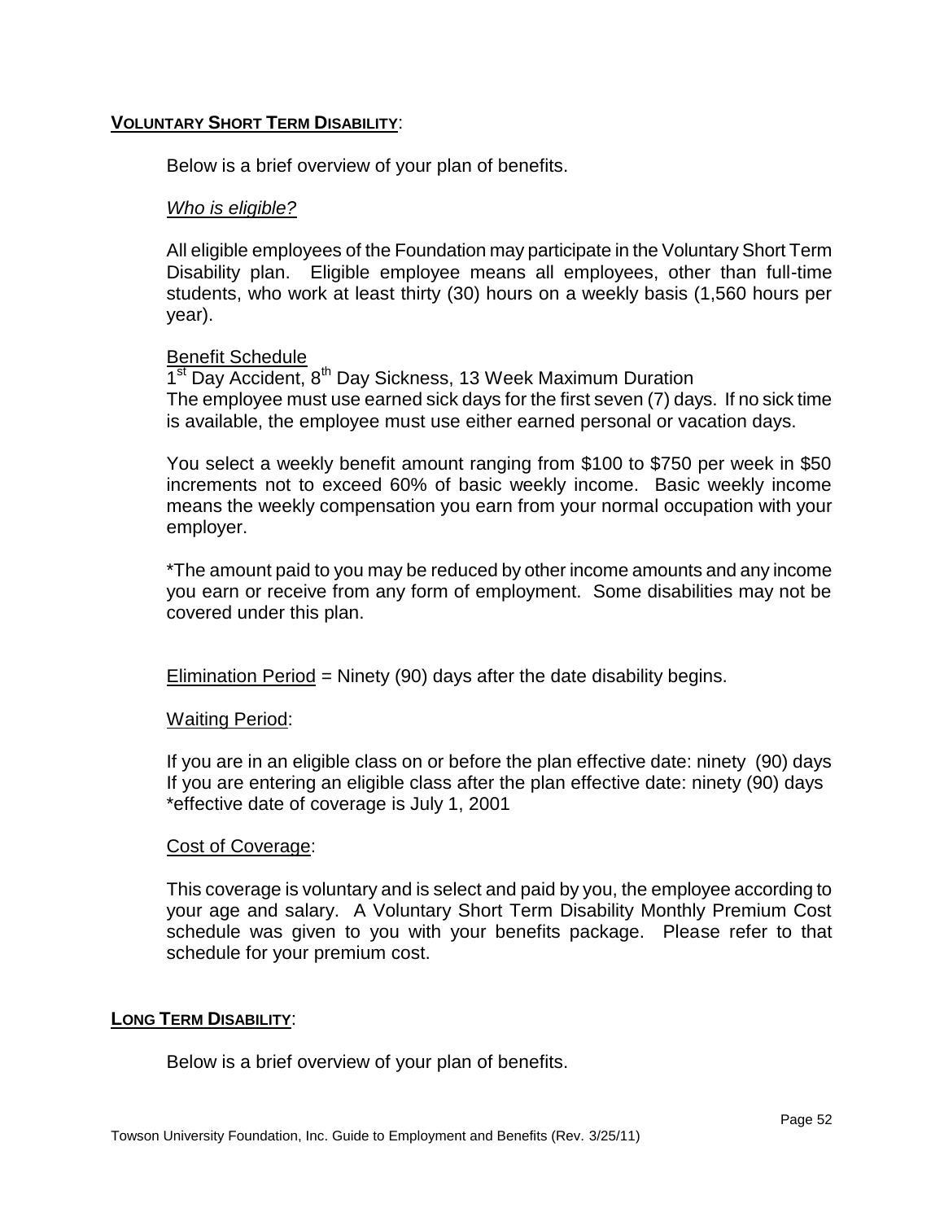## **VOLUNTARY SHORT TERM DISABILITY**:

Below is a brief overview of your plan of benefits.

*Who is eligible?*

All eligible employees of the Foundation may participate in the Voluntary Short Term Disability plan. Eligible employee means all employees, other than full-time students, who work at least thirty (30) hours on a weekly basis (1,560 hours per year).

Benefit Schedule

1st Day Accident, 8th Day Sickness, 13 Week Maximum Duration
The employee must use earned sick days for the first seven (7) days. If no sick time is available, the employee must use either earned personal or vacation days.

You select a weekly benefit amount ranging from $100 to $750 per week in $50 increments not to exceed 60% of basic weekly income. Basic weekly income means the weekly compensation you earn from your normal occupation with your employer.

*The amount paid to you may be reduced by other income amounts and any income you earn or receive from any form of employment. Some disabilities may not be covered under this plan.

Elimination Period = Ninety (90) days after the date disability begins.

Waiting Period:

If you are in an eligible class on or before the plan effective date: ninety (90) days
If you are entering an eligible class after the plan effective date: ninety (90) days
*effective date of coverage is July 1, 2001

Cost of Coverage:

This coverage is voluntary and is select and paid by you, the employee according to your age and salary. A Voluntary Short Term Disability Monthly Premium Cost schedule was given to you with your benefits package. Please refer to that schedule for your premium cost.

## **LONG TERM DISABILITY**:

Below is a brief overview of your plan of benefits.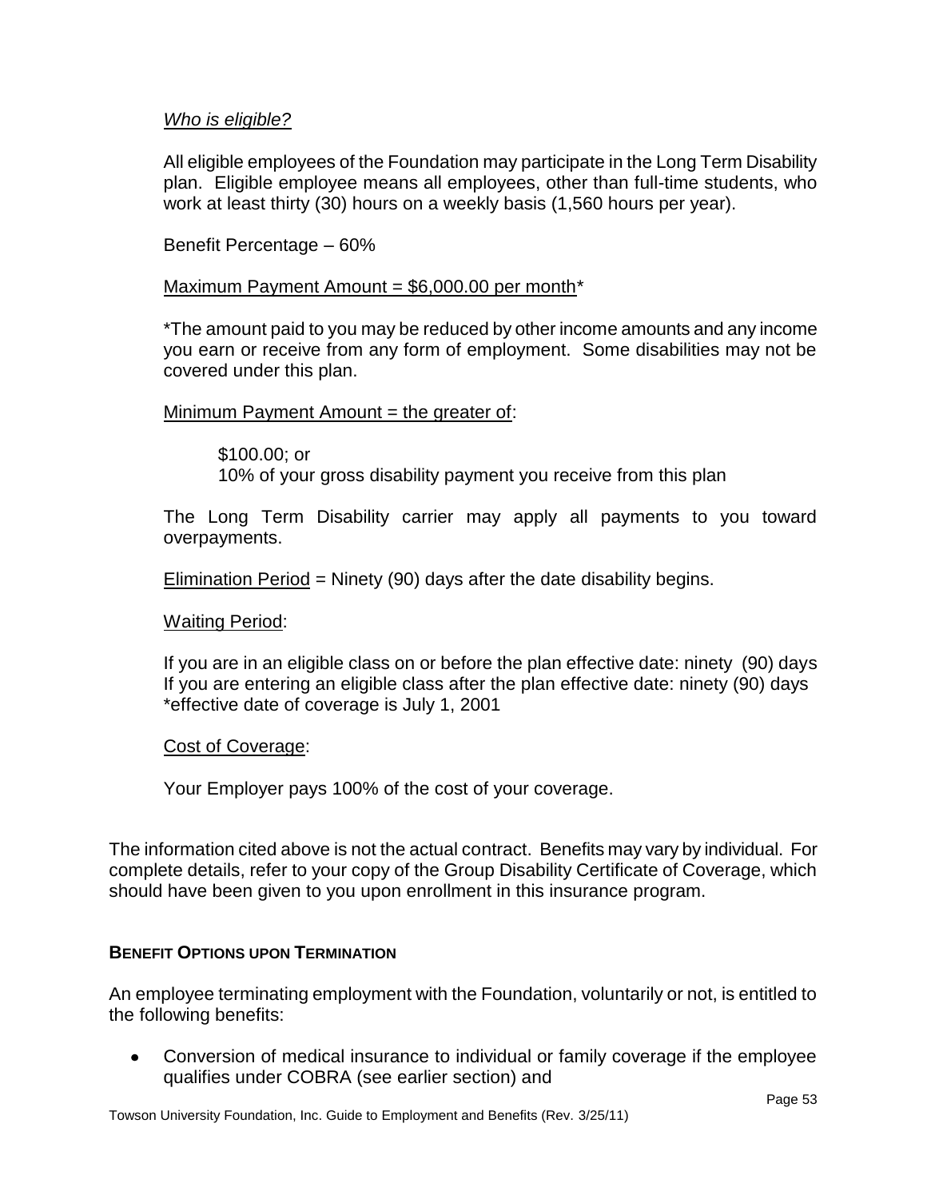*Who is eligible?*

All eligible employees of the Foundation may participate in the Long Term Disability plan. Eligible employee means all employees, other than full-time students, who work at least thirty (30) hours on a weekly basis (1,560 hours per year).

Benefit Percentage – 60%

Maximum Payment Amount = $6,000.00 per month*

*The amount paid to you may be reduced by other income amounts and any income you earn or receive from any form of employment. Some disabilities may not be covered under this plan.

Minimum Payment Amount = the greater of:

> $100.00; or
> 10% of your gross disability payment you receive from this plan

The Long Term Disability carrier may apply all payments to you toward overpayments.

Elimination Period = Ninety (90) days after the date disability begins.

Waiting Period:

If you are in an eligible class on or before the plan effective date: ninety (90) days
If you are entering an eligible class after the plan effective date: ninety (90) days
*effective date of coverage is July 1, 2001

Cost of Coverage:

Your Employer pays 100% of the cost of your coverage.

The information cited above is not the actual contract. Benefits may vary by individual. For complete details, refer to your copy of the Group Disability Certificate of Coverage, which should have been given to you upon enrollment in this insurance program.

**BENEFIT OPTIONS UPON TERMINATION**

An employee terminating employment with the Foundation, voluntarily or not, is entitled to the following benefits:

- Conversion of medical insurance to individual or family coverage if the employee qualifies under COBRA (see earlier section) and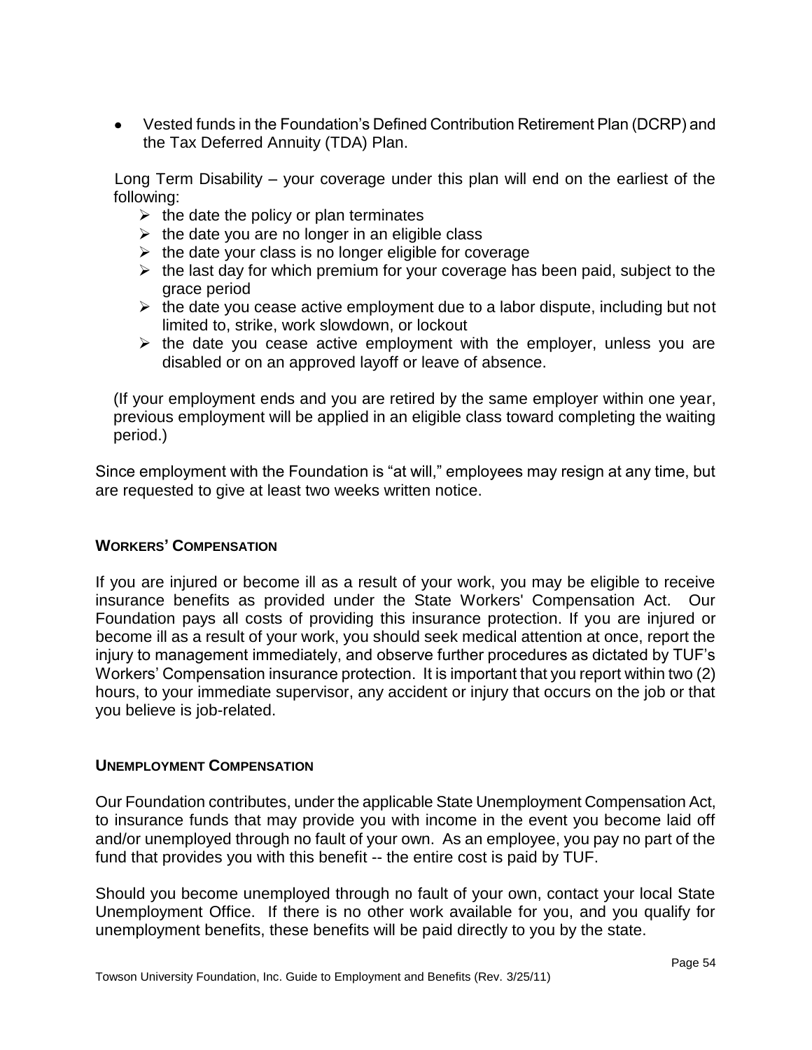- Vested funds in the Foundation's Defined Contribution Retirement Plan (DCRP) and the Tax Deferred Annuity (TDA) Plan.

Long Term Disability – your coverage under this plan will end on the earliest of the following:

- the date the policy or plan terminates
- the date you are no longer in an eligible class
- the date your class is no longer eligible for coverage
- the last day for which premium for your coverage has been paid, subject to the grace period
- the date you cease active employment due to a labor dispute, including but not limited to, strike, work slowdown, or lockout
- the date you cease active employment with the employer, unless you are disabled or on an approved layoff or leave of absence.

(If your employment ends and you are retired by the same employer within one year, previous employment will be applied in an eligible class toward completing the waiting period.)

Since employment with the Foundation is "at will," employees may resign at any time, but are requested to give at least two weeks written notice.

### WORKERS' COMPENSATION

If you are injured or become ill as a result of your work, you may be eligible to receive insurance benefits as provided under the State Workers' Compensation Act. Our Foundation pays all costs of providing this insurance protection. If you are injured or become ill as a result of your work, you should seek medical attention at once, report the injury to management immediately, and observe further procedures as dictated by TUF's Workers' Compensation insurance protection. It is important that you report within two (2) hours, to your immediate supervisor, any accident or injury that occurs on the job or that you believe is job-related.

### UNEMPLOYMENT COMPENSATION

Our Foundation contributes, under the applicable State Unemployment Compensation Act, to insurance funds that may provide you with income in the event you become laid off and/or unemployed through no fault of your own. As an employee, you pay no part of the fund that provides you with this benefit -- the entire cost is paid by TUF.

Should you become unemployed through no fault of your own, contact your local State Unemployment Office. If there is no other work available for you, and you qualify for unemployment benefits, these benefits will be paid directly to you by the state.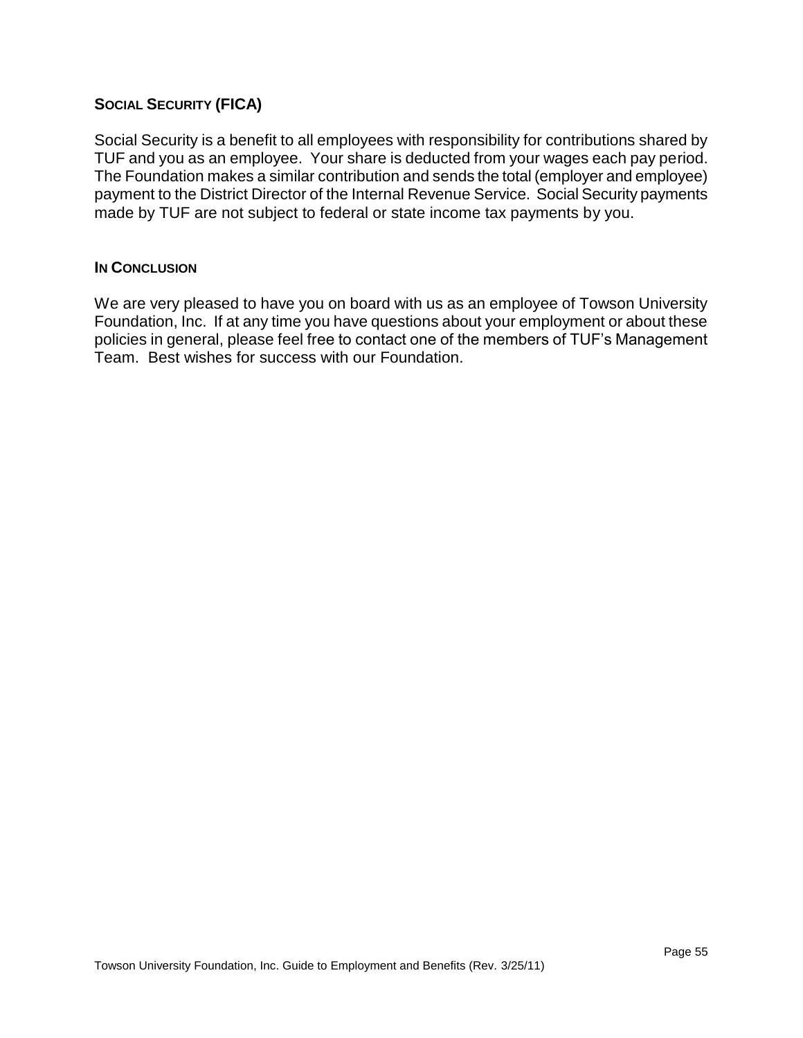## SOCIAL SECURITY (FICA)

Social Security is a benefit to all employees with responsibility for contributions shared by TUF and you as an employee. Your share is deducted from your wages each pay period. The Foundation makes a similar contribution and sends the total (employer and employee) payment to the District Director of the Internal Revenue Service. Social Security payments made by TUF are not subject to federal or state income tax payments by you.

## IN CONCLUSION

We are very pleased to have you on board with us as an employee of Towson University Foundation, Inc. If at any time you have questions about your employment or about these policies in general, please feel free to contact one of the members of TUF's Management Team. Best wishes for success with our Foundation.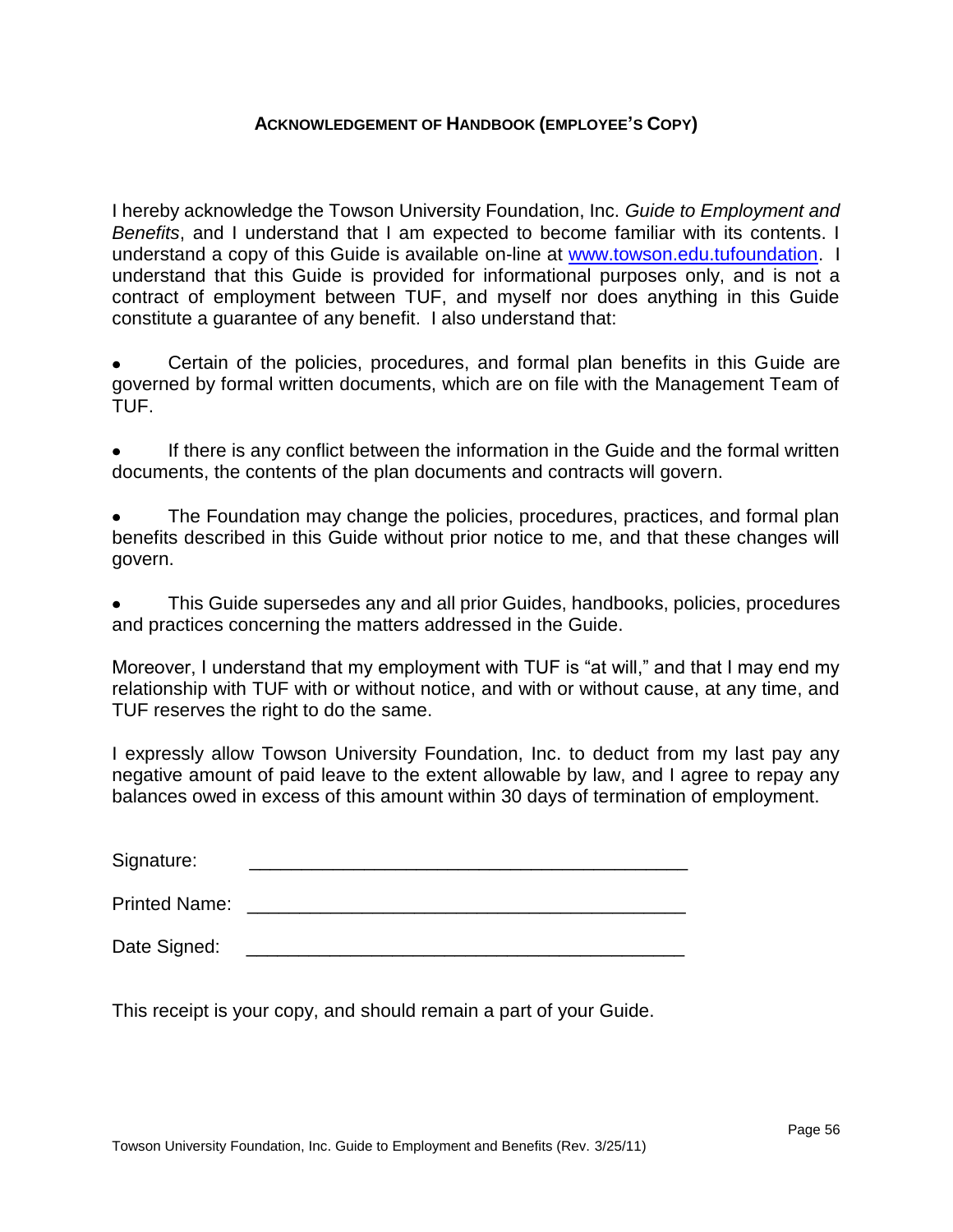## **ACKNOWLEDGEMENT OF HANDBOOK (EMPLOYEE'S COPY)**

I hereby acknowledge the Towson University Foundation, Inc. *Guide to Employment and Benefits*, and I understand that I am expected to become familiar with its contents. I understand a copy of this Guide is available on-line at www.towson.edu.tufoundation. I understand that this Guide is provided for informational purposes only, and is not a contract of employment between TUF, and myself nor does anything in this Guide constitute a guarantee of any benefit. I also understand that:

- Certain of the policies, procedures, and formal plan benefits in this Guide are governed by formal written documents, which are on file with the Management Team of TUF.

- If there is any conflict between the information in the Guide and the formal written documents, the contents of the plan documents and contracts will govern.

- The Foundation may change the policies, procedures, practices, and formal plan benefits described in this Guide without prior notice to me, and that these changes will govern.

- This Guide supersedes any and all prior Guides, handbooks, policies, procedures and practices concerning the matters addressed in the Guide.

Moreover, I understand that my employment with TUF is "at will," and that I may end my relationship with TUF with or without notice, and with or without cause, at any time, and TUF reserves the right to do the same.

I expressly allow Towson University Foundation, Inc. to deduct from my last pay any negative amount of paid leave to the extent allowable by law, and I agree to repay any balances owed in excess of this amount within 30 days of termination of employment.

Signature: ___________________________________________

Printed Name: ___________________________________________

Date Signed: ___________________________________________

This receipt is your copy, and should remain a part of your Guide.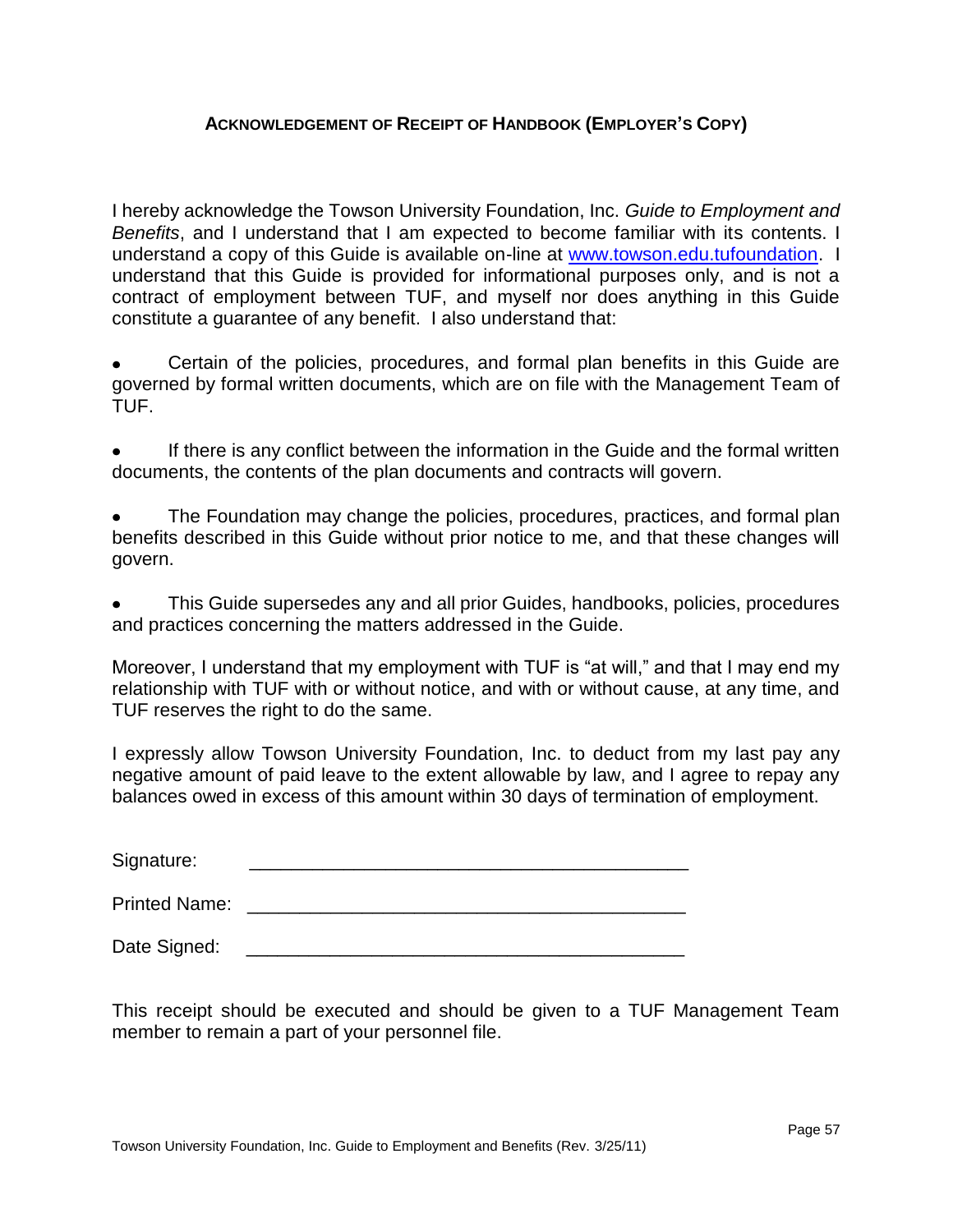## ACKNOWLEDGEMENT OF RECEIPT OF HANDBOOK (EMPLOYER'S COPY)

I hereby acknowledge the Towson University Foundation, Inc. *Guide to Employment and Benefits*, and I understand that I am expected to become familiar with its contents. I understand a copy of this Guide is available on-line at [www.towson.edu.tufoundation](www.towson.edu.tufoundation). I understand that this Guide is provided for informational purposes only, and is not a contract of employment between TUF, and myself nor does anything in this Guide constitute a guarantee of any benefit. I also understand that:

- Certain of the policies, procedures, and formal plan benefits in this Guide are governed by formal written documents, which are on file with the Management Team of TUF.

- If there is any conflict between the information in the Guide and the formal written documents, the contents of the plan documents and contracts will govern.

- The Foundation may change the policies, procedures, practices, and formal plan benefits described in this Guide without prior notice to me, and that these changes will govern.

- This Guide supersedes any and all prior Guides, handbooks, policies, procedures and practices concerning the matters addressed in the Guide.

Moreover, I understand that my employment with TUF is "at will," and that I may end my relationship with TUF with or without notice, and with or without cause, at any time, and TUF reserves the right to do the same.

I expressly allow Towson University Foundation, Inc. to deduct from my last pay any negative amount of paid leave to the extent allowable by law, and I agree to repay any balances owed in excess of this amount within 30 days of termination of employment.

Signature: ___________________________________________

Printed Name: ___________________________________________

Date Signed: ___________________________________________

This receipt should be executed and should be given to a TUF Management Team member to remain a part of your personnel file.